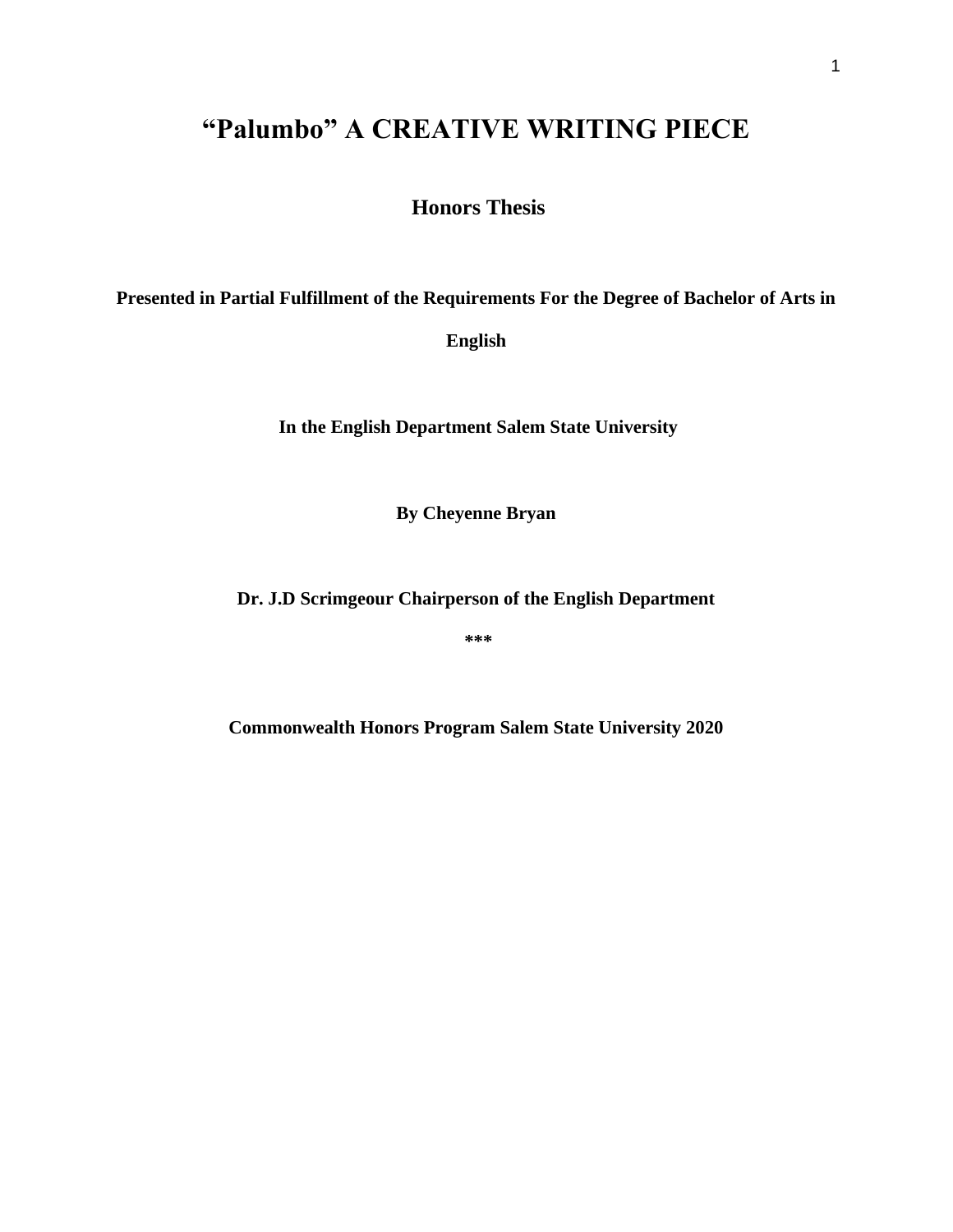# “Palumbo” A CREATIVE WRITING PIECE

## Honors Thesis

**Presented in Partial Fulfillment of the Requirements For the Degree of Bachelor of Arts in English**

**In the English Department Salem State University**

**By Cheyenne Bryan**

**Dr. J.D Scrimgeour Chairperson of the English Department**

**\*\*\***

**Commonwealth Honors Program Salem State University 2020**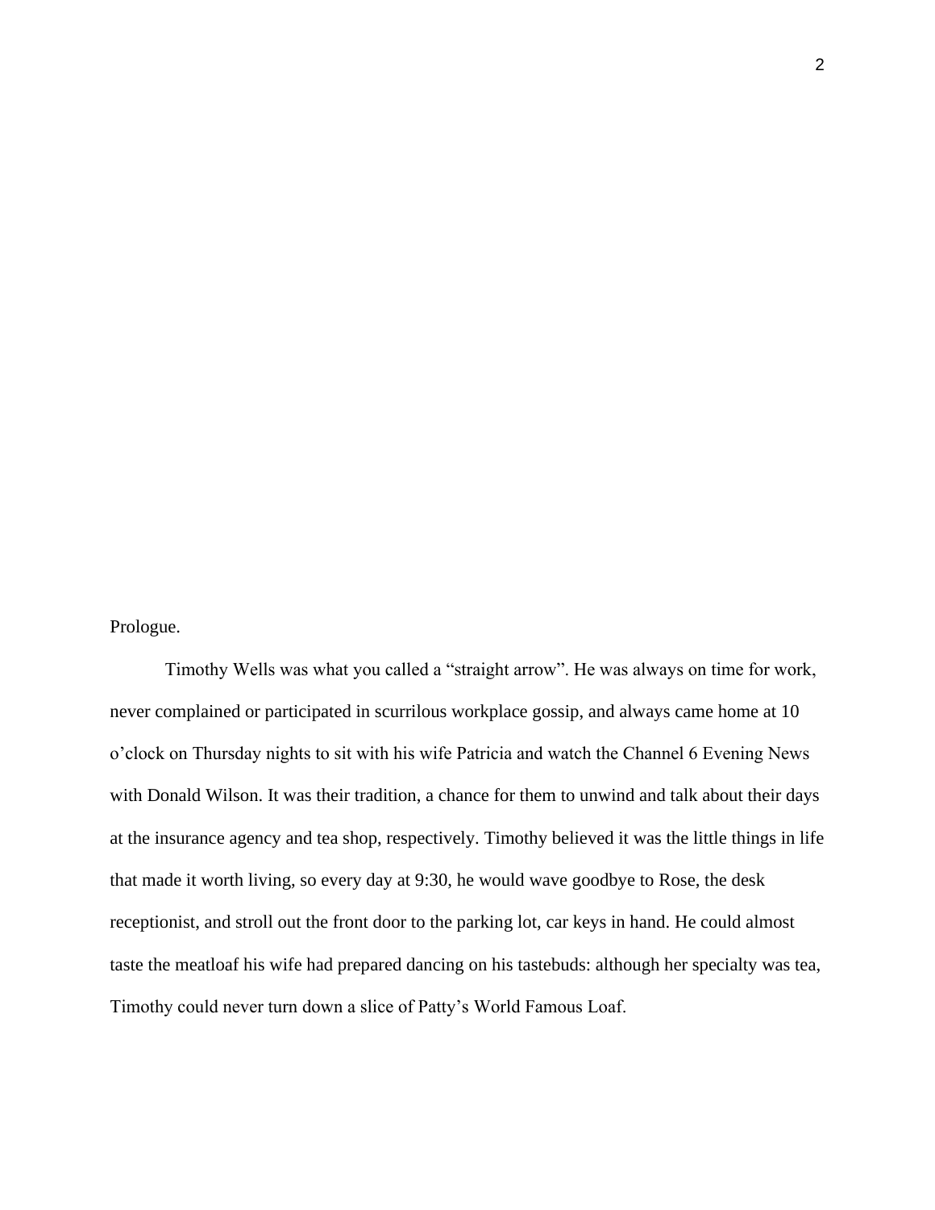Prologue.

Timothy Wells was what you called a "straight arrow". He was always on time for work, never complained or participated in scurrilous workplace gossip, and always came home at 10 o'clock on Thursday nights to sit with his wife Patricia and watch the Channel 6 Evening News with Donald Wilson. It was their tradition, a chance for them to unwind and talk about their days at the insurance agency and tea shop, respectively. Timothy believed it was the little things in life that made it worth living, so every day at 9:30, he would wave goodbye to Rose, the desk receptionist, and stroll out the front door to the parking lot, car keys in hand. He could almost taste the meatloaf his wife had prepared dancing on his tastebuds: although her specialty was tea, Timothy could never turn down a slice of Patty's World Famous Loaf.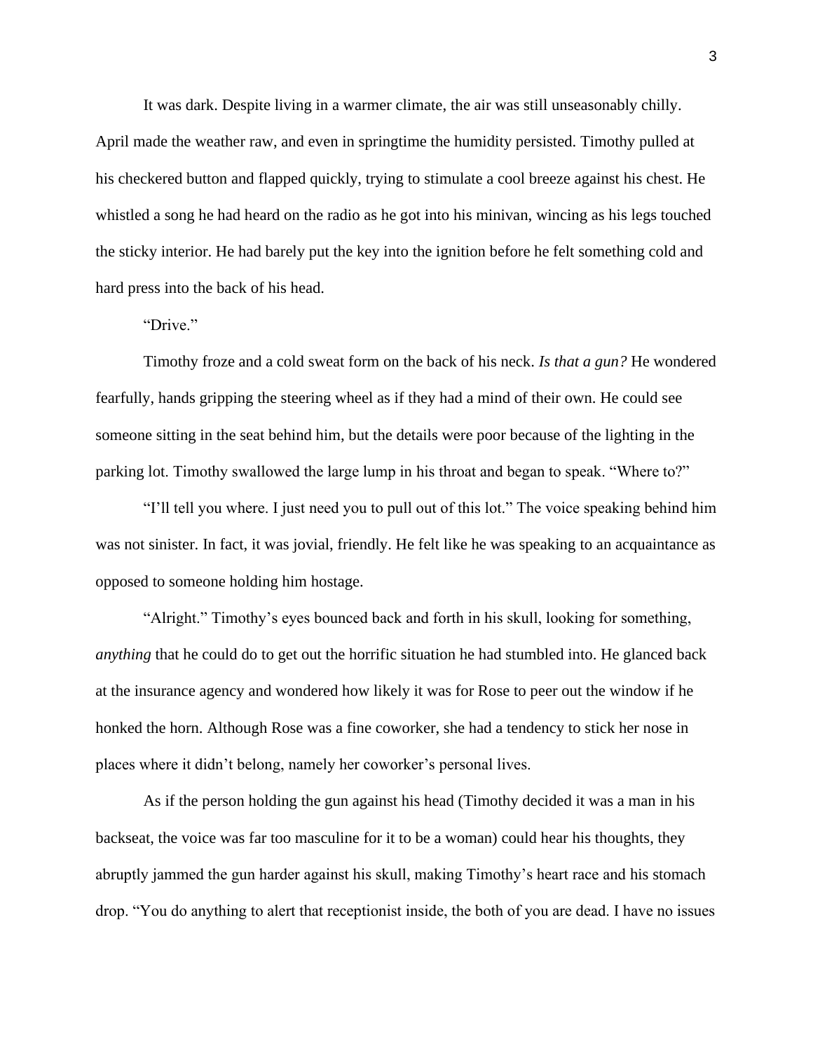It was dark. Despite living in a warmer climate, the air was still unseasonably chilly. April made the weather raw, and even in springtime the humidity persisted. Timothy pulled at his checkered button and flapped quickly, trying to stimulate a cool breeze against his chest. He whistled a song he had heard on the radio as he got into his minivan, wincing as his legs touched the sticky interior. He had barely put the key into the ignition before he felt something cold and hard press into the back of his head.

"Drive."

Timothy froze and a cold sweat form on the back of his neck. *Is that a gun?* He wondered fearfully, hands gripping the steering wheel as if they had a mind of their own. He could see someone sitting in the seat behind him, but the details were poor because of the lighting in the parking lot. Timothy swallowed the large lump in his throat and began to speak. "Where to?"

"I'll tell you where. I just need you to pull out of this lot." The voice speaking behind him was not sinister. In fact, it was jovial, friendly. He felt like he was speaking to an acquaintance as opposed to someone holding him hostage.

"Alright." Timothy's eyes bounced back and forth in his skull, looking for something, *anything* that he could do to get out the horrific situation he had stumbled into. He glanced back at the insurance agency and wondered how likely it was for Rose to peer out the window if he honked the horn. Although Rose was a fine coworker, she had a tendency to stick her nose in places where it didn't belong, namely her coworker's personal lives.

As if the person holding the gun against his head (Timothy decided it was a man in his backseat, the voice was far too masculine for it to be a woman) could hear his thoughts, they abruptly jammed the gun harder against his skull, making Timothy's heart race and his stomach drop. "You do anything to alert that receptionist inside, the both of you are dead. I have no issues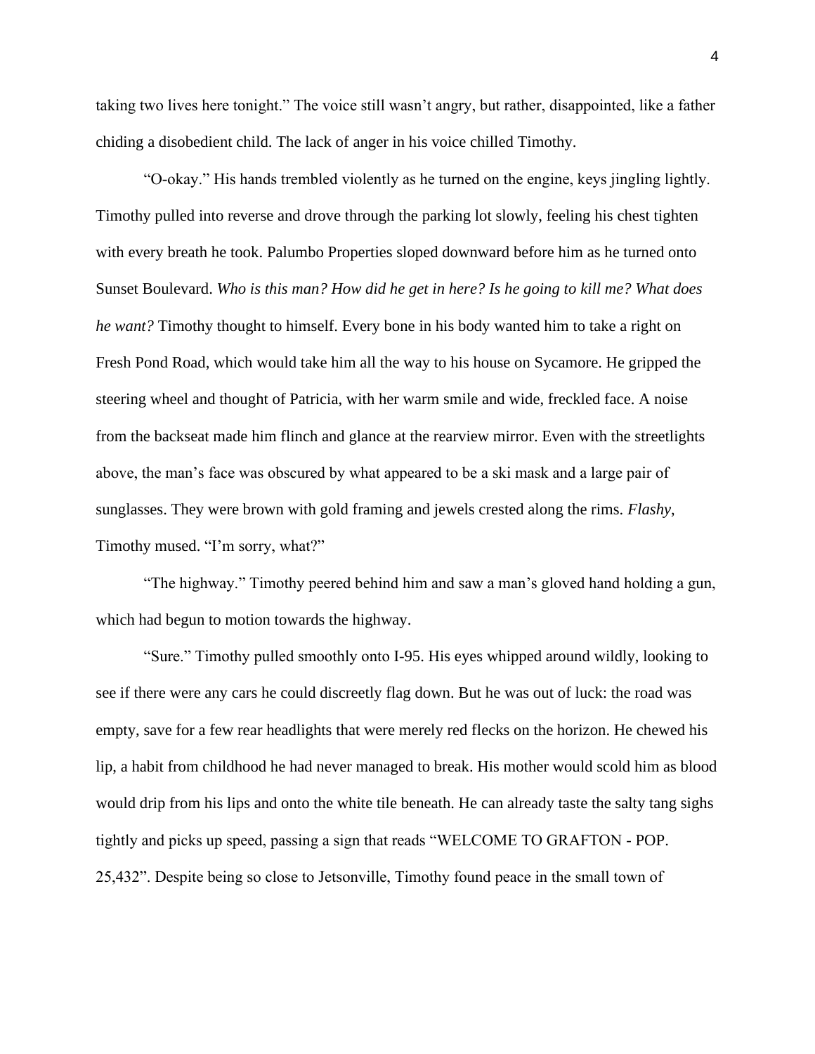taking two lives here tonight." The voice still wasn't angry, but rather, disappointed, like a father chiding a disobedient child. The lack of anger in his voice chilled Timothy.

"O-okay." His hands trembled violently as he turned on the engine, keys jingling lightly. Timothy pulled into reverse and drove through the parking lot slowly, feeling his chest tighten with every breath he took. Palumbo Properties sloped downward before him as he turned onto Sunset Boulevard. *Who is this man? How did he get in here? Is he going to kill me? What does he want?* Timothy thought to himself. Every bone in his body wanted him to take a right on Fresh Pond Road, which would take him all the way to his house on Sycamore. He gripped the steering wheel and thought of Patricia, with her warm smile and wide, freckled face. A noise from the backseat made him flinch and glance at the rearview mirror. Even with the streetlights above, the man's face was obscured by what appeared to be a ski mask and a large pair of sunglasses. They were brown with gold framing and jewels crested along the rims. *Flashy*, Timothy mused. "I'm sorry, what?"

"The highway." Timothy peered behind him and saw a man's gloved hand holding a gun, which had begun to motion towards the highway.

"Sure." Timothy pulled smoothly onto I-95. His eyes whipped around wildly, looking to see if there were any cars he could discreetly flag down. But he was out of luck: the road was empty, save for a few rear headlights that were merely red flecks on the horizon. He chewed his lip, a habit from childhood he had never managed to break. His mother would scold him as blood would drip from his lips and onto the white tile beneath. He can already taste the salty tang sighs tightly and picks up speed, passing a sign that reads "WELCOME TO GRAFTON - POP. 25,432". Despite being so close to Jetsonville, Timothy found peace in the small town of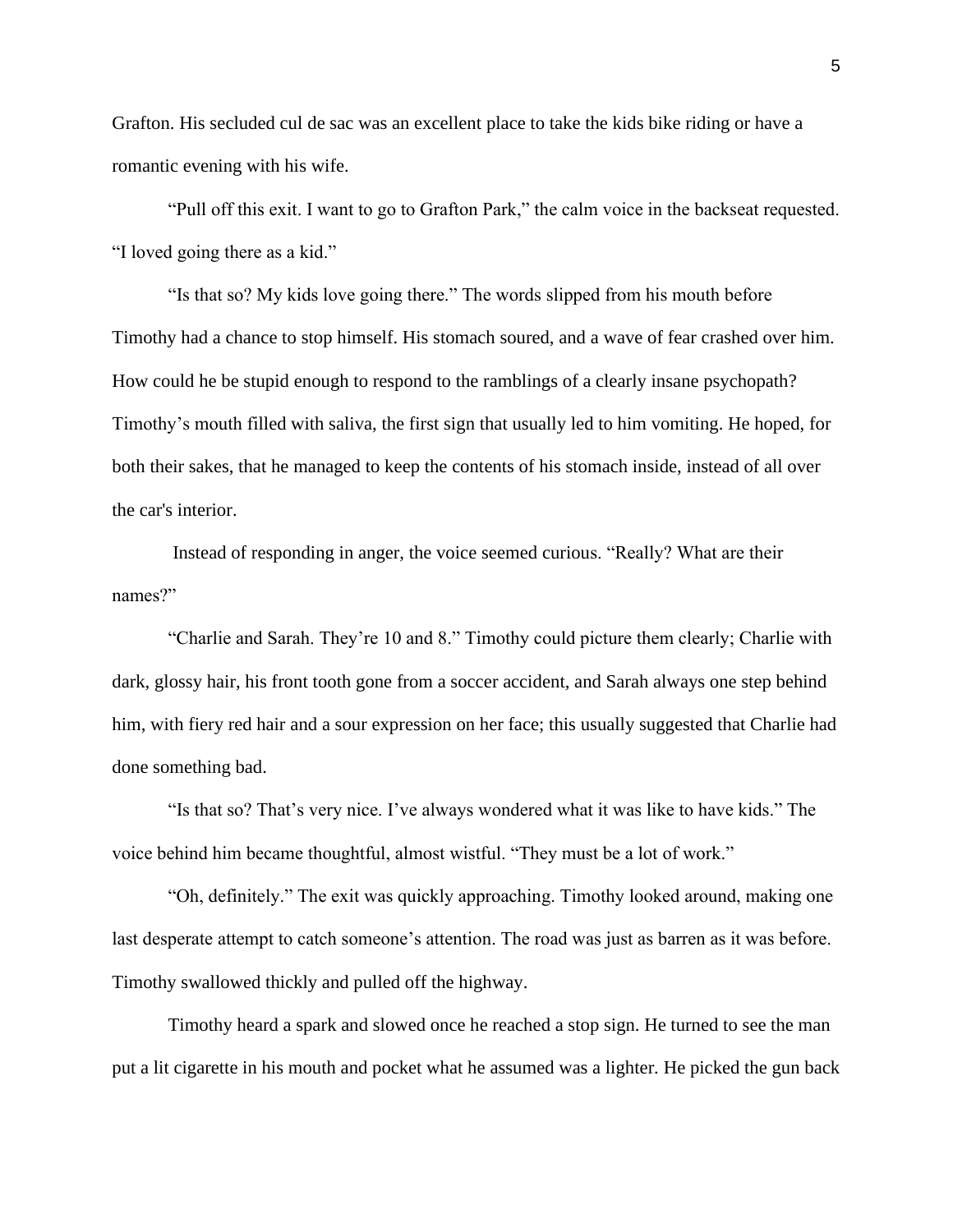Grafton. His secluded cul de sac was an excellent place to take the kids bike riding or have a romantic evening with his wife.

"Pull off this exit. I want to go to Grafton Park," the calm voice in the backseat requested. "I loved going there as a kid."

"Is that so? My kids love going there." The words slipped from his mouth before Timothy had a chance to stop himself. His stomach soured, and a wave of fear crashed over him. How could he be stupid enough to respond to the ramblings of a clearly insane psychopath? Timothy's mouth filled with saliva, the first sign that usually led to him vomiting. He hoped, for both their sakes, that he managed to keep the contents of his stomach inside, instead of all over the car's interior.

Instead of responding in anger, the voice seemed curious. "Really? What are their names?"

"Charlie and Sarah. They're 10 and 8." Timothy could picture them clearly; Charlie with dark, glossy hair, his front tooth gone from a soccer accident, and Sarah always one step behind him, with fiery red hair and a sour expression on her face; this usually suggested that Charlie had done something bad.

"Is that so? That's very nice. I've always wondered what it was like to have kids." The voice behind him became thoughtful, almost wistful. "They must be a lot of work."

"Oh, definitely." The exit was quickly approaching. Timothy looked around, making one last desperate attempt to catch someone's attention. The road was just as barren as it was before. Timothy swallowed thickly and pulled off the highway.

Timothy heard a spark and slowed once he reached a stop sign. He turned to see the man put a lit cigarette in his mouth and pocket what he assumed was a lighter. He picked the gun back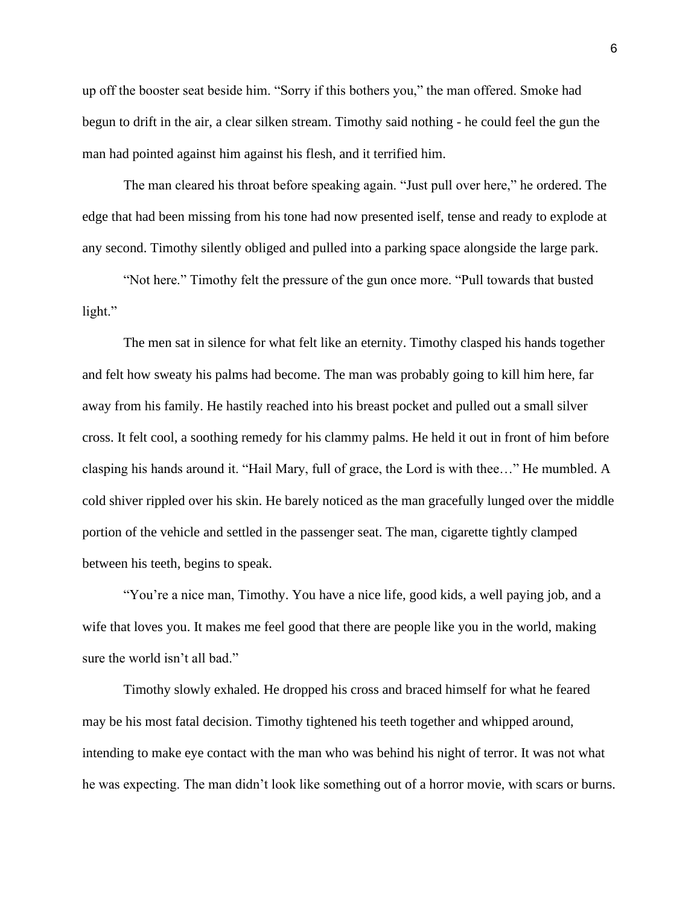up off the booster seat beside him. “Sorry if this bothers you,” the man offered. Smoke had begun to drift in the air, a clear silken stream. Timothy said nothing - he could feel the gun the man had pointed against him against his flesh, and it terrified him.

The man cleared his throat before speaking again. “Just pull over here,” he ordered. The edge that had been missing from his tone had now presented iself, tense and ready to explode at any second. Timothy silently obliged and pulled into a parking space alongside the large park.

“Not here.” Timothy felt the pressure of the gun once more. “Pull towards that busted light.”

The men sat in silence for what felt like an eternity. Timothy clasped his hands together and felt how sweaty his palms had become. The man was probably going to kill him here, far away from his family. He hastily reached into his breast pocket and pulled out a small silver cross. It felt cool, a soothing remedy for his clammy palms. He held it out in front of him before clasping his hands around it. “Hail Mary, full of grace, the Lord is with thee…” He mumbled. A cold shiver rippled over his skin. He barely noticed as the man gracefully lunged over the middle portion of the vehicle and settled in the passenger seat. The man, cigarette tightly clamped between his teeth, begins to speak.

“You’re a nice man, Timothy. You have a nice life, good kids, a well paying job, and a wife that loves you. It makes me feel good that there are people like you in the world, making sure the world isn’t all bad.”

Timothy slowly exhaled. He dropped his cross and braced himself for what he feared may be his most fatal decision. Timothy tightened his teeth together and whipped around, intending to make eye contact with the man who was behind his night of terror. It was not what he was expecting. The man didn’t look like something out of a horror movie, with scars or burns.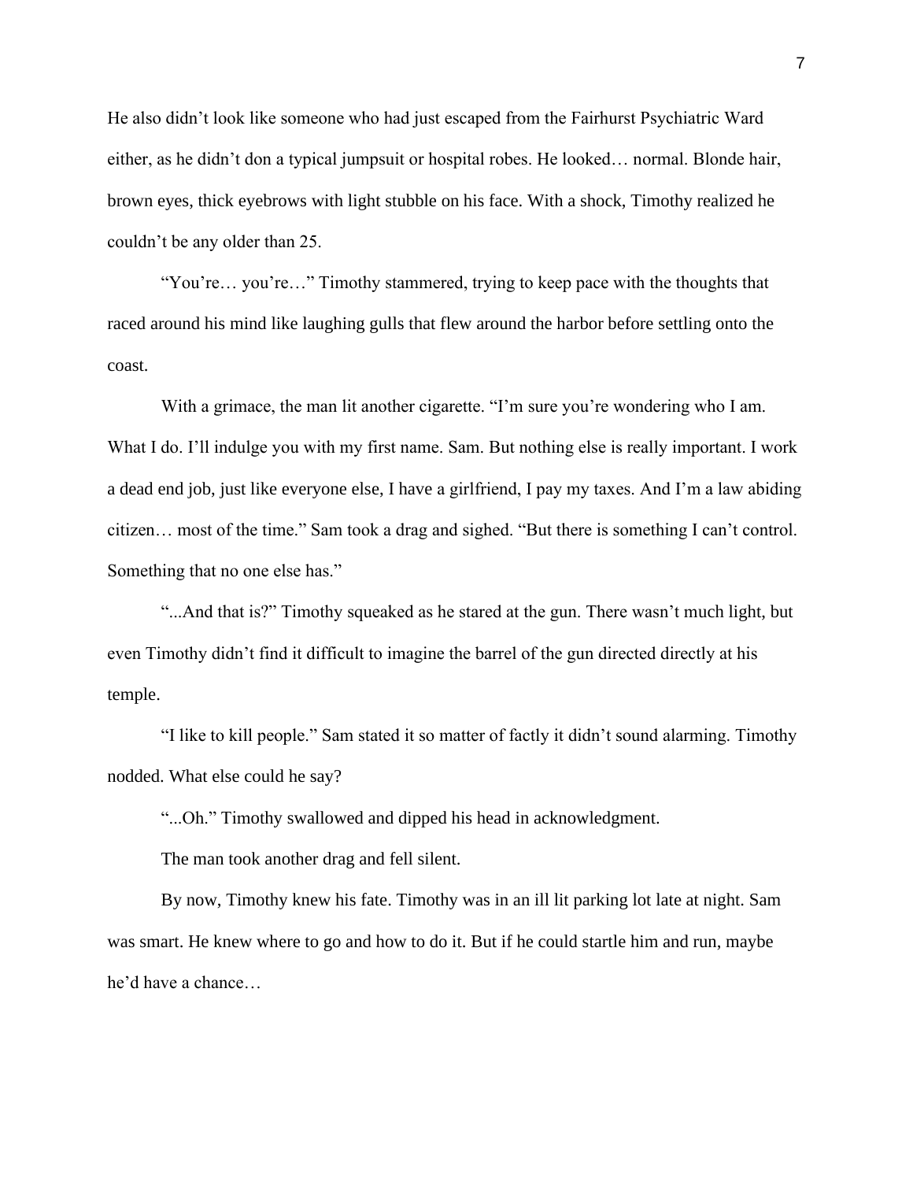He also didn't look like someone who had just escaped from the Fairhurst Psychiatric Ward either, as he didn't don a typical jumpsuit or hospital robes. He looked… normal. Blonde hair, brown eyes, thick eyebrows with light stubble on his face. With a shock, Timothy realized he couldn't be any older than 25.

"You're… you're…" Timothy stammered, trying to keep pace with the thoughts that raced around his mind like laughing gulls that flew around the harbor before settling onto the coast.

With a grimace, the man lit another cigarette. "I'm sure you're wondering who I am. What I do. I'll indulge you with my first name. Sam. But nothing else is really important. I work a dead end job, just like everyone else, I have a girlfriend, I pay my taxes. And I'm a law abiding citizen… most of the time." Sam took a drag and sighed. "But there is something I can't control. Something that no one else has."

"...And that is?" Timothy squeaked as he stared at the gun. There wasn't much light, but even Timothy didn't find it difficult to imagine the barrel of the gun directed directly at his temple.

"I like to kill people." Sam stated it so matter of factly it didn't sound alarming. Timothy nodded. What else could he say?

"...Oh." Timothy swallowed and dipped his head in acknowledgment.

The man took another drag and fell silent.

By now, Timothy knew his fate. Timothy was in an ill lit parking lot late at night. Sam was smart. He knew where to go and how to do it. But if he could startle him and run, maybe he'd have a chance…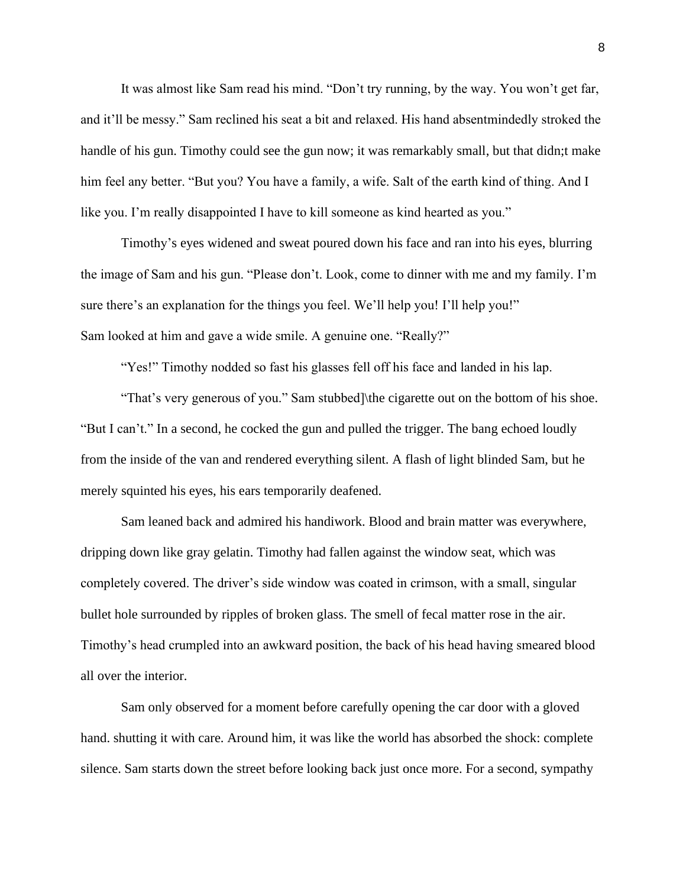It was almost like Sam read his mind. "Don't try running, by the way. You won't get far, and it'll be messy." Sam reclined his seat a bit and relaxed. His hand absentmindedly stroked the handle of his gun. Timothy could see the gun now; it was remarkably small, but that didn;t make him feel any better. "But you? You have a family, a wife. Salt of the earth kind of thing. And I like you. I'm really disappointed I have to kill someone as kind hearted as you."

Timothy's eyes widened and sweat poured down his face and ran into his eyes, blurring the image of Sam and his gun. "Please don't. Look, come to dinner with me and my family. I'm sure there's an explanation for the things you feel. We'll help you! I'll help you!"

Sam looked at him and gave a wide smile. A genuine one. "Really?"

"Yes!" Timothy nodded so fast his glasses fell off his face and landed in his lap.

"That's very generous of you." Sam stubbed]\the cigarette out on the bottom of his shoe. "But I can't." In a second, he cocked the gun and pulled the trigger. The bang echoed loudly from the inside of the van and rendered everything silent. A flash of light blinded Sam, but he merely squinted his eyes, his ears temporarily deafened.

Sam leaned back and admired his handiwork. Blood and brain matter was everywhere, dripping down like gray gelatin. Timothy had fallen against the window seat, which was completely covered. The driver's side window was coated in crimson, with a small, singular bullet hole surrounded by ripples of broken glass. The smell of fecal matter rose in the air. Timothy's head crumpled into an awkward position, the back of his head having smeared blood all over the interior.

Sam only observed for a moment before carefully opening the car door with a gloved hand. shutting it with care. Around him, it was like the world has absorbed the shock: complete silence. Sam starts down the street before looking back just once more. For a second, sympathy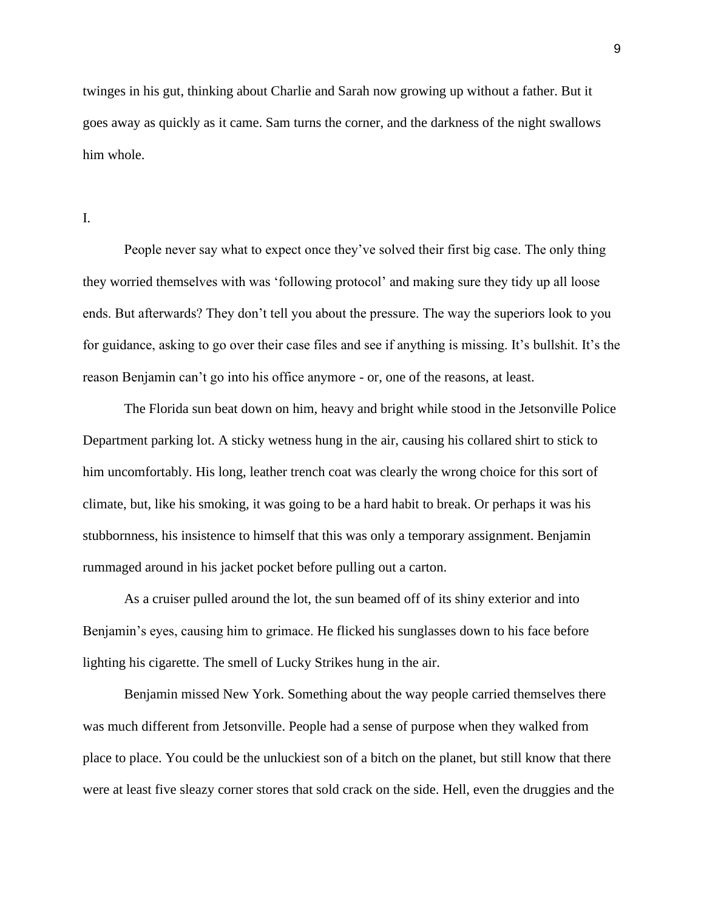twinges in his gut, thinking about Charlie and Sarah now growing up without a father. But it goes away as quickly as it came. Sam turns the corner, and the darkness of the night swallows him whole.

I.

People never say what to expect once they've solved their first big case. The only thing they worried themselves with was 'following protocol' and making sure they tidy up all loose ends. But afterwards? They don't tell you about the pressure. The way the superiors look to you for guidance, asking to go over their case files and see if anything is missing. It's bullshit. It's the reason Benjamin can't go into his office anymore - or, one of the reasons, at least.

The Florida sun beat down on him, heavy and bright while stood in the Jetsonville Police Department parking lot. A sticky wetness hung in the air, causing his collared shirt to stick to him uncomfortably. His long, leather trench coat was clearly the wrong choice for this sort of climate, but, like his smoking, it was going to be a hard habit to break. Or perhaps it was his stubbornness, his insistence to himself that this was only a temporary assignment. Benjamin rummaged around in his jacket pocket before pulling out a carton.

As a cruiser pulled around the lot, the sun beamed off of its shiny exterior and into Benjamin's eyes, causing him to grimace. He flicked his sunglasses down to his face before lighting his cigarette. The smell of Lucky Strikes hung in the air.

Benjamin missed New York. Something about the way people carried themselves there was much different from Jetsonville. People had a sense of purpose when they walked from place to place. You could be the unluckiest son of a bitch on the planet, but still know that there were at least five sleazy corner stores that sold crack on the side. Hell, even the druggies and the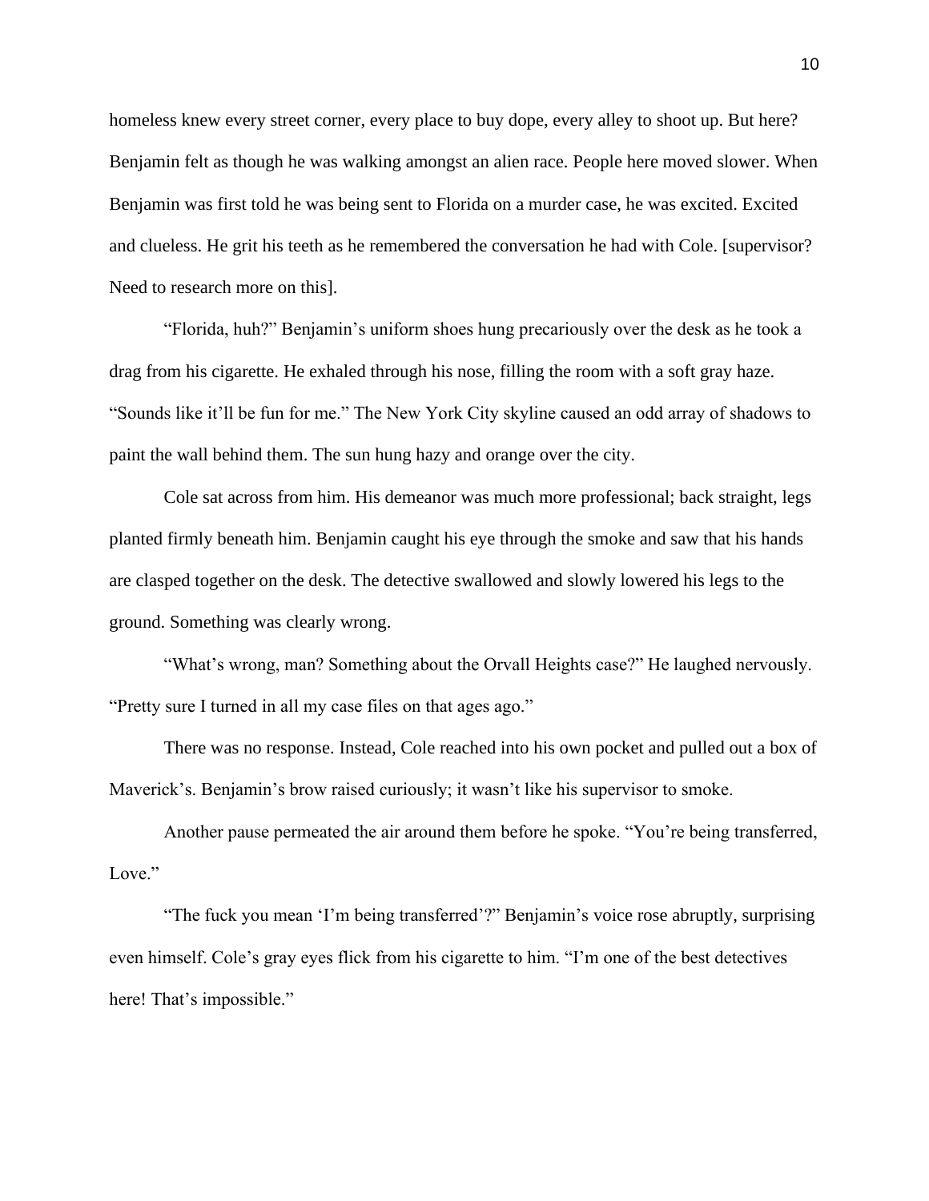homeless knew every street corner, every place to buy dope, every alley to shoot up. But here? Benjamin felt as though he was walking amongst an alien race. People here moved slower. When Benjamin was first told he was being sent to Florida on a murder case, he was excited. Excited and clueless. He grit his teeth as he remembered the conversation he had with Cole. [supervisor? Need to research more on this].

"Florida, huh?" Benjamin's uniform shoes hung precariously over the desk as he took a drag from his cigarette. He exhaled through his nose, filling the room with a soft gray haze. "Sounds like it'll be fun for me." The New York City skyline caused an odd array of shadows to paint the wall behind them. The sun hung hazy and orange over the city.

Cole sat across from him. His demeanor was much more professional; back straight, legs planted firmly beneath him. Benjamin caught his eye through the smoke and saw that his hands are clasped together on the desk. The detective swallowed and slowly lowered his legs to the ground. Something was clearly wrong.

"What's wrong, man? Something about the Orvall Heights case?" He laughed nervously. "Pretty sure I turned in all my case files on that ages ago."

There was no response. Instead, Cole reached into his own pocket and pulled out a box of Maverick's. Benjamin's brow raised curiously; it wasn't like his supervisor to smoke.

Another pause permeated the air around them before he spoke. "You're being transferred, Love."

"The fuck you mean 'I'm being transferred'?" Benjamin's voice rose abruptly, surprising even himself. Cole's gray eyes flick from his cigarette to him. "I'm one of the best detectives here! That's impossible."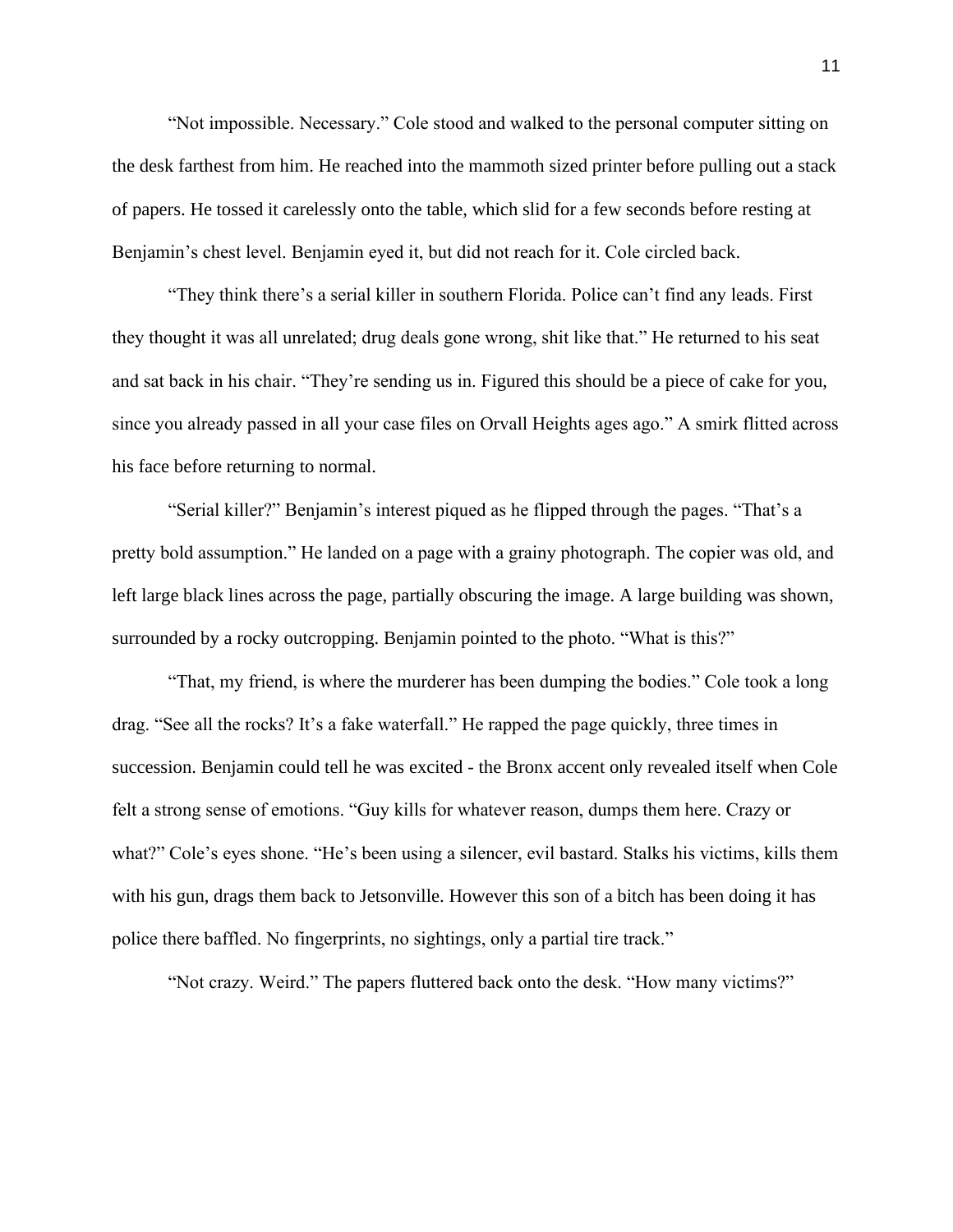"Not impossible. Necessary." Cole stood and walked to the personal computer sitting on the desk farthest from him. He reached into the mammoth sized printer before pulling out a stack of papers. He tossed it carelessly onto the table, which slid for a few seconds before resting at Benjamin's chest level. Benjamin eyed it, but did not reach for it. Cole circled back.

"They think there's a serial killer in southern Florida. Police can't find any leads. First they thought it was all unrelated; drug deals gone wrong, shit like that." He returned to his seat and sat back in his chair. "They're sending us in. Figured this should be a piece of cake for you, since you already passed in all your case files on Orvall Heights ages ago." A smirk flitted across his face before returning to normal.

"Serial killer?" Benjamin's interest piqued as he flipped through the pages. "That's a pretty bold assumption." He landed on a page with a grainy photograph. The copier was old, and left large black lines across the page, partially obscuring the image. A large building was shown, surrounded by a rocky outcropping. Benjamin pointed to the photo. "What is this?"

"That, my friend, is where the murderer has been dumping the bodies." Cole took a long drag. "See all the rocks? It's a fake waterfall." He rapped the page quickly, three times in succession. Benjamin could tell he was excited - the Bronx accent only revealed itself when Cole felt a strong sense of emotions. "Guy kills for whatever reason, dumps them here. Crazy or what?" Cole's eyes shone. "He's been using a silencer, evil bastard. Stalks his victims, kills them with his gun, drags them back to Jetsonville. However this son of a bitch has been doing it has police there baffled. No fingerprints, no sightings, only a partial tire track."

"Not crazy. Weird." The papers fluttered back onto the desk. "How many victims?"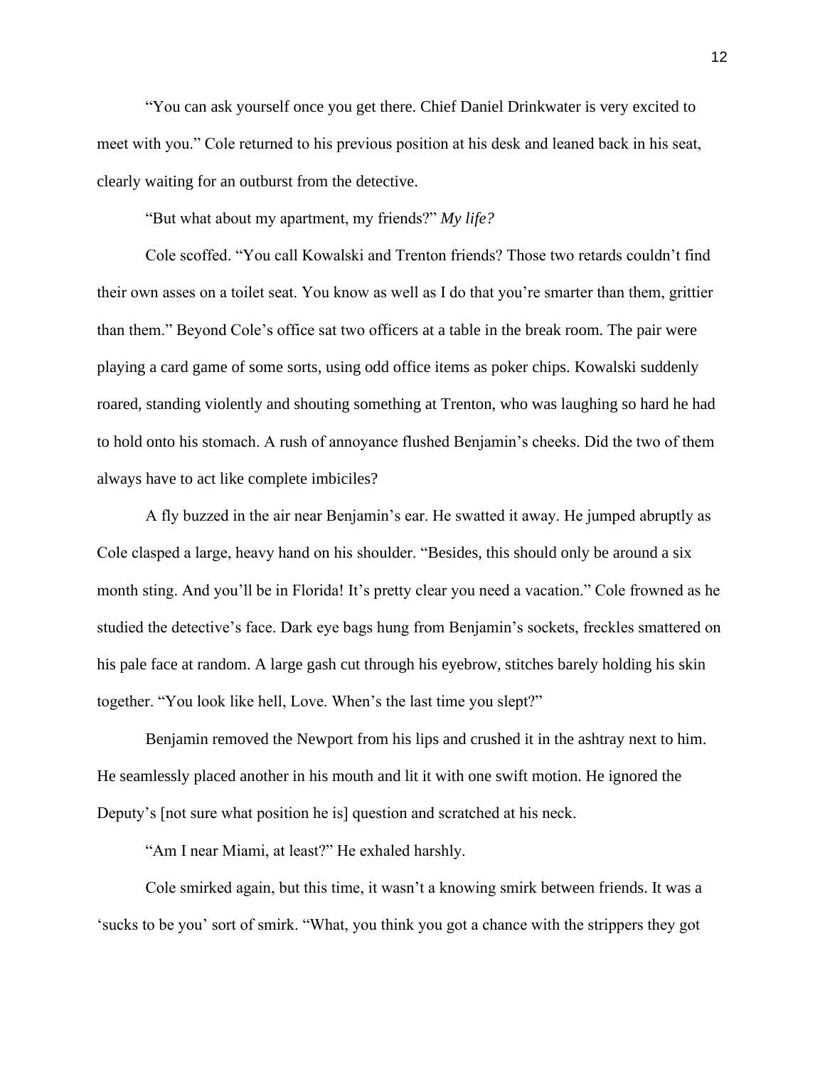"You can ask yourself once you get there. Chief Daniel Drinkwater is very excited to meet with you." Cole returned to his previous position at his desk and leaned back in his seat, clearly waiting for an outburst from the detective.

"But what about my apartment, my friends?" *My life?*

Cole scoffed. "You call Kowalski and Trenton friends? Those two retards couldn't find their own asses on a toilet seat. You know as well as I do that you're smarter than them, grittier than them." Beyond Cole's office sat two officers at a table in the break room. The pair were playing a card game of some sorts, using odd office items as poker chips. Kowalski suddenly roared, standing violently and shouting something at Trenton, who was laughing so hard he had to hold onto his stomach. A rush of annoyance flushed Benjamin's cheeks. Did the two of them always have to act like complete imbiciles?

A fly buzzed in the air near Benjamin's ear. He swatted it away. He jumped abruptly as Cole clasped a large, heavy hand on his shoulder. "Besides, this should only be around a six month sting. And you'll be in Florida! It's pretty clear you need a vacation." Cole frowned as he studied the detective's face. Dark eye bags hung from Benjamin's sockets, freckles smattered on his pale face at random. A large gash cut through his eyebrow, stitches barely holding his skin together. "You look like hell, Love. When's the last time you slept?"

Benjamin removed the Newport from his lips and crushed it in the ashtray next to him. He seamlessly placed another in his mouth and lit it with one swift motion. He ignored the Deputy's [not sure what position he is] question and scratched at his neck.

"Am I near Miami, at least?" He exhaled harshly.

Cole smirked again, but this time, it wasn't a knowing smirk between friends. It was a 'sucks to be you' sort of smirk. "What, you think you got a chance with the strippers they got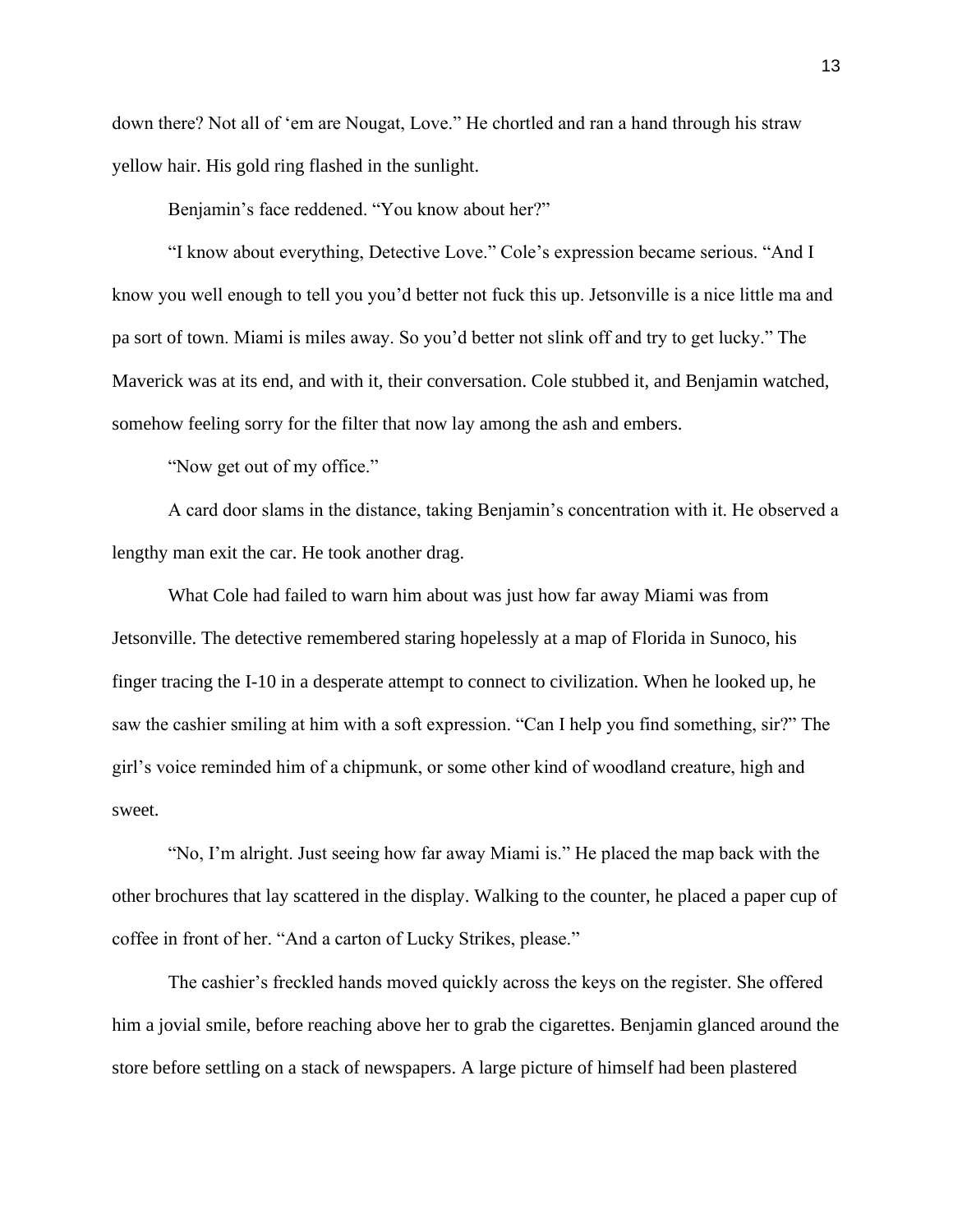down there? Not all of 'em are Nougat, Love." He chortled and ran a hand through his straw yellow hair. His gold ring flashed in the sunlight.

Benjamin's face reddened. "You know about her?"

"I know about everything, Detective Love." Cole's expression became serious. "And I know you well enough to tell you you'd better not fuck this up. Jetsonville is a nice little ma and pa sort of town. Miami is miles away. So you'd better not slink off and try to get lucky." The Maverick was at its end, and with it, their conversation. Cole stubbed it, and Benjamin watched, somehow feeling sorry for the filter that now lay among the ash and embers.

"Now get out of my office."

A card door slams in the distance, taking Benjamin's concentration with it. He observed a lengthy man exit the car. He took another drag.

What Cole had failed to warn him about was just how far away Miami was from Jetsonville. The detective remembered staring hopelessly at a map of Florida in Sunoco, his finger tracing the I-10 in a desperate attempt to connect to civilization. When he looked up, he saw the cashier smiling at him with a soft expression. "Can I help you find something, sir?" The girl's voice reminded him of a chipmunk, or some other kind of woodland creature, high and sweet.

"No, I'm alright. Just seeing how far away Miami is." He placed the map back with the other brochures that lay scattered in the display. Walking to the counter, he placed a paper cup of coffee in front of her. "And a carton of Lucky Strikes, please."

The cashier's freckled hands moved quickly across the keys on the register. She offered him a jovial smile, before reaching above her to grab the cigarettes. Benjamin glanced around the store before settling on a stack of newspapers. A large picture of himself had been plastered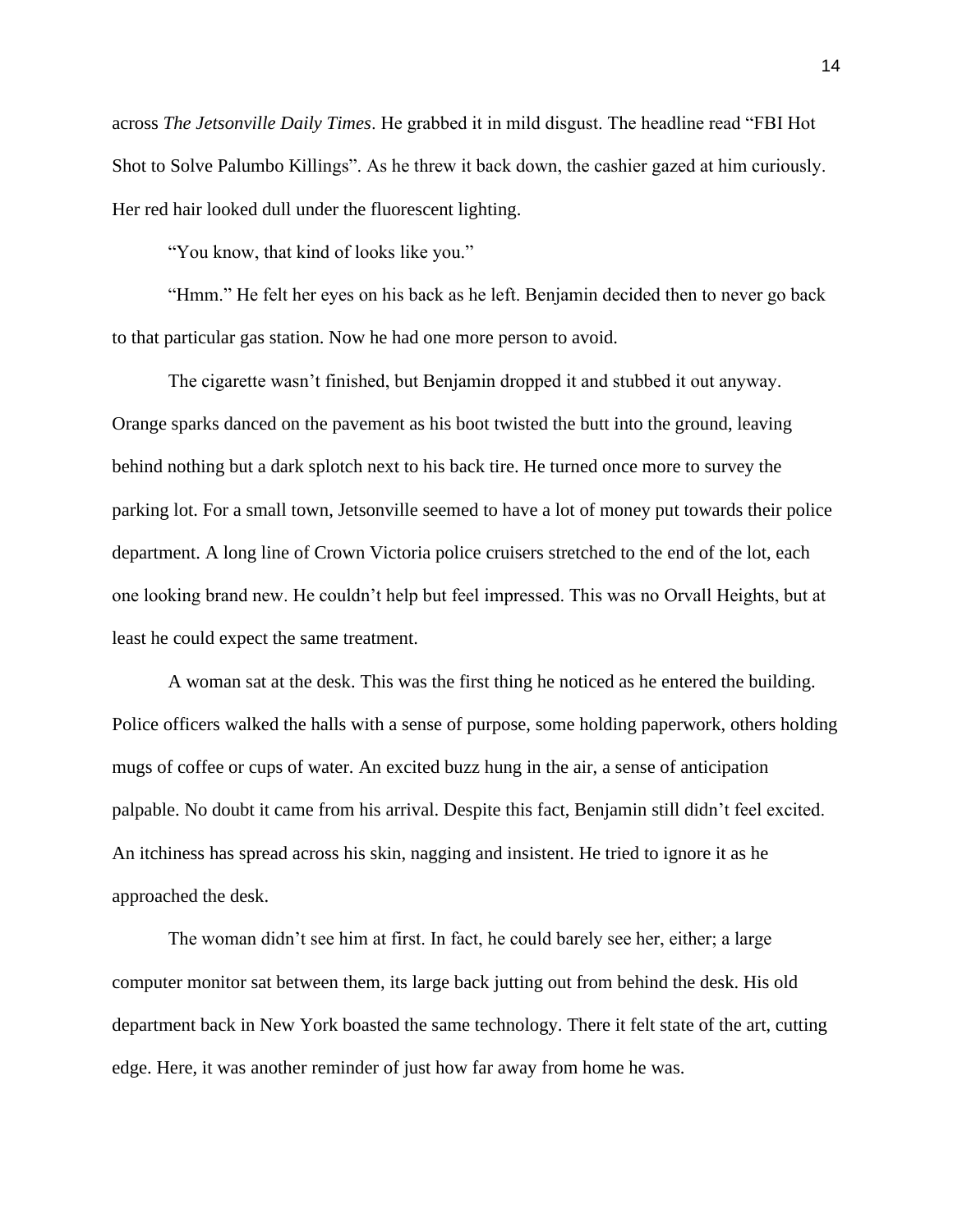across *The Jetsonville Daily Times*. He grabbed it in mild disgust. The headline read "FBI Hot Shot to Solve Palumbo Killings". As he threw it back down, the cashier gazed at him curiously. Her red hair looked dull under the fluorescent lighting.

"You know, that kind of looks like you."

"Hmm." He felt her eyes on his back as he left. Benjamin decided then to never go back to that particular gas station. Now he had one more person to avoid.

The cigarette wasn't finished, but Benjamin dropped it and stubbed it out anyway. Orange sparks danced on the pavement as his boot twisted the butt into the ground, leaving behind nothing but a dark splotch next to his back tire. He turned once more to survey the parking lot. For a small town, Jetsonville seemed to have a lot of money put towards their police department. A long line of Crown Victoria police cruisers stretched to the end of the lot, each one looking brand new. He couldn't help but feel impressed. This was no Orvall Heights, but at least he could expect the same treatment.

A woman sat at the desk. This was the first thing he noticed as he entered the building. Police officers walked the halls with a sense of purpose, some holding paperwork, others holding mugs of coffee or cups of water. An excited buzz hung in the air, a sense of anticipation palpable. No doubt it came from his arrival. Despite this fact, Benjamin still didn't feel excited. An itchiness has spread across his skin, nagging and insistent. He tried to ignore it as he approached the desk.

The woman didn't see him at first. In fact, he could barely see her, either; a large computer monitor sat between them, its large back jutting out from behind the desk. His old department back in New York boasted the same technology. There it felt state of the art, cutting edge. Here, it was another reminder of just how far away from home he was.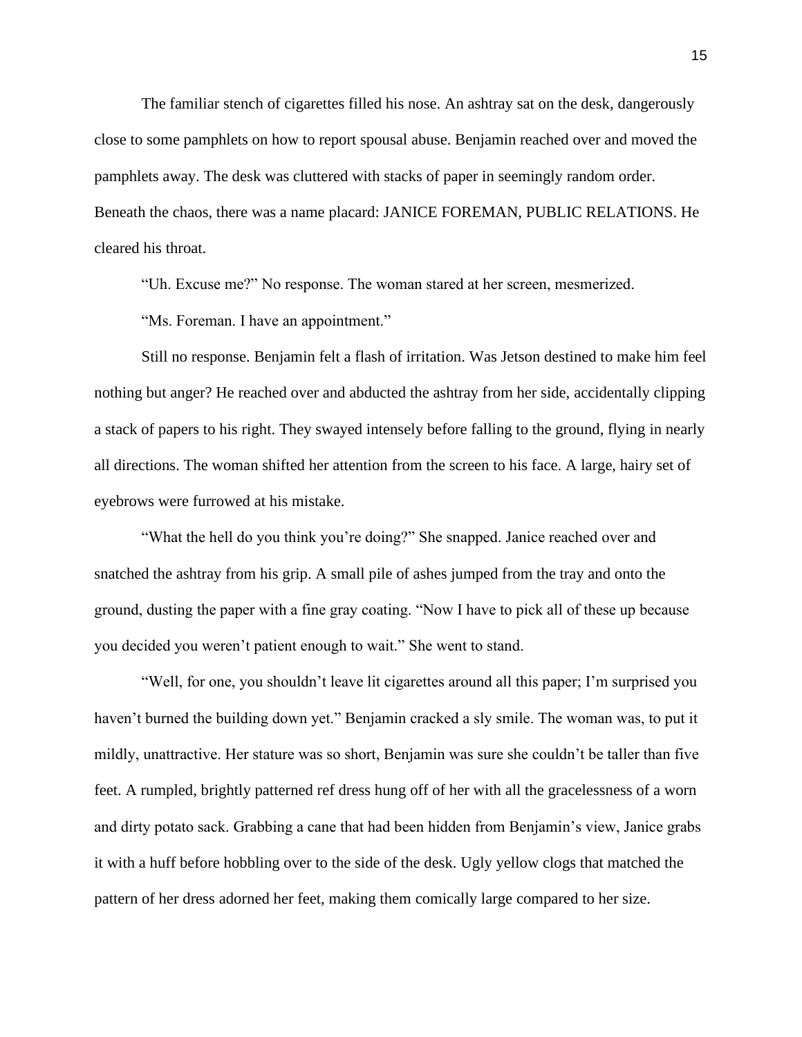The familiar stench of cigarettes filled his nose. An ashtray sat on the desk, dangerously close to some pamphlets on how to report spousal abuse. Benjamin reached over and moved the pamphlets away. The desk was cluttered with stacks of paper in seemingly random order. Beneath the chaos, there was a name placard: JANICE FOREMAN, PUBLIC RELATIONS. He cleared his throat.

"Uh. Excuse me?" No response. The woman stared at her screen, mesmerized.

"Ms. Foreman. I have an appointment."

Still no response. Benjamin felt a flash of irritation. Was Jetson destined to make him feel nothing but anger? He reached over and abducted the ashtray from her side, accidentally clipping a stack of papers to his right. They swayed intensely before falling to the ground, flying in nearly all directions. The woman shifted her attention from the screen to his face. A large, hairy set of eyebrows were furrowed at his mistake.

"What the hell do you think you're doing?" She snapped. Janice reached over and snatched the ashtray from his grip. A small pile of ashes jumped from the tray and onto the ground, dusting the paper with a fine gray coating. "Now I have to pick all of these up because you decided you weren't patient enough to wait." She went to stand.

"Well, for one, you shouldn't leave lit cigarettes around all this paper; I'm surprised you haven't burned the building down yet." Benjamin cracked a sly smile. The woman was, to put it mildly, unattractive. Her stature was so short, Benjamin was sure she couldn't be taller than five feet. A rumpled, brightly patterned ref dress hung off of her with all the gracelessness of a worn and dirty potato sack. Grabbing a cane that had been hidden from Benjamin's view, Janice grabs it with a huff before hobbling over to the side of the desk. Ugly yellow clogs that matched the pattern of her dress adorned her feet, making them comically large compared to her size.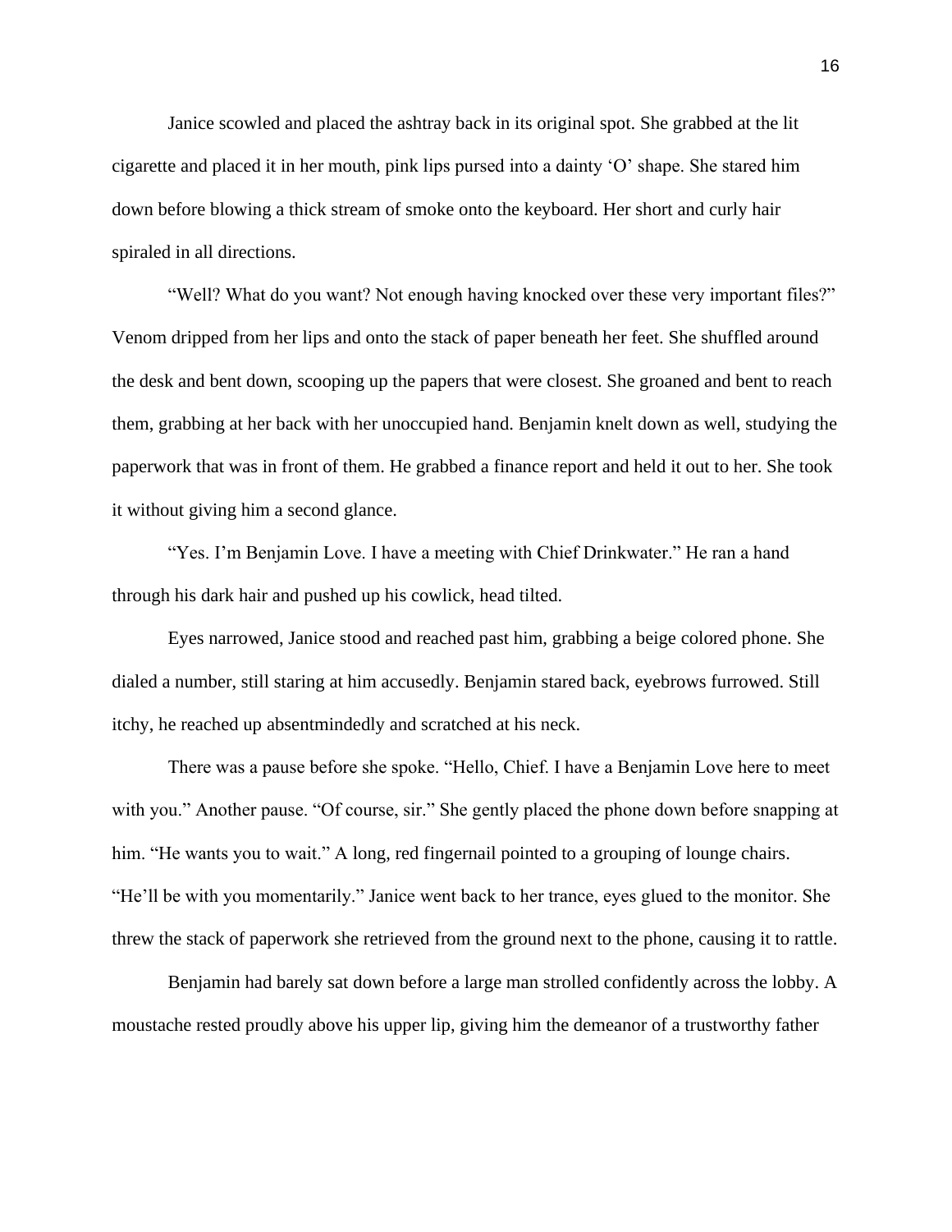Janice scowled and placed the ashtray back in its original spot. She grabbed at the lit cigarette and placed it in her mouth, pink lips pursed into a dainty 'O' shape. She stared him down before blowing a thick stream of smoke onto the keyboard. Her short and curly hair spiraled in all directions.

"Well? What do you want? Not enough having knocked over these very important files?" Venom dripped from her lips and onto the stack of paper beneath her feet. She shuffled around the desk and bent down, scooping up the papers that were closest. She groaned and bent to reach them, grabbing at her back with her unoccupied hand. Benjamin knelt down as well, studying the paperwork that was in front of them. He grabbed a finance report and held it out to her. She took it without giving him a second glance.

"Yes. I'm Benjamin Love. I have a meeting with Chief Drinkwater." He ran a hand through his dark hair and pushed up his cowlick, head tilted.

Eyes narrowed, Janice stood and reached past him, grabbing a beige colored phone. She dialed a number, still staring at him accusedly. Benjamin stared back, eyebrows furrowed. Still itchy, he reached up absentmindedly and scratched at his neck.

There was a pause before she spoke. "Hello, Chief. I have a Benjamin Love here to meet with you." Another pause. "Of course, sir." She gently placed the phone down before snapping at him. "He wants you to wait." A long, red fingernail pointed to a grouping of lounge chairs. "He'll be with you momentarily." Janice went back to her trance, eyes glued to the monitor. She threw the stack of paperwork she retrieved from the ground next to the phone, causing it to rattle.

Benjamin had barely sat down before a large man strolled confidently across the lobby. A moustache rested proudly above his upper lip, giving him the demeanor of a trustworthy father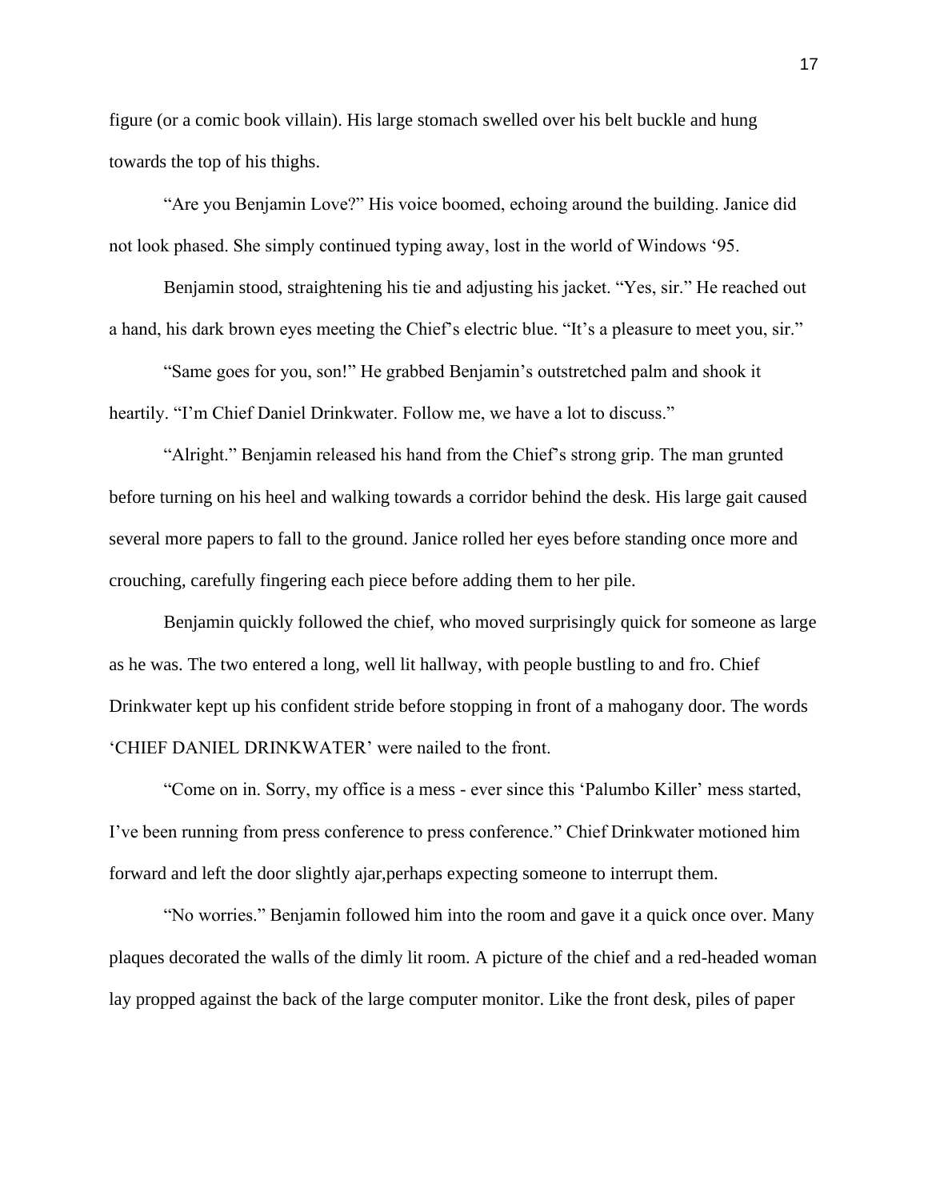figure (or a comic book villain). His large stomach swelled over his belt buckle and hung towards the top of his thighs.

"Are you Benjamin Love?" His voice boomed, echoing around the building. Janice did not look phased. She simply continued typing away, lost in the world of Windows '95.

Benjamin stood, straightening his tie and adjusting his jacket. "Yes, sir." He reached out a hand, his dark brown eyes meeting the Chief's electric blue. "It's a pleasure to meet you, sir."

"Same goes for you, son!" He grabbed Benjamin's outstretched palm and shook it heartily. "I'm Chief Daniel Drinkwater. Follow me, we have a lot to discuss."

"Alright." Benjamin released his hand from the Chief's strong grip. The man grunted before turning on his heel and walking towards a corridor behind the desk. His large gait caused several more papers to fall to the ground. Janice rolled her eyes before standing once more and crouching, carefully fingering each piece before adding them to her pile.

Benjamin quickly followed the chief, who moved surprisingly quick for someone as large as he was. The two entered a long, well lit hallway, with people bustling to and fro. Chief Drinkwater kept up his confident stride before stopping in front of a mahogany door. The words 'CHIEF DANIEL DRINKWATER' were nailed to the front.

"Come on in. Sorry, my office is a mess - ever since this 'Palumbo Killer' mess started, I've been running from press conference to press conference." Chief Drinkwater motioned him forward and left the door slightly ajar,perhaps expecting someone to interrupt them.

"No worries." Benjamin followed him into the room and gave it a quick once over. Many plaques decorated the walls of the dimly lit room. A picture of the chief and a red-headed woman lay propped against the back of the large computer monitor. Like the front desk, piles of paper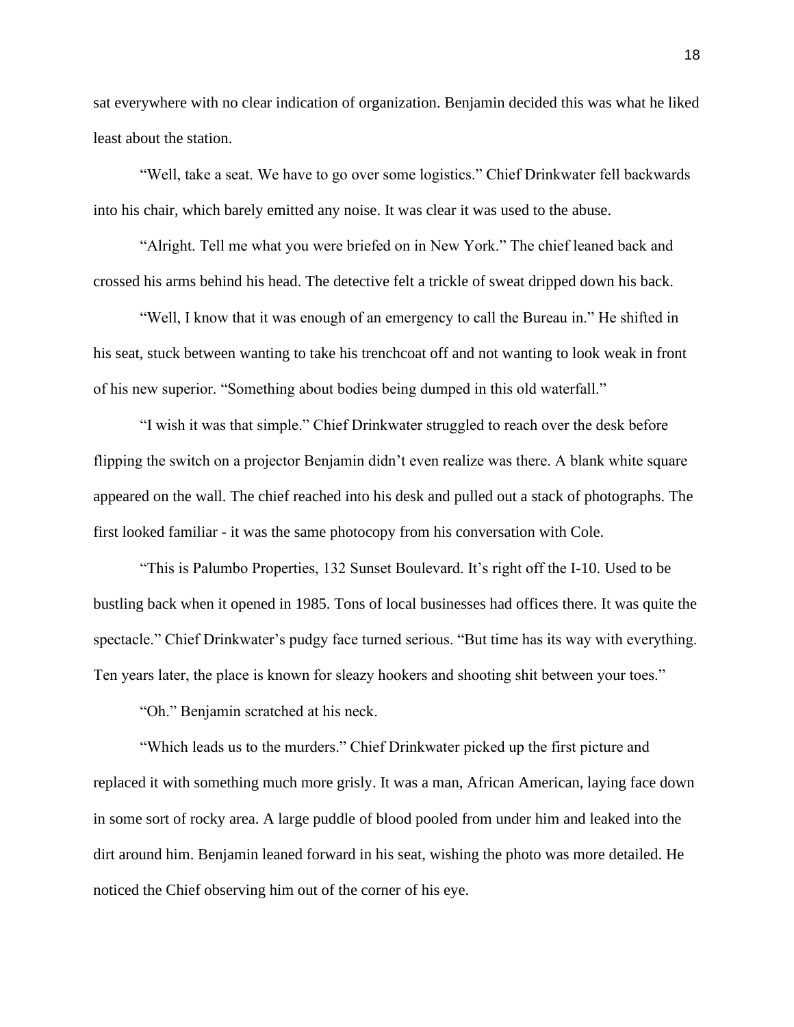sat everywhere with no clear indication of organization. Benjamin decided this was what he liked least about the station.

"Well, take a seat. We have to go over some logistics." Chief Drinkwater fell backwards into his chair, which barely emitted any noise. It was clear it was used to the abuse.

"Alright. Tell me what you were briefed on in New York." The chief leaned back and crossed his arms behind his head. The detective felt a trickle of sweat dripped down his back.

"Well, I know that it was enough of an emergency to call the Bureau in." He shifted in his seat, stuck between wanting to take his trenchcoat off and not wanting to look weak in front of his new superior. "Something about bodies being dumped in this old waterfall."

"I wish it was that simple." Chief Drinkwater struggled to reach over the desk before flipping the switch on a projector Benjamin didn't even realize was there. A blank white square appeared on the wall. The chief reached into his desk and pulled out a stack of photographs. The first looked familiar - it was the same photocopy from his conversation with Cole.

"This is Palumbo Properties, 132 Sunset Boulevard. It's right off the I-10. Used to be bustling back when it opened in 1985. Tons of local businesses had offices there. It was quite the spectacle." Chief Drinkwater's pudgy face turned serious. "But time has its way with everything. Ten years later, the place is known for sleazy hookers and shooting shit between your toes."

"Oh." Benjamin scratched at his neck.

"Which leads us to the murders." Chief Drinkwater picked up the first picture and replaced it with something much more grisly. It was a man, African American, laying face down in some sort of rocky area. A large puddle of blood pooled from under him and leaked into the dirt around him. Benjamin leaned forward in his seat, wishing the photo was more detailed. He noticed the Chief observing him out of the corner of his eye.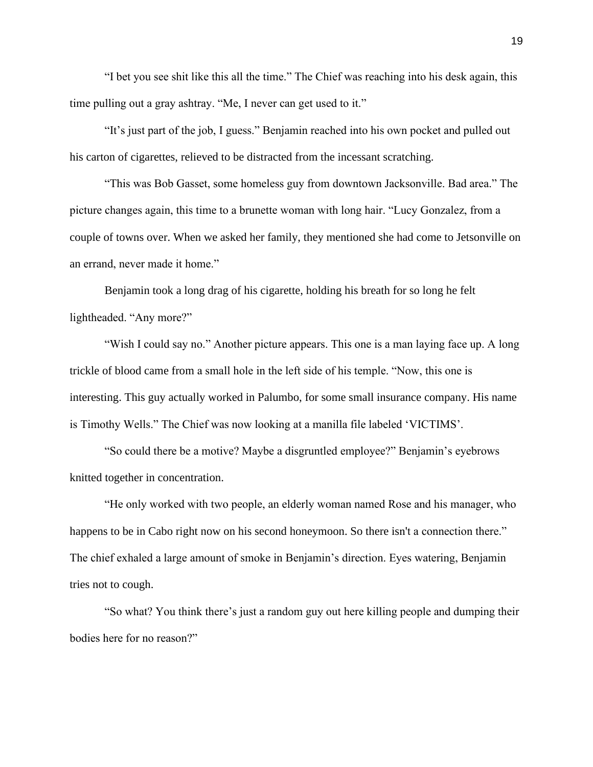"I bet you see shit like this all the time." The Chief was reaching into his desk again, this time pulling out a gray ashtray. "Me, I never can get used to it."

"It's just part of the job, I guess." Benjamin reached into his own pocket and pulled out his carton of cigarettes, relieved to be distracted from the incessant scratching.

"This was Bob Gasset, some homeless guy from downtown Jacksonville. Bad area." The picture changes again, this time to a brunette woman with long hair. "Lucy Gonzalez, from a couple of towns over. When we asked her family, they mentioned she had come to Jetsonville on an errand, never made it home."

Benjamin took a long drag of his cigarette, holding his breath for so long he felt lightheaded. "Any more?"

"Wish I could say no." Another picture appears. This one is a man laying face up. A long trickle of blood came from a small hole in the left side of his temple. "Now, this one is interesting. This guy actually worked in Palumbo, for some small insurance company. His name is Timothy Wells." The Chief was now looking at a manilla file labeled 'VICTIMS'.

"So could there be a motive? Maybe a disgruntled employee?" Benjamin's eyebrows knitted together in concentration.

"He only worked with two people, an elderly woman named Rose and his manager, who happens to be in Cabo right now on his second honeymoon. So there isn't a connection there." The chief exhaled a large amount of smoke in Benjamin's direction. Eyes watering, Benjamin tries not to cough.

"So what? You think there's just a random guy out here killing people and dumping their bodies here for no reason?"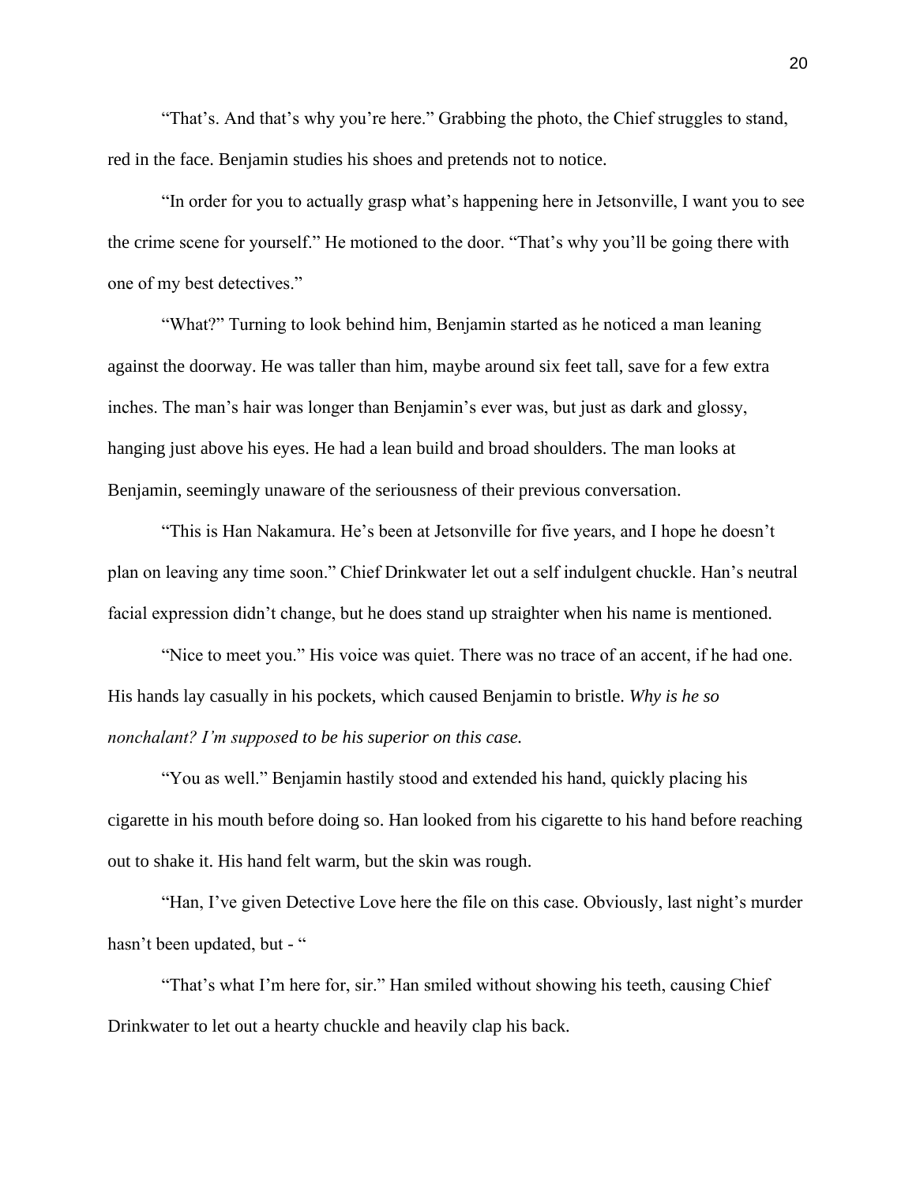"That's. And that's why you're here." Grabbing the photo, the Chief struggles to stand, red in the face. Benjamin studies his shoes and pretends not to notice.

"In order for you to actually grasp what's happening here in Jetsonville, I want you to see the crime scene for yourself." He motioned to the door. "That's why you'll be going there with one of my best detectives."

"What?" Turning to look behind him, Benjamin started as he noticed a man leaning against the doorway. He was taller than him, maybe around six feet tall, save for a few extra inches. The man's hair was longer than Benjamin's ever was, but just as dark and glossy, hanging just above his eyes. He had a lean build and broad shoulders. The man looks at Benjamin, seemingly unaware of the seriousness of their previous conversation.

"This is Han Nakamura. He's been at Jetsonville for five years, and I hope he doesn't plan on leaving any time soon." Chief Drinkwater let out a self indulgent chuckle. Han's neutral facial expression didn't change, but he does stand up straighter when his name is mentioned.

"Nice to meet you." His voice was quiet. There was no trace of an accent, if he had one. His hands lay casually in his pockets, which caused Benjamin to bristle. *Why is he so nonchalant? I'm supposed to be his superior on this case.*

"You as well." Benjamin hastily stood and extended his hand, quickly placing his cigarette in his mouth before doing so. Han looked from his cigarette to his hand before reaching out to shake it. His hand felt warm, but the skin was rough.

"Han, I've given Detective Love here the file on this case. Obviously, last night's murder hasn't been updated, but - "

"That's what I'm here for, sir." Han smiled without showing his teeth, causing Chief Drinkwater to let out a hearty chuckle and heavily clap his back.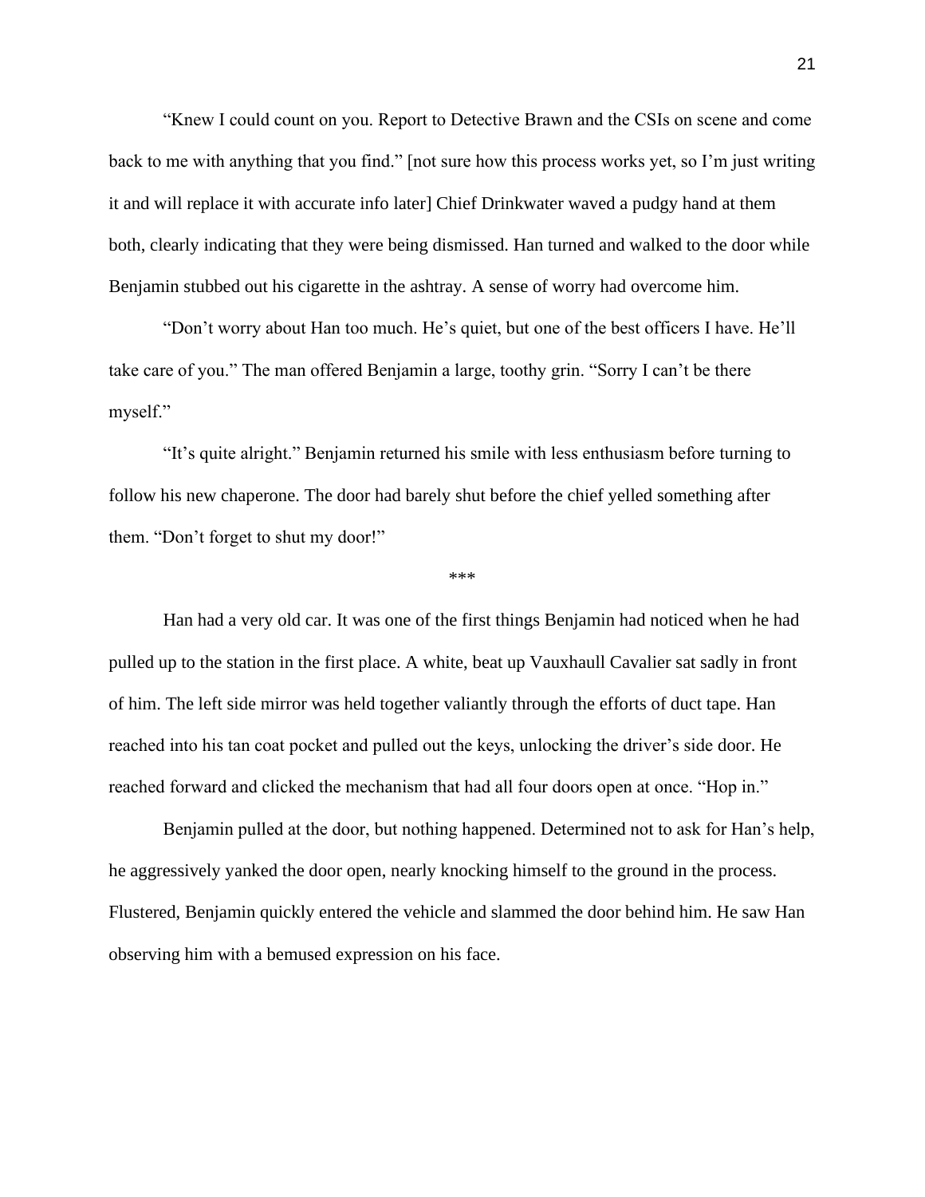"Knew I could count on you. Report to Detective Brawn and the CSIs on scene and come back to me with anything that you find." [not sure how this process works yet, so I'm just writing it and will replace it with accurate info later] Chief Drinkwater waved a pudgy hand at them both, clearly indicating that they were being dismissed. Han turned and walked to the door while Benjamin stubbed out his cigarette in the ashtray. A sense of worry had overcome him.

"Don't worry about Han too much. He's quiet, but one of the best officers I have. He'll take care of you." The man offered Benjamin a large, toothy grin. "Sorry I can't be there myself."

"It's quite alright." Benjamin returned his smile with less enthusiasm before turning to follow his new chaperone. The door had barely shut before the chief yelled something after them. "Don't forget to shut my door!"

***

Han had a very old car. It was one of the first things Benjamin had noticed when he had pulled up to the station in the first place. A white, beat up Vauxhaull Cavalier sat sadly in front of him. The left side mirror was held together valiantly through the efforts of duct tape. Han reached into his tan coat pocket and pulled out the keys, unlocking the driver's side door. He reached forward and clicked the mechanism that had all four doors open at once. "Hop in."

Benjamin pulled at the door, but nothing happened. Determined not to ask for Han's help, he aggressively yanked the door open, nearly knocking himself to the ground in the process. Flustered, Benjamin quickly entered the vehicle and slammed the door behind him. He saw Han observing him with a bemused expression on his face.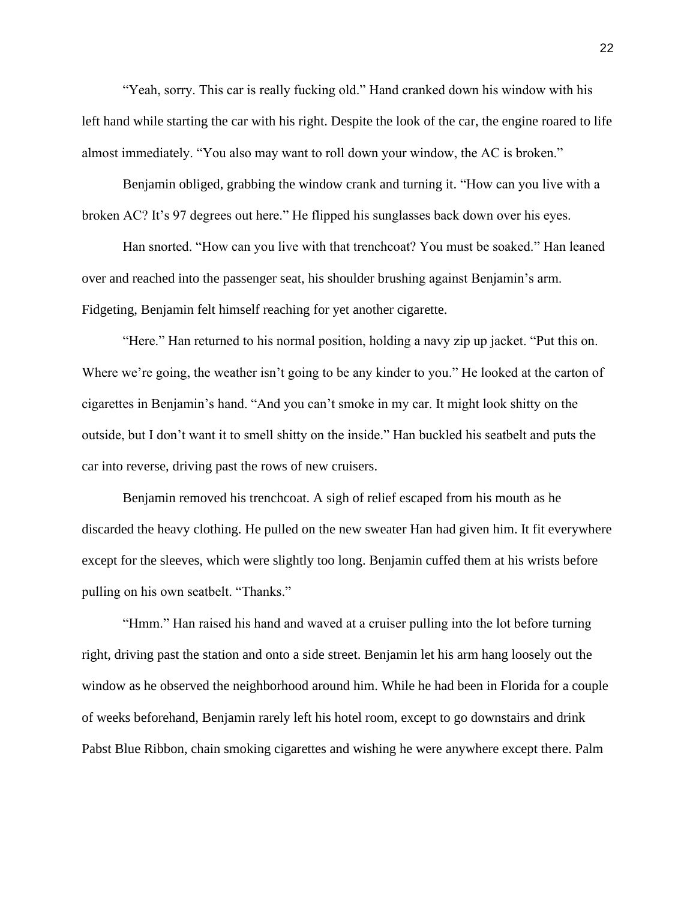"Yeah, sorry. This car is really fucking old." Hand cranked down his window with his left hand while starting the car with his right. Despite the look of the car, the engine roared to life almost immediately. "You also may want to roll down your window, the AC is broken."

Benjamin obliged, grabbing the window crank and turning it. "How can you live with a broken AC? It's 97 degrees out here." He flipped his sunglasses back down over his eyes.

Han snorted. "How can you live with that trenchcoat? You must be soaked." Han leaned over and reached into the passenger seat, his shoulder brushing against Benjamin's arm. Fidgeting, Benjamin felt himself reaching for yet another cigarette.

"Here." Han returned to his normal position, holding a navy zip up jacket. "Put this on. Where we're going, the weather isn't going to be any kinder to you." He looked at the carton of cigarettes in Benjamin's hand. "And you can't smoke in my car. It might look shitty on the outside, but I don't want it to smell shitty on the inside." Han buckled his seatbelt and puts the car into reverse, driving past the rows of new cruisers.

Benjamin removed his trenchcoat. A sigh of relief escaped from his mouth as he discarded the heavy clothing. He pulled on the new sweater Han had given him. It fit everywhere except for the sleeves, which were slightly too long. Benjamin cuffed them at his wrists before pulling on his own seatbelt. "Thanks."

"Hmm." Han raised his hand and waved at a cruiser pulling into the lot before turning right, driving past the station and onto a side street. Benjamin let his arm hang loosely out the window as he observed the neighborhood around him. While he had been in Florida for a couple of weeks beforehand, Benjamin rarely left his hotel room, except to go downstairs and drink Pabst Blue Ribbon, chain smoking cigarettes and wishing he were anywhere except there. Palm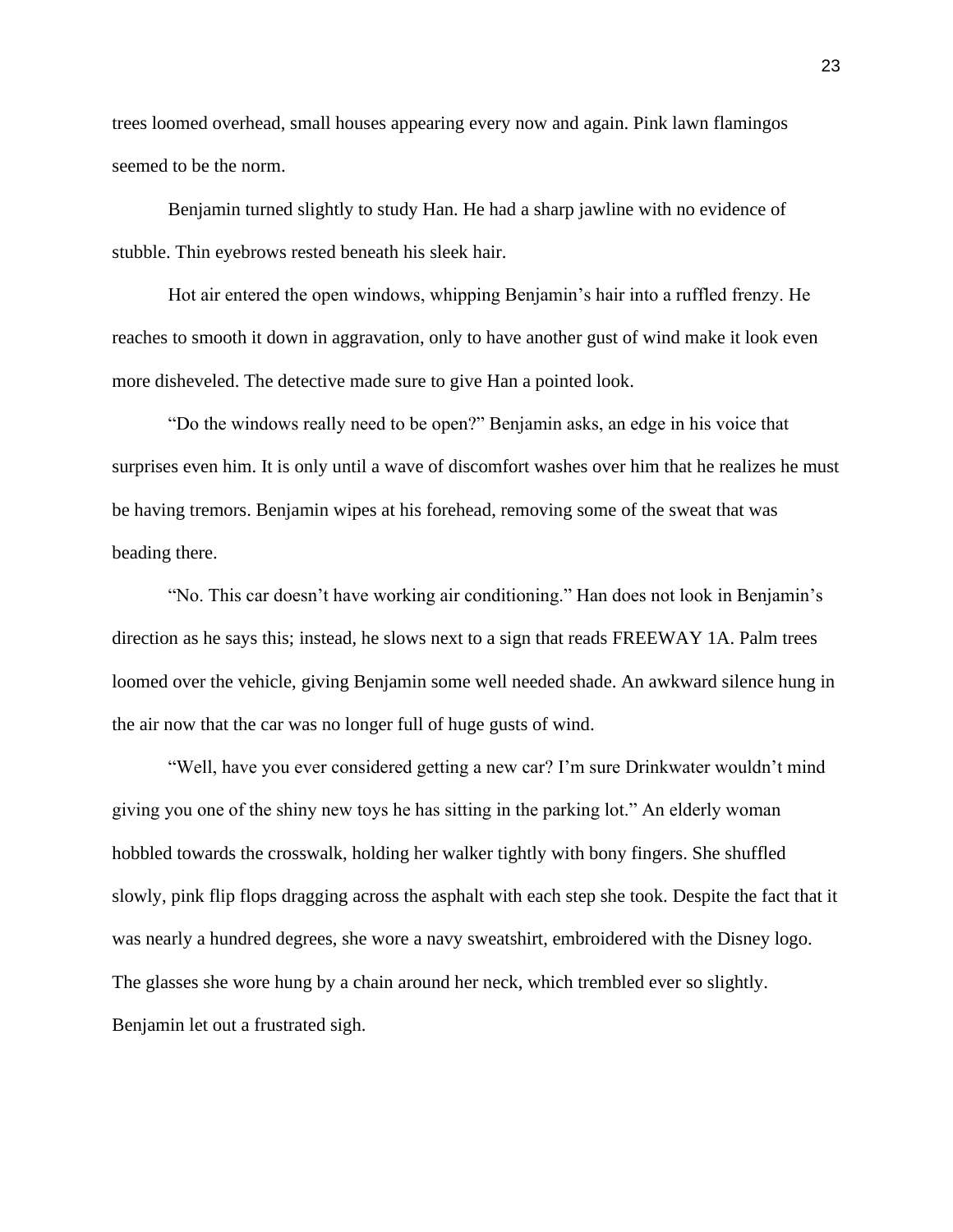trees loomed overhead, small houses appearing every now and again. Pink lawn flamingos seemed to be the norm.

Benjamin turned slightly to study Han. He had a sharp jawline with no evidence of stubble. Thin eyebrows rested beneath his sleek hair.

Hot air entered the open windows, whipping Benjamin's hair into a ruffled frenzy. He reaches to smooth it down in aggravation, only to have another gust of wind make it look even more disheveled. The detective made sure to give Han a pointed look.

"Do the windows really need to be open?" Benjamin asks, an edge in his voice that surprises even him. It is only until a wave of discomfort washes over him that he realizes he must be having tremors. Benjamin wipes at his forehead, removing some of the sweat that was beading there.

"No. This car doesn't have working air conditioning." Han does not look in Benjamin's direction as he says this; instead, he slows next to a sign that reads FREEWAY 1A. Palm trees loomed over the vehicle, giving Benjamin some well needed shade. An awkward silence hung in the air now that the car was no longer full of huge gusts of wind.

"Well, have you ever considered getting a new car? I'm sure Drinkwater wouldn't mind giving you one of the shiny new toys he has sitting in the parking lot." An elderly woman hobbled towards the crosswalk, holding her walker tightly with bony fingers. She shuffled slowly, pink flip flops dragging across the asphalt with each step she took. Despite the fact that it was nearly a hundred degrees, she wore a navy sweatshirt, embroidered with the Disney logo. The glasses she wore hung by a chain around her neck, which trembled ever so slightly. Benjamin let out a frustrated sigh.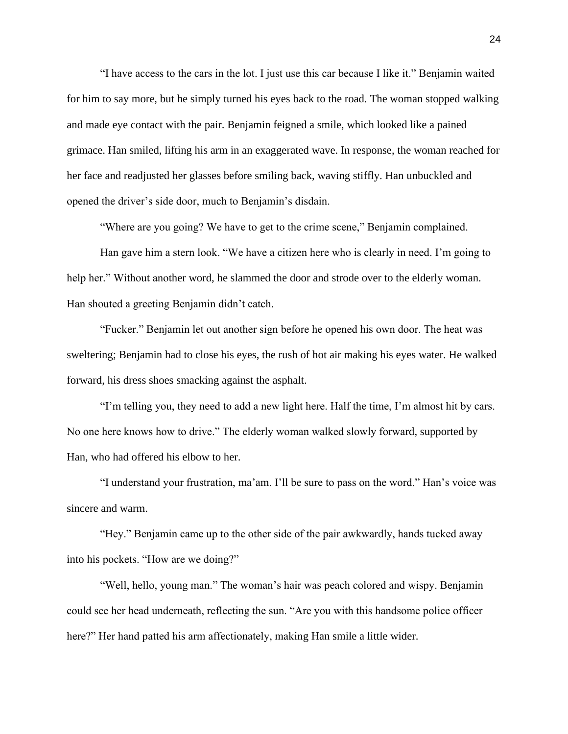"I have access to the cars in the lot. I just use this car because I like it." Benjamin waited for him to say more, but he simply turned his eyes back to the road. The woman stopped walking and made eye contact with the pair. Benjamin feigned a smile, which looked like a pained grimace. Han smiled, lifting his arm in an exaggerated wave. In response, the woman reached for her face and readjusted her glasses before smiling back, waving stiffly. Han unbuckled and opened the driver's side door, much to Benjamin's disdain.

"Where are you going? We have to get to the crime scene," Benjamin complained.

Han gave him a stern look. "We have a citizen here who is clearly in need. I'm going to help her." Without another word, he slammed the door and strode over to the elderly woman. Han shouted a greeting Benjamin didn't catch.

"Fucker." Benjamin let out another sign before he opened his own door. The heat was sweltering; Benjamin had to close his eyes, the rush of hot air making his eyes water. He walked forward, his dress shoes smacking against the asphalt.

"I'm telling you, they need to add a new light here. Half the time, I'm almost hit by cars. No one here knows how to drive." The elderly woman walked slowly forward, supported by Han, who had offered his elbow to her.

"I understand your frustration, ma'am. I'll be sure to pass on the word." Han's voice was sincere and warm.

"Hey." Benjamin came up to the other side of the pair awkwardly, hands tucked away into his pockets. "How are we doing?"

"Well, hello, young man." The woman's hair was peach colored and wispy. Benjamin could see her head underneath, reflecting the sun. "Are you with this handsome police officer here?" Her hand patted his arm affectionately, making Han smile a little wider.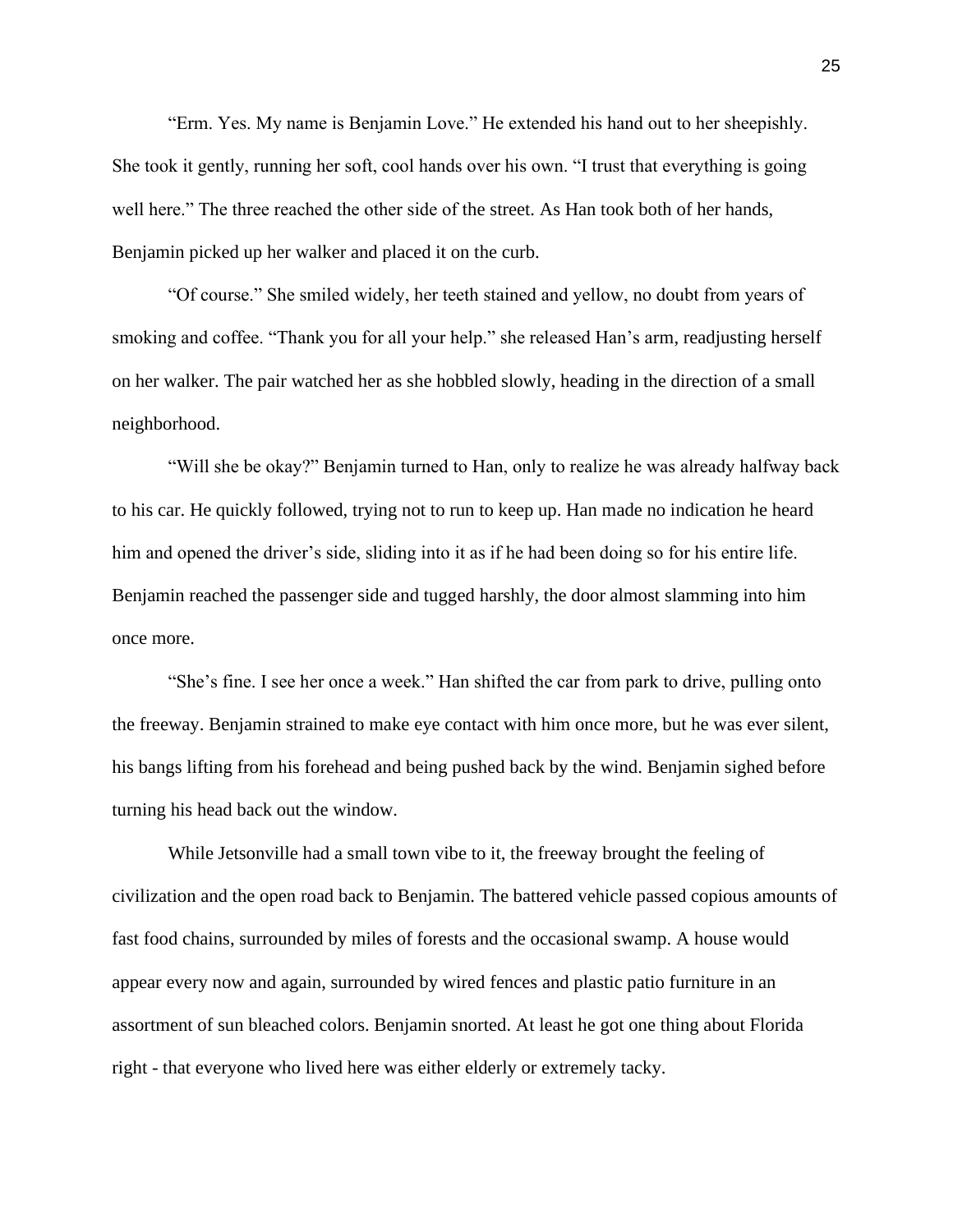"Erm. Yes. My name is Benjamin Love." He extended his hand out to her sheepishly. She took it gently, running her soft, cool hands over his own. "I trust that everything is going well here." The three reached the other side of the street. As Han took both of her hands, Benjamin picked up her walker and placed it on the curb.

"Of course." She smiled widely, her teeth stained and yellow, no doubt from years of smoking and coffee. "Thank you for all your help." she released Han's arm, readjusting herself on her walker. The pair watched her as she hobbled slowly, heading in the direction of a small neighborhood.

"Will she be okay?" Benjamin turned to Han, only to realize he was already halfway back to his car. He quickly followed, trying not to run to keep up. Han made no indication he heard him and opened the driver's side, sliding into it as if he had been doing so for his entire life. Benjamin reached the passenger side and tugged harshly, the door almost slamming into him once more.

"She's fine. I see her once a week." Han shifted the car from park to drive, pulling onto the freeway. Benjamin strained to make eye contact with him once more, but he was ever silent, his bangs lifting from his forehead and being pushed back by the wind. Benjamin sighed before turning his head back out the window.

While Jetsonville had a small town vibe to it, the freeway brought the feeling of civilization and the open road back to Benjamin. The battered vehicle passed copious amounts of fast food chains, surrounded by miles of forests and the occasional swamp. A house would appear every now and again, surrounded by wired fences and plastic patio furniture in an assortment of sun bleached colors. Benjamin snorted. At least he got one thing about Florida right - that everyone who lived here was either elderly or extremely tacky.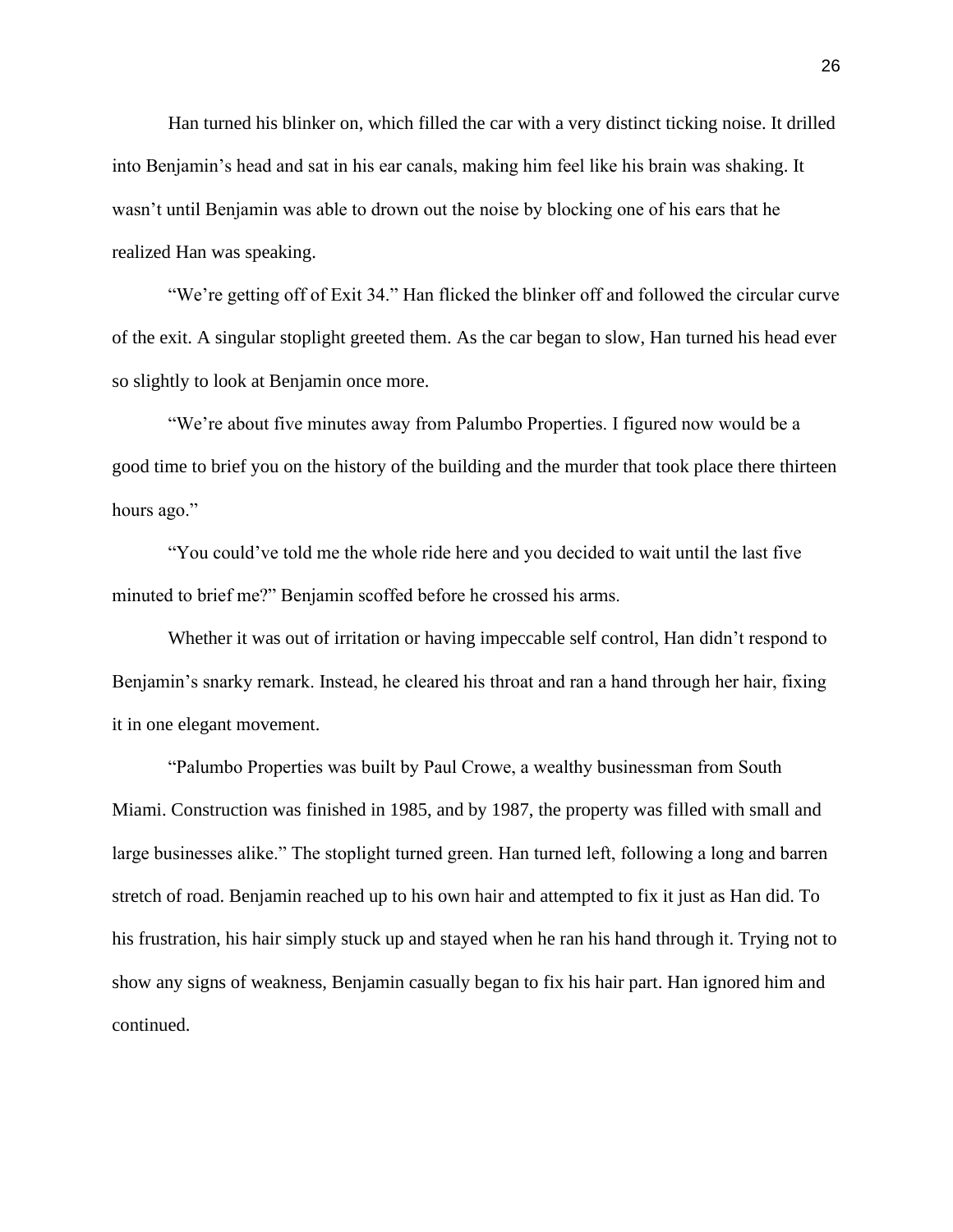Han turned his blinker on, which filled the car with a very distinct ticking noise. It drilled into Benjamin's head and sat in his ear canals, making him feel like his brain was shaking. It wasn't until Benjamin was able to drown out the noise by blocking one of his ears that he realized Han was speaking.

"We're getting off of Exit 34." Han flicked the blinker off and followed the circular curve of the exit. A singular stoplight greeted them. As the car began to slow, Han turned his head ever so slightly to look at Benjamin once more.

"We're about five minutes away from Palumbo Properties. I figured now would be a good time to brief you on the history of the building and the murder that took place there thirteen hours ago."

"You could've told me the whole ride here and you decided to wait until the last five minuted to brief me?" Benjamin scoffed before he crossed his arms.

Whether it was out of irritation or having impeccable self control, Han didn't respond to Benjamin's snarky remark. Instead, he cleared his throat and ran a hand through her hair, fixing it in one elegant movement.

"Palumbo Properties was built by Paul Crowe, a wealthy businessman from South Miami. Construction was finished in 1985, and by 1987, the property was filled with small and large businesses alike." The stoplight turned green. Han turned left, following a long and barren stretch of road. Benjamin reached up to his own hair and attempted to fix it just as Han did. To his frustration, his hair simply stuck up and stayed when he ran his hand through it. Trying not to show any signs of weakness, Benjamin casually began to fix his hair part. Han ignored him and continued.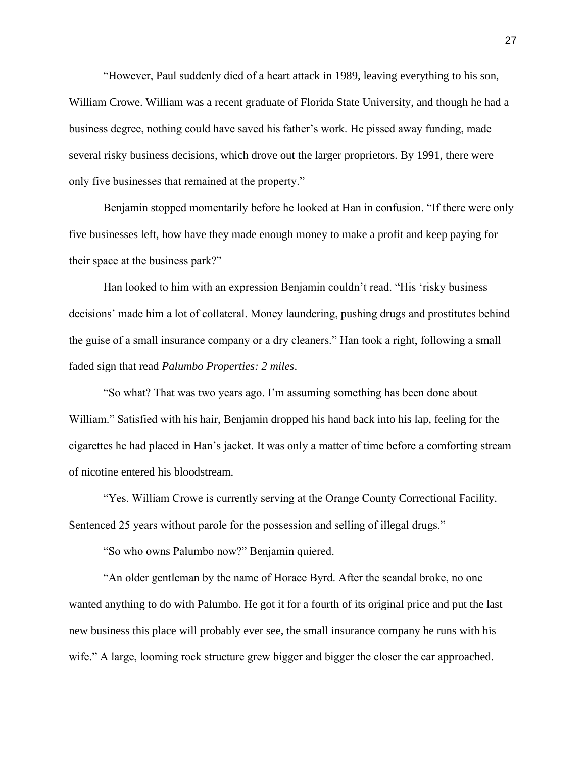"However, Paul suddenly died of a heart attack in 1989, leaving everything to his son, William Crowe. William was a recent graduate of Florida State University, and though he had a business degree, nothing could have saved his father's work. He pissed away funding, made several risky business decisions, which drove out the larger proprietors. By 1991, there were only five businesses that remained at the property."

Benjamin stopped momentarily before he looked at Han in confusion. "If there were only five businesses left, how have they made enough money to make a profit and keep paying for their space at the business park?"

Han looked to him with an expression Benjamin couldn't read. "His 'risky business decisions' made him a lot of collateral. Money laundering, pushing drugs and prostitutes behind the guise of a small insurance company or a dry cleaners." Han took a right, following a small faded sign that read *Palumbo Properties: 2 miles*.

"So what? That was two years ago. I'm assuming something has been done about William." Satisfied with his hair, Benjamin dropped his hand back into his lap, feeling for the cigarettes he had placed in Han's jacket. It was only a matter of time before a comforting stream of nicotine entered his bloodstream.

"Yes. William Crowe is currently serving at the Orange County Correctional Facility. Sentenced 25 years without parole for the possession and selling of illegal drugs."

"So who owns Palumbo now?" Benjamin quiered.

"An older gentleman by the name of Horace Byrd. After the scandal broke, no one wanted anything to do with Palumbo. He got it for a fourth of its original price and put the last new business this place will probably ever see, the small insurance company he runs with his wife." A large, looming rock structure grew bigger and bigger the closer the car approached.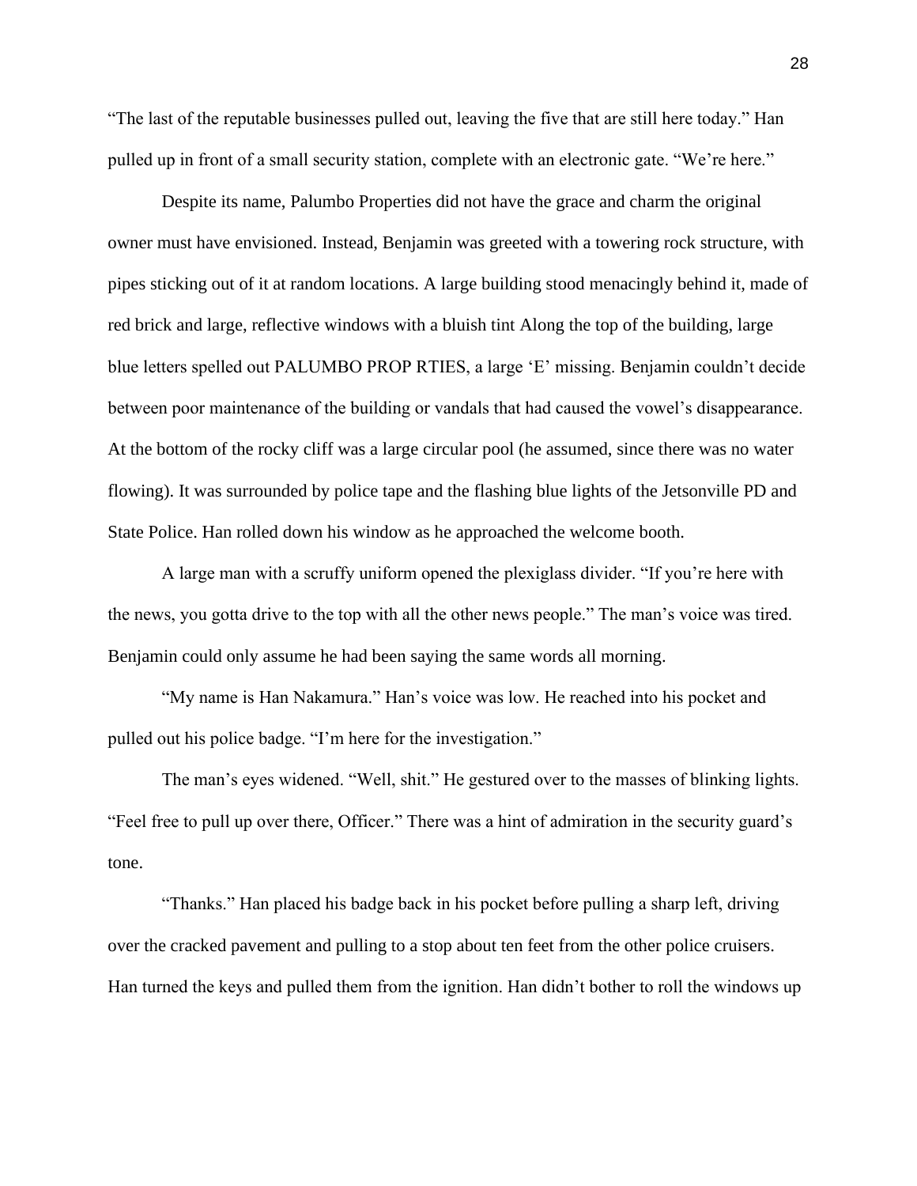"The last of the reputable businesses pulled out, leaving the five that are still here today." Han pulled up in front of a small security station, complete with an electronic gate. "We're here."

Despite its name, Palumbo Properties did not have the grace and charm the original owner must have envisioned. Instead, Benjamin was greeted with a towering rock structure, with pipes sticking out of it at random locations. A large building stood menacingly behind it, made of red brick and large, reflective windows with a bluish tint Along the top of the building, large blue letters spelled out PALUMBO PROP RTIES, a large 'E' missing. Benjamin couldn't decide between poor maintenance of the building or vandals that had caused the vowel's disappearance. At the bottom of the rocky cliff was a large circular pool (he assumed, since there was no water flowing). It was surrounded by police tape and the flashing blue lights of the Jetsonville PD and State Police. Han rolled down his window as he approached the welcome booth.

A large man with a scruffy uniform opened the plexiglass divider. "If you're here with the news, you gotta drive to the top with all the other news people." The man's voice was tired. Benjamin could only assume he had been saying the same words all morning.

"My name is Han Nakamura." Han's voice was low. He reached into his pocket and pulled out his police badge. "I'm here for the investigation."

The man's eyes widened. "Well, shit." He gestured over to the masses of blinking lights. "Feel free to pull up over there, Officer." There was a hint of admiration in the security guard's tone.

"Thanks." Han placed his badge back in his pocket before pulling a sharp left, driving over the cracked pavement and pulling to a stop about ten feet from the other police cruisers. Han turned the keys and pulled them from the ignition. Han didn't bother to roll the windows up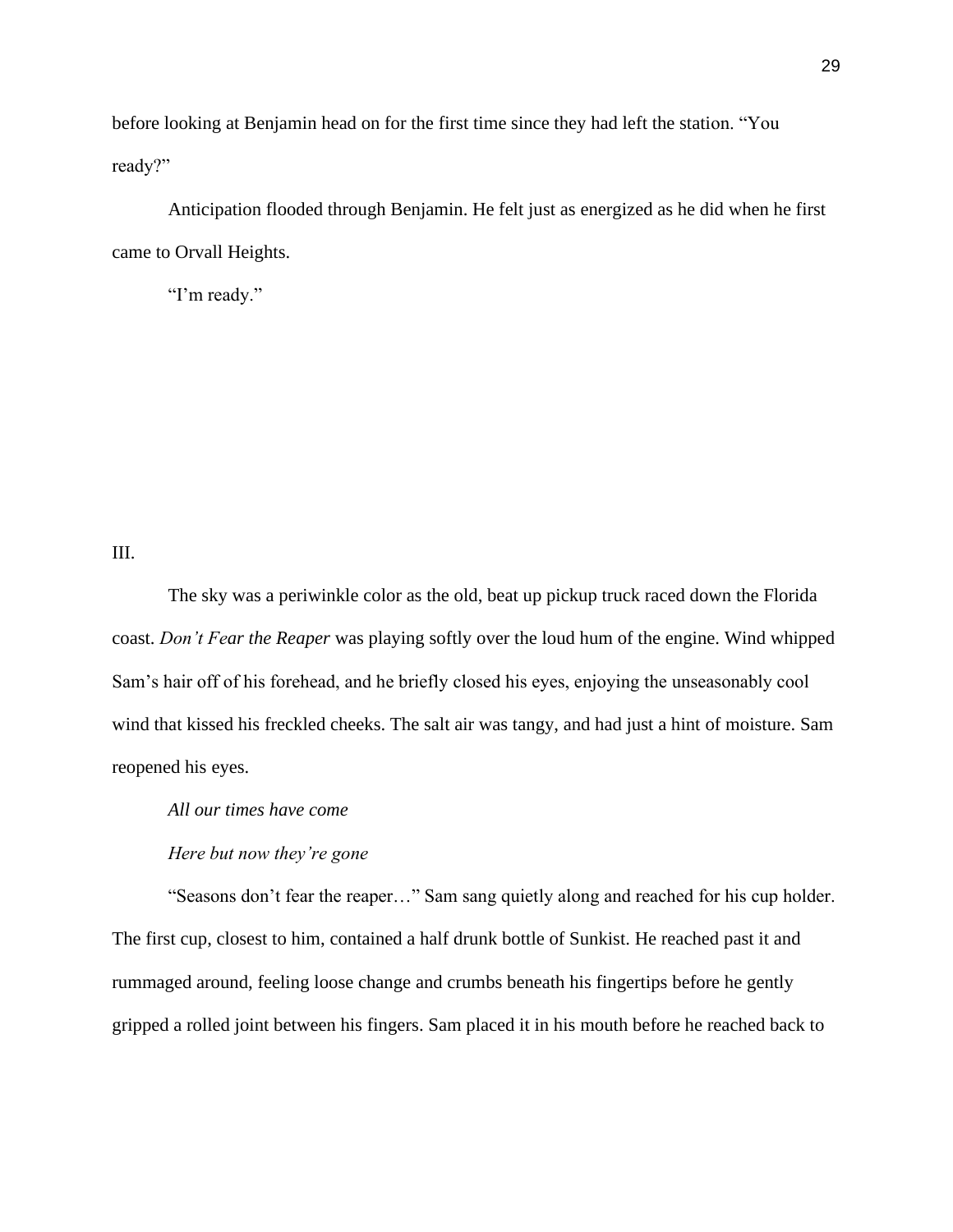before looking at Benjamin head on for the first time since they had left the station. “You ready?”

Anticipation flooded through Benjamin. He felt just as energized as he did when he first came to Orvall Heights.

“I’m ready.”

III.

The sky was a periwinkle color as the old, beat up pickup truck raced down the Florida coast. *Don’t Fear the Reaper* was playing softly over the loud hum of the engine. Wind whipped Sam’s hair off of his forehead, and he briefly closed his eyes, enjoying the unseasonably cool wind that kissed his freckled cheeks. The salt air was tangy, and had just a hint of moisture. Sam reopened his eyes.

*All our times have come*

*Here but now they’re gone*

“Seasons don’t fear the reaper…” Sam sang quietly along and reached for his cup holder. The first cup, closest to him, contained a half drunk bottle of Sunkist. He reached past it and rummaged around, feeling loose change and crumbs beneath his fingertips before he gently gripped a rolled joint between his fingers. Sam placed it in his mouth before he reached back to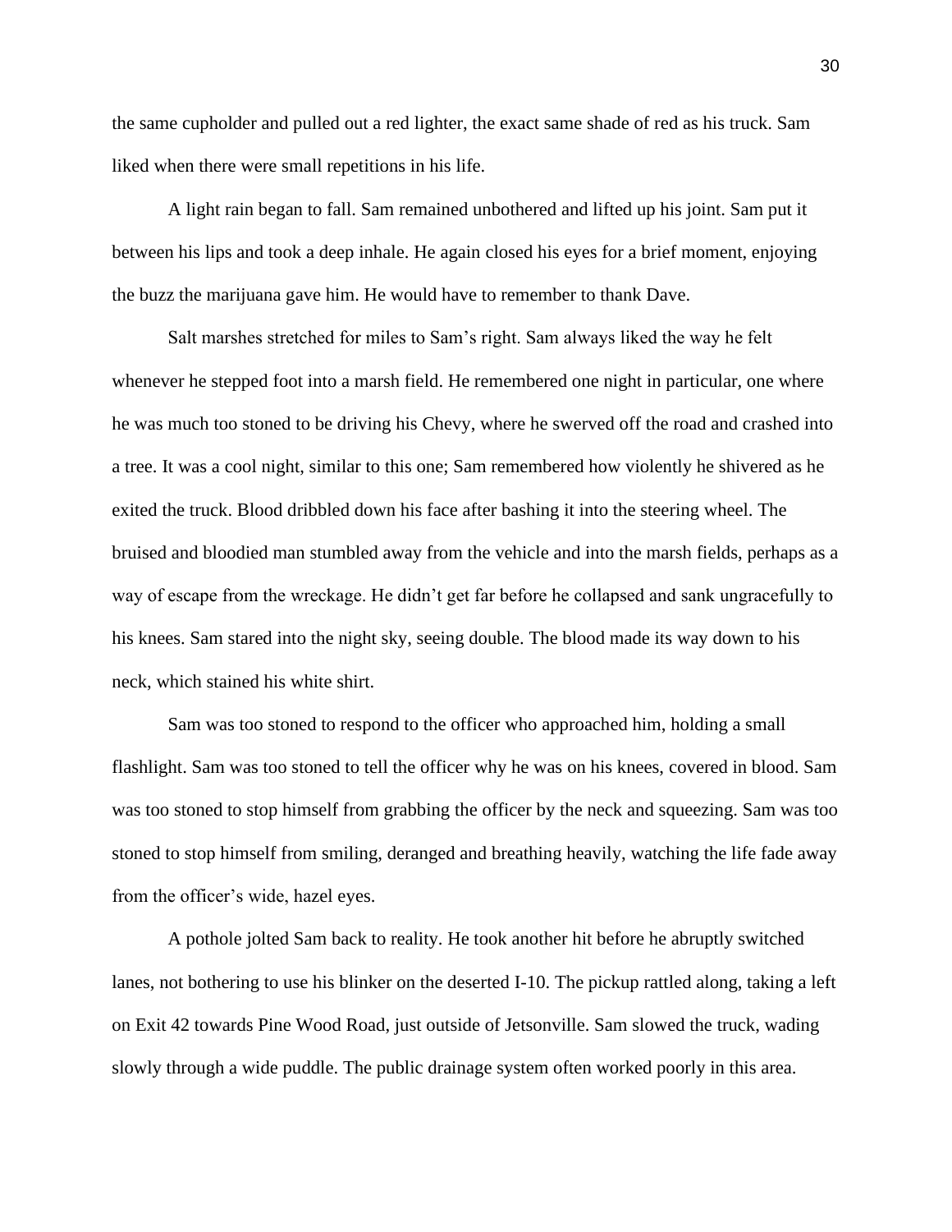the same cupholder and pulled out a red lighter, the exact same shade of red as his truck. Sam liked when there were small repetitions in his life.

A light rain began to fall. Sam remained unbothered and lifted up his joint. Sam put it between his lips and took a deep inhale. He again closed his eyes for a brief moment, enjoying the buzz the marijuana gave him. He would have to remember to thank Dave.

Salt marshes stretched for miles to Sam's right. Sam always liked the way he felt whenever he stepped foot into a marsh field. He remembered one night in particular, one where he was much too stoned to be driving his Chevy, where he swerved off the road and crashed into a tree. It was a cool night, similar to this one; Sam remembered how violently he shivered as he exited the truck. Blood dribbled down his face after bashing it into the steering wheel. The bruised and bloodied man stumbled away from the vehicle and into the marsh fields, perhaps as a way of escape from the wreckage. He didn't get far before he collapsed and sank ungracefully to his knees. Sam stared into the night sky, seeing double. The blood made its way down to his neck, which stained his white shirt.

Sam was too stoned to respond to the officer who approached him, holding a small flashlight. Sam was too stoned to tell the officer why he was on his knees, covered in blood. Sam was too stoned to stop himself from grabbing the officer by the neck and squeezing. Sam was too stoned to stop himself from smiling, deranged and breathing heavily, watching the life fade away from the officer's wide, hazel eyes.

A pothole jolted Sam back to reality. He took another hit before he abruptly switched lanes, not bothering to use his blinker on the deserted I-10. The pickup rattled along, taking a left on Exit 42 towards Pine Wood Road, just outside of Jetsonville. Sam slowed the truck, wading slowly through a wide puddle. The public drainage system often worked poorly in this area.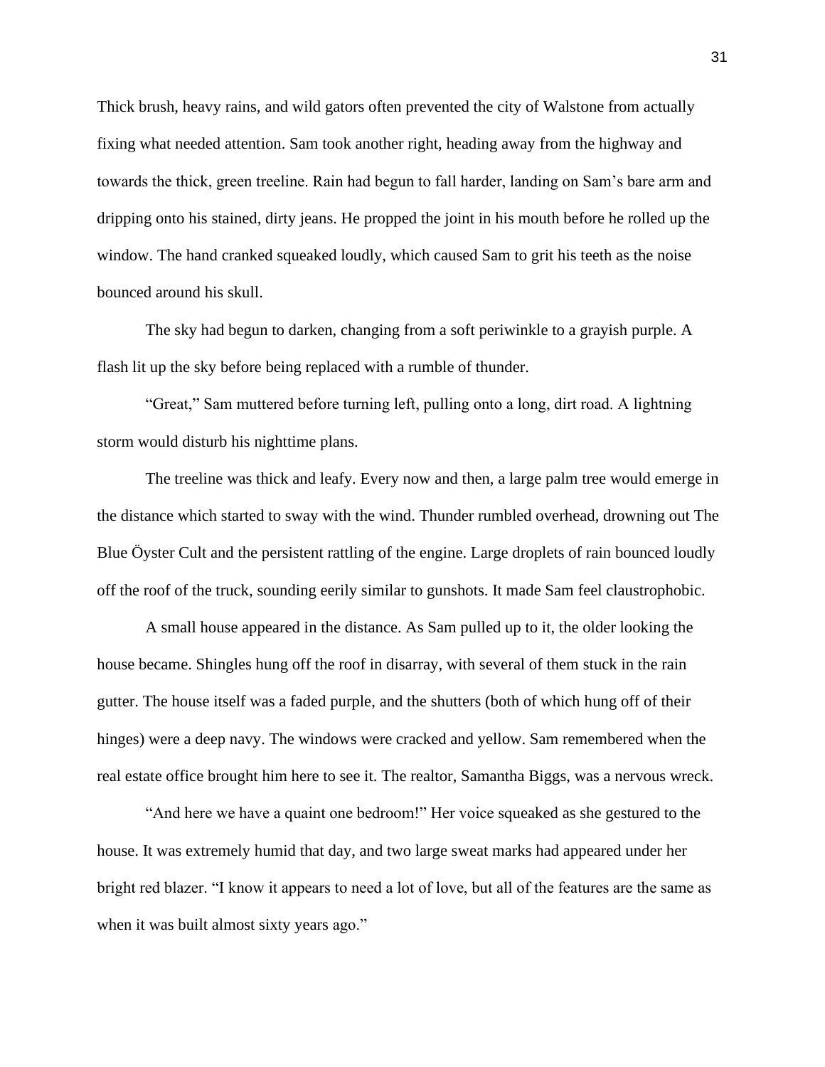Thick brush, heavy rains, and wild gators often prevented the city of Walstone from actually fixing what needed attention. Sam took another right, heading away from the highway and towards the thick, green treeline. Rain had begun to fall harder, landing on Sam's bare arm and dripping onto his stained, dirty jeans. He propped the joint in his mouth before he rolled up the window. The hand cranked squeaked loudly, which caused Sam to grit his teeth as the noise bounced around his skull.

The sky had begun to darken, changing from a soft periwinkle to a grayish purple. A flash lit up the sky before being replaced with a rumble of thunder.

"Great," Sam muttered before turning left, pulling onto a long, dirt road. A lightning storm would disturb his nighttime plans.

The treeline was thick and leafy. Every now and then, a large palm tree would emerge in the distance which started to sway with the wind. Thunder rumbled overhead, drowning out The Blue Öyster Cult and the persistent rattling of the engine. Large droplets of rain bounced loudly off the roof of the truck, sounding eerily similar to gunshots. It made Sam feel claustrophobic.

A small house appeared in the distance. As Sam pulled up to it, the older looking the house became. Shingles hung off the roof in disarray, with several of them stuck in the rain gutter. The house itself was a faded purple, and the shutters (both of which hung off of their hinges) were a deep navy. The windows were cracked and yellow. Sam remembered when the real estate office brought him here to see it. The realtor, Samantha Biggs, was a nervous wreck.

"And here we have a quaint one bedroom!" Her voice squeaked as she gestured to the house. It was extremely humid that day, and two large sweat marks had appeared under her bright red blazer. "I know it appears to need a lot of love, but all of the features are the same as when it was built almost sixty years ago."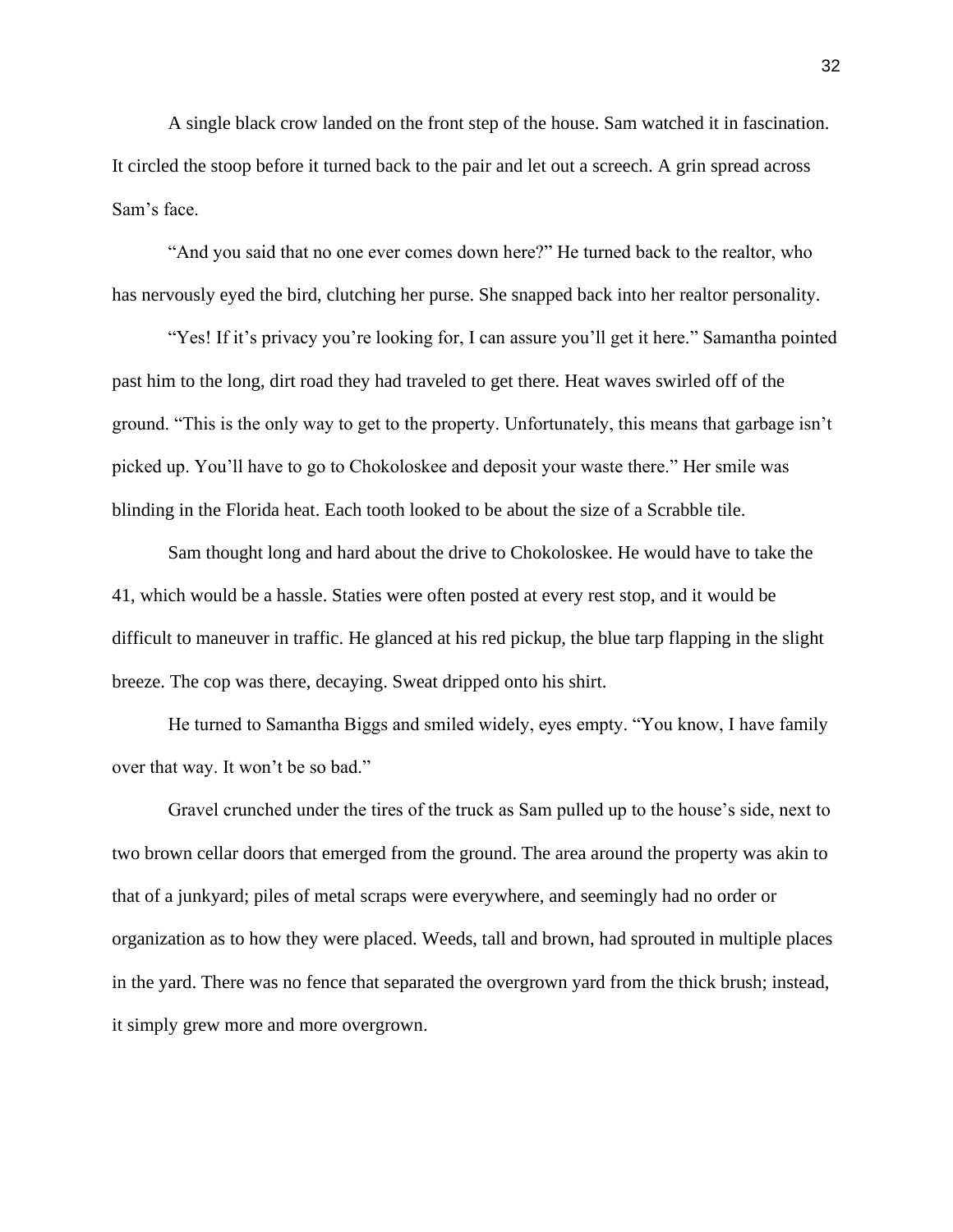A single black crow landed on the front step of the house. Sam watched it in fascination. It circled the stoop before it turned back to the pair and let out a screech. A grin spread across Sam's face.

"And you said that no one ever comes down here?" He turned back to the realtor, who has nervously eyed the bird, clutching her purse. She snapped back into her realtor personality.

"Yes! If it's privacy you're looking for, I can assure you'll get it here." Samantha pointed past him to the long, dirt road they had traveled to get there. Heat waves swirled off of the ground. "This is the only way to get to the property. Unfortunately, this means that garbage isn't picked up. You'll have to go to Chokoloskee and deposit your waste there." Her smile was blinding in the Florida heat. Each tooth looked to be about the size of a Scrabble tile.

Sam thought long and hard about the drive to Chokoloskee. He would have to take the 41, which would be a hassle. Staties were often posted at every rest stop, and it would be difficult to maneuver in traffic. He glanced at his red pickup, the blue tarp flapping in the slight breeze. The cop was there, decaying. Sweat dripped onto his shirt.

He turned to Samantha Biggs and smiled widely, eyes empty. "You know, I have family over that way. It won't be so bad."

Gravel crunched under the tires of the truck as Sam pulled up to the house's side, next to two brown cellar doors that emerged from the ground. The area around the property was akin to that of a junkyard; piles of metal scraps were everywhere, and seemingly had no order or organization as to how they were placed. Weeds, tall and brown, had sprouted in multiple places in the yard. There was no fence that separated the overgrown yard from the thick brush; instead, it simply grew more and more overgrown.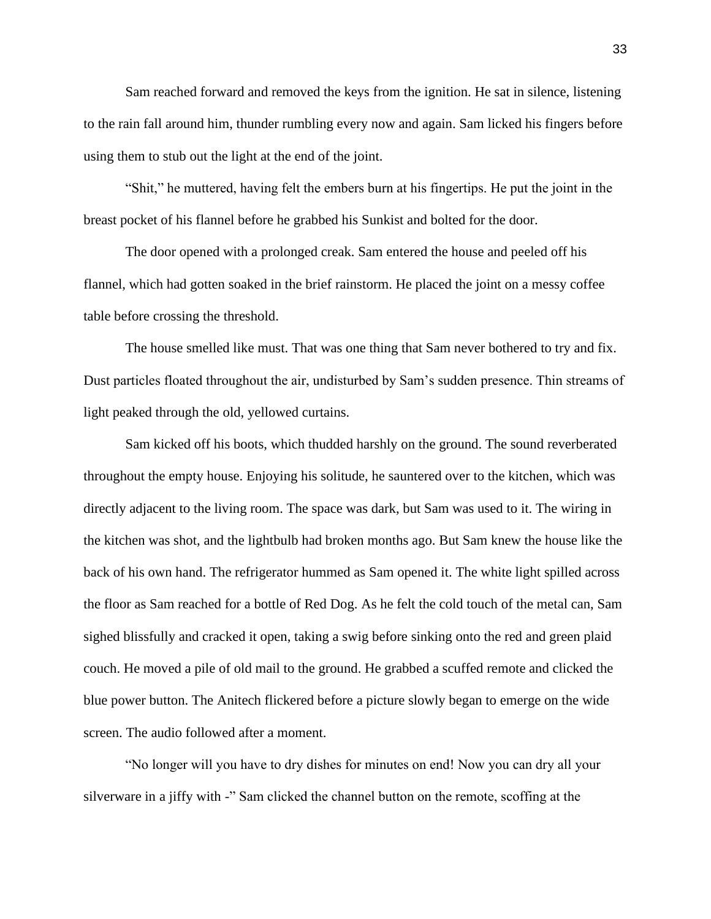Sam reached forward and removed the keys from the ignition. He sat in silence, listening to the rain fall around him, thunder rumbling every now and again. Sam licked his fingers before using them to stub out the light at the end of the joint.

"Shit," he muttered, having felt the embers burn at his fingertips. He put the joint in the breast pocket of his flannel before he grabbed his Sunkist and bolted for the door.

The door opened with a prolonged creak. Sam entered the house and peeled off his flannel, which had gotten soaked in the brief rainstorm. He placed the joint on a messy coffee table before crossing the threshold.

The house smelled like must. That was one thing that Sam never bothered to try and fix. Dust particles floated throughout the air, undisturbed by Sam's sudden presence. Thin streams of light peaked through the old, yellowed curtains.

Sam kicked off his boots, which thudded harshly on the ground. The sound reverberated throughout the empty house. Enjoying his solitude, he sauntered over to the kitchen, which was directly adjacent to the living room. The space was dark, but Sam was used to it. The wiring in the kitchen was shot, and the lightbulb had broken months ago. But Sam knew the house like the back of his own hand. The refrigerator hummed as Sam opened it. The white light spilled across the floor as Sam reached for a bottle of Red Dog. As he felt the cold touch of the metal can, Sam sighed blissfully and cracked it open, taking a swig before sinking onto the red and green plaid couch. He moved a pile of old mail to the ground. He grabbed a scuffed remote and clicked the blue power button. The Anitech flickered before a picture slowly began to emerge on the wide screen. The audio followed after a moment.

"No longer will you have to dry dishes for minutes on end! Now you can dry all your silverware in a jiffy with -" Sam clicked the channel button on the remote, scoffing at the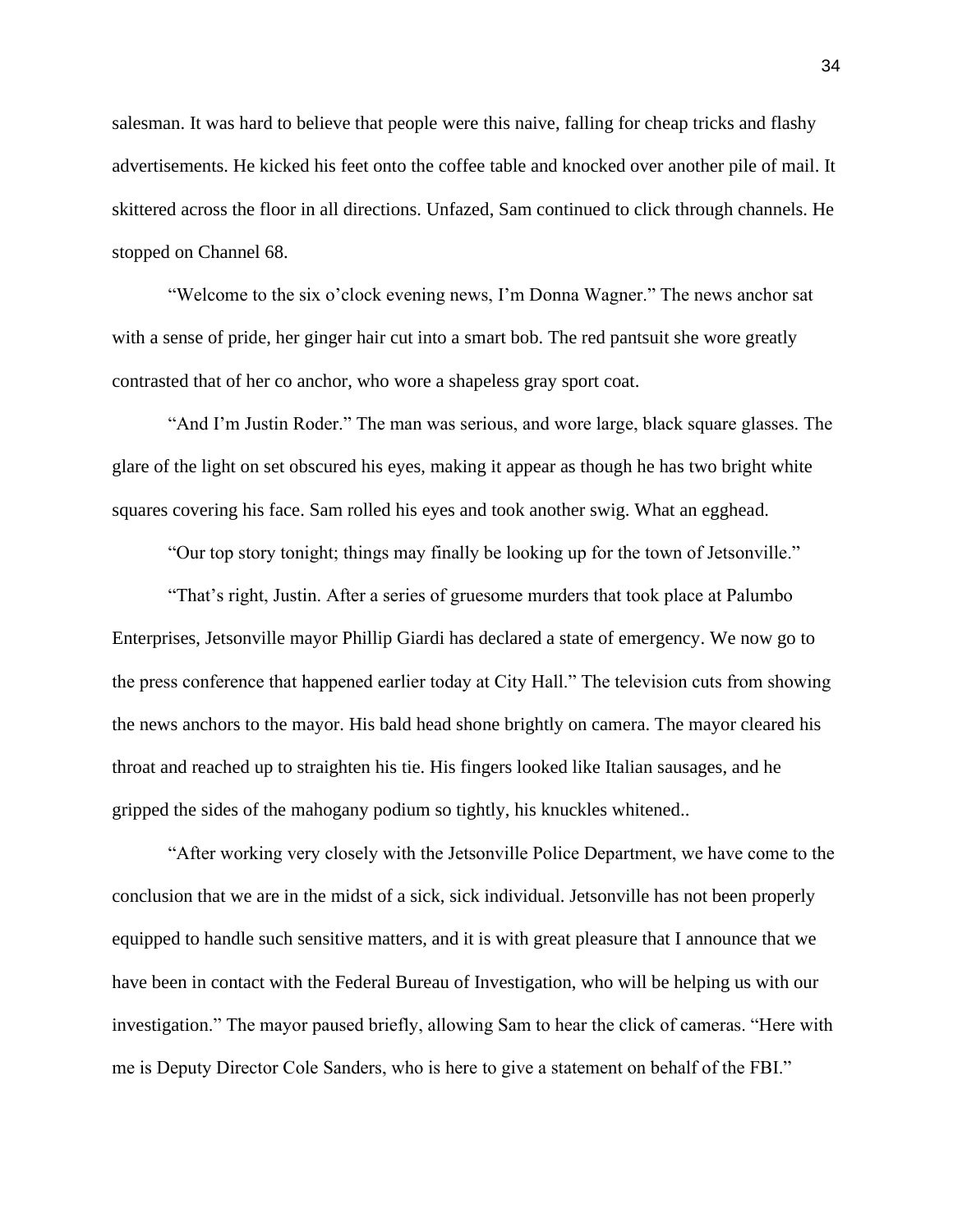salesman. It was hard to believe that people were this naive, falling for cheap tricks and flashy advertisements. He kicked his feet onto the coffee table and knocked over another pile of mail. It skittered across the floor in all directions. Unfazed, Sam continued to click through channels. He stopped on Channel 68.

"Welcome to the six o'clock evening news, I'm Donna Wagner." The news anchor sat with a sense of pride, her ginger hair cut into a smart bob. The red pantsuit she wore greatly contrasted that of her co anchor, who wore a shapeless gray sport coat.

"And I'm Justin Roder." The man was serious, and wore large, black square glasses. The glare of the light on set obscured his eyes, making it appear as though he has two bright white squares covering his face. Sam rolled his eyes and took another swig. What an egghead.

"Our top story tonight; things may finally be looking up for the town of Jetsonville."

"That's right, Justin. After a series of gruesome murders that took place at Palumbo Enterprises, Jetsonville mayor Phillip Giardi has declared a state of emergency. We now go to the press conference that happened earlier today at City Hall." The television cuts from showing the news anchors to the mayor. His bald head shone brightly on camera. The mayor cleared his throat and reached up to straighten his tie. His fingers looked like Italian sausages, and he gripped the sides of the mahogany podium so tightly, his knuckles whitened..

"After working very closely with the Jetsonville Police Department, we have come to the conclusion that we are in the midst of a sick, sick individual. Jetsonville has not been properly equipped to handle such sensitive matters, and it is with great pleasure that I announce that we have been in contact with the Federal Bureau of Investigation, who will be helping us with our investigation." The mayor paused briefly, allowing Sam to hear the click of cameras. "Here with me is Deputy Director Cole Sanders, who is here to give a statement on behalf of the FBI."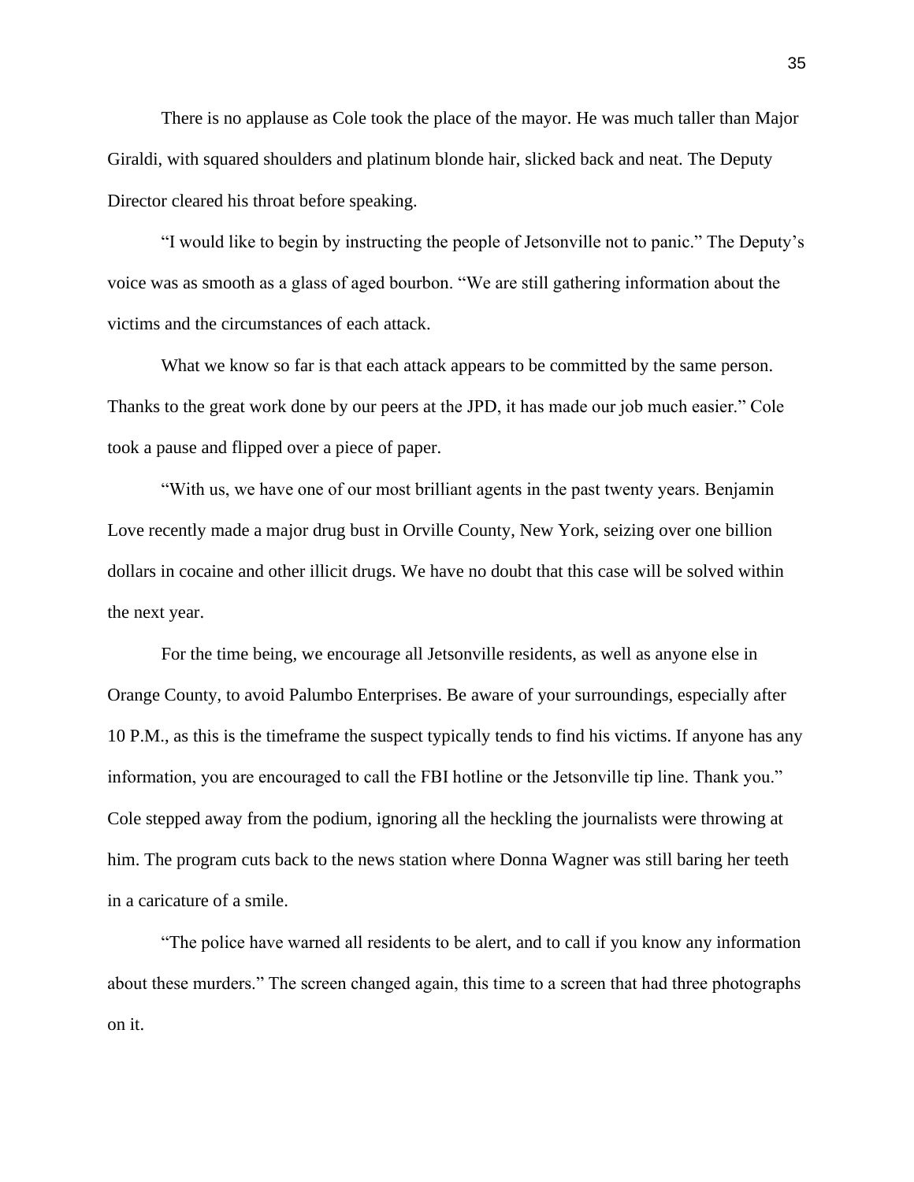There is no applause as Cole took the place of the mayor. He was much taller than Major Giraldi, with squared shoulders and platinum blonde hair, slicked back and neat. The Deputy Director cleared his throat before speaking.

“I would like to begin by instructing the people of Jetsonville not to panic.” The Deputy’s voice was as smooth as a glass of aged bourbon. “We are still gathering information about the victims and the circumstances of each attack.

What we know so far is that each attack appears to be committed by the same person. Thanks to the great work done by our peers at the JPD, it has made our job much easier.” Cole took a pause and flipped over a piece of paper.

“With us, we have one of our most brilliant agents in the past twenty years. Benjamin Love recently made a major drug bust in Orville County, New York, seizing over one billion dollars in cocaine and other illicit drugs. We have no doubt that this case will be solved within the next year.

For the time being, we encourage all Jetsonville residents, as well as anyone else in Orange County, to avoid Palumbo Enterprises. Be aware of your surroundings, especially after 10 P.M., as this is the timeframe the suspect typically tends to find his victims. If anyone has any information, you are encouraged to call the FBI hotline or the Jetsonville tip line. Thank you.” Cole stepped away from the podium, ignoring all the heckling the journalists were throwing at him. The program cuts back to the news station where Donna Wagner was still baring her teeth in a caricature of a smile.

“The police have warned all residents to be alert, and to call if you know any information about these murders.” The screen changed again, this time to a screen that had three photographs on it.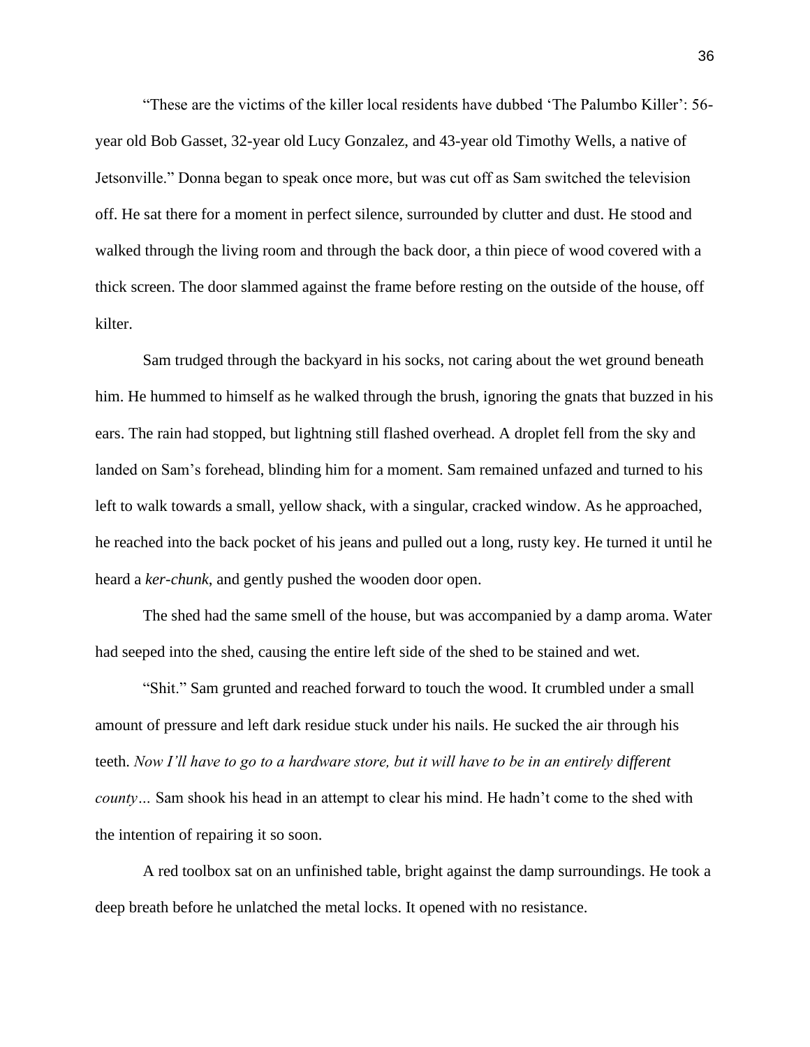"These are the victims of the killer local residents have dubbed 'The Palumbo Killer': 56-year old Bob Gasset, 32-year old Lucy Gonzalez, and 43-year old Timothy Wells, a native of Jetsonville." Donna began to speak once more, but was cut off as Sam switched the television off. He sat there for a moment in perfect silence, surrounded by clutter and dust. He stood and walked through the living room and through the back door, a thin piece of wood covered with a thick screen. The door slammed against the frame before resting on the outside of the house, off kilter.

Sam trudged through the backyard in his socks, not caring about the wet ground beneath him. He hummed to himself as he walked through the brush, ignoring the gnats that buzzed in his ears. The rain had stopped, but lightning still flashed overhead. A droplet fell from the sky and landed on Sam's forehead, blinding him for a moment. Sam remained unfazed and turned to his left to walk towards a small, yellow shack, with a singular, cracked window. As he approached, he reached into the back pocket of his jeans and pulled out a long, rusty key. He turned it until he heard a *ker-chunk*, and gently pushed the wooden door open.

The shed had the same smell of the house, but was accompanied by a damp aroma. Water had seeped into the shed, causing the entire left side of the shed to be stained and wet.

"Shit." Sam grunted and reached forward to touch the wood. It crumbled under a small amount of pressure and left dark residue stuck under his nails. He sucked the air through his teeth. *Now I'll have to go to a hardware store, but it will have to be in an entirely different county…* Sam shook his head in an attempt to clear his mind. He hadn't come to the shed with the intention of repairing it so soon.

A red toolbox sat on an unfinished table, bright against the damp surroundings. He took a deep breath before he unlatched the metal locks. It opened with no resistance.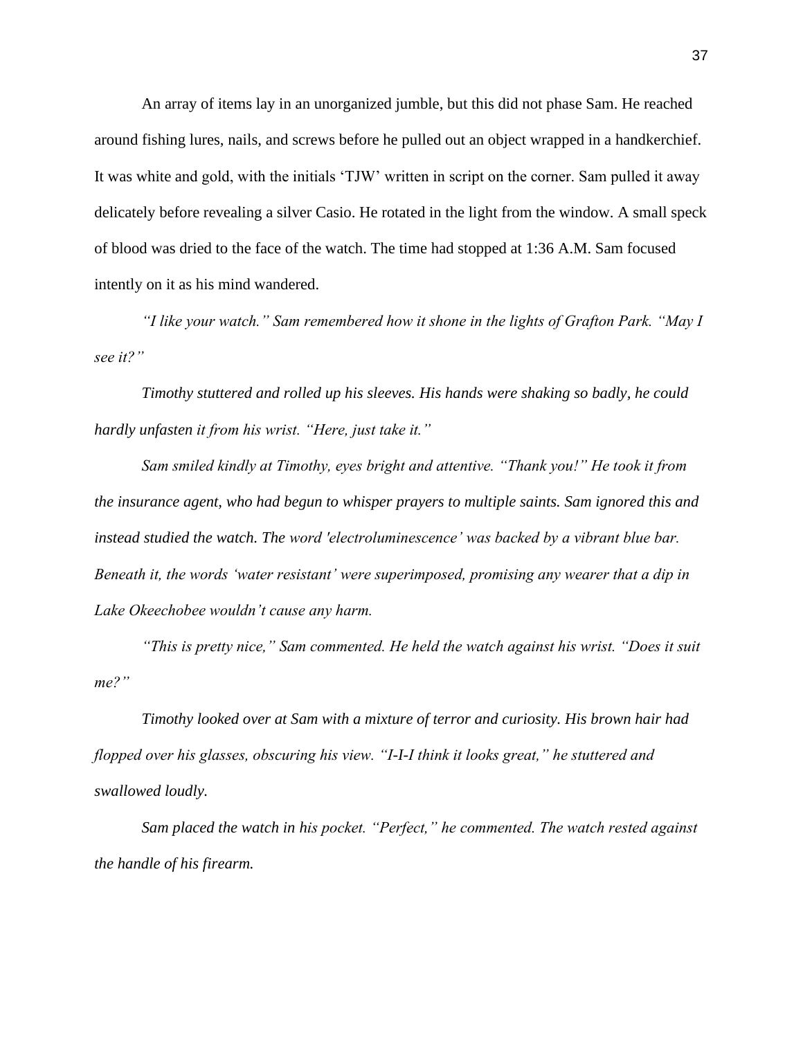An array of items lay in an unorganized jumble, but this did not phase Sam. He reached around fishing lures, nails, and screws before he pulled out an object wrapped in a handkerchief. It was white and gold, with the initials 'TJW' written in script on the corner. Sam pulled it away delicately before revealing a silver Casio. He rotated in the light from the window. A small speck of blood was dried to the face of the watch. The time had stopped at 1:36 A.M. Sam focused intently on it as his mind wandered.

*"I like your watch." Sam remembered how it shone in the lights of Grafton Park. "May I see it?"*

*Timothy stuttered and rolled up his sleeves. His hands were shaking so badly, he could hardly unfasten it from his wrist. "Here, just take it."*

*Sam smiled kindly at Timothy, eyes bright and attentive. "Thank you!" He took it from the insurance agent, who had begun to whisper prayers to multiple saints. Sam ignored this and instead studied the watch. The word 'electroluminescence' was backed by a vibrant blue bar. Beneath it, the words 'water resistant' were superimposed, promising any wearer that a dip in Lake Okeechobee wouldn't cause any harm.*

*"This is pretty nice," Sam commented. He held the watch against his wrist. "Does it suit me?"*

*Timothy looked over at Sam with a mixture of terror and curiosity. His brown hair had flopped over his glasses, obscuring his view. "I-I-I think it looks great," he stuttered and swallowed loudly.*

*Sam placed the watch in his pocket. "Perfect," he commented. The watch rested against the handle of his firearm.*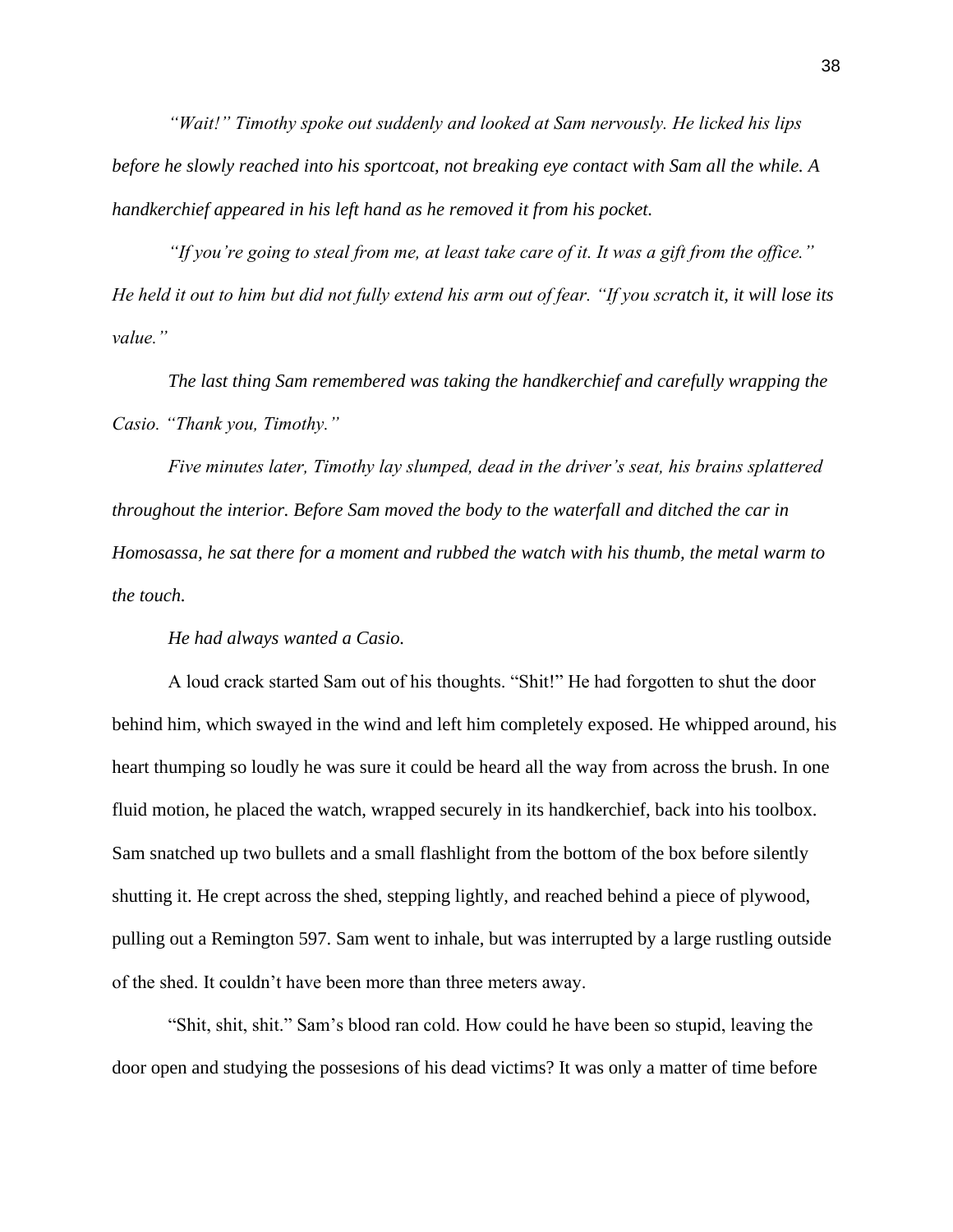*"Wait!" Timothy spoke out suddenly and looked at Sam nervously. He licked his lips before he slowly reached into his sportcoat, not breaking eye contact with Sam all the while. A handkerchief appeared in his left hand as he removed it from his pocket.*

*"If you're going to steal from me, at least take care of it. It was a gift from the office." He held it out to him but did not fully extend his arm out of fear. "If you scratch it, it will lose its value."*

*The last thing Sam remembered was taking the handkerchief and carefully wrapping the Casio. "Thank you, Timothy."*

*Five minutes later, Timothy lay slumped, dead in the driver's seat, his brains splattered throughout the interior. Before Sam moved the body to the waterfall and ditched the car in Homosassa, he sat there for a moment and rubbed the watch with his thumb, the metal warm to the touch.*

*He had always wanted a Casio.*

A loud crack started Sam out of his thoughts. "Shit!" He had forgotten to shut the door behind him, which swayed in the wind and left him completely exposed. He whipped around, his heart thumping so loudly he was sure it could be heard all the way from across the brush. In one fluid motion, he placed the watch, wrapped securely in its handkerchief, back into his toolbox. Sam snatched up two bullets and a small flashlight from the bottom of the box before silently shutting it. He crept across the shed, stepping lightly, and reached behind a piece of plywood, pulling out a Remington 597. Sam went to inhale, but was interrupted by a large rustling outside of the shed. It couldn't have been more than three meters away.

"Shit, shit, shit." Sam's blood ran cold. How could he have been so stupid, leaving the door open and studying the possesions of his dead victims? It was only a matter of time before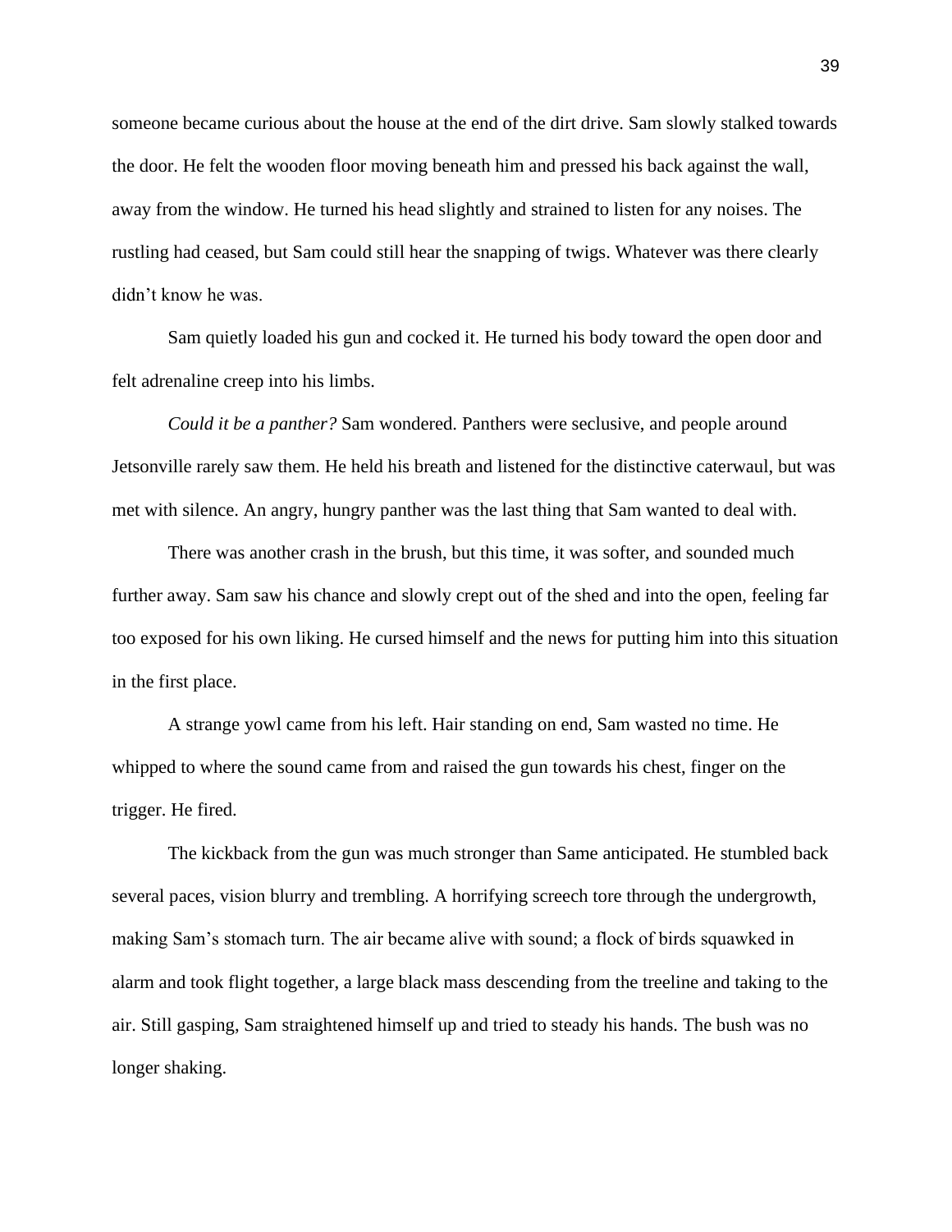someone became curious about the house at the end of the dirt drive. Sam slowly stalked towards the door. He felt the wooden floor moving beneath him and pressed his back against the wall, away from the window. He turned his head slightly and strained to listen for any noises. The rustling had ceased, but Sam could still hear the snapping of twigs. Whatever was there clearly didn't know he was.

Sam quietly loaded his gun and cocked it. He turned his body toward the open door and felt adrenaline creep into his limbs.

*Could it be a panther?* Sam wondered. Panthers were seclusive, and people around Jetsonville rarely saw them. He held his breath and listened for the distinctive caterwaul, but was met with silence. An angry, hungry panther was the last thing that Sam wanted to deal with.

There was another crash in the brush, but this time, it was softer, and sounded much further away. Sam saw his chance and slowly crept out of the shed and into the open, feeling far too exposed for his own liking. He cursed himself and the news for putting him into this situation in the first place.

A strange yowl came from his left. Hair standing on end, Sam wasted no time. He whipped to where the sound came from and raised the gun towards his chest, finger on the trigger. He fired.

The kickback from the gun was much stronger than Same anticipated. He stumbled back several paces, vision blurry and trembling. A horrifying screech tore through the undergrowth, making Sam's stomach turn. The air became alive with sound; a flock of birds squawked in alarm and took flight together, a large black mass descending from the treeline and taking to the air. Still gasping, Sam straightened himself up and tried to steady his hands. The bush was no longer shaking.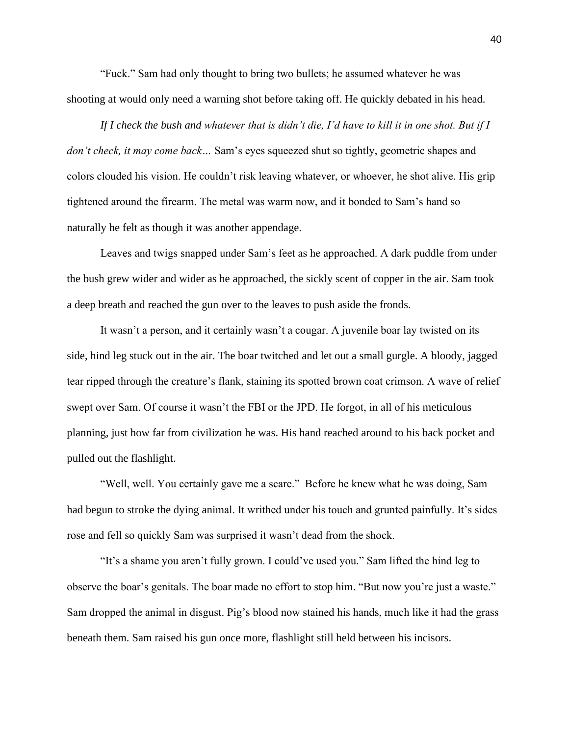"Fuck." Sam had only thought to bring two bullets; he assumed whatever he was shooting at would only need a warning shot before taking off. He quickly debated in his head.

*If I check the bush and whatever that is didn't die, I'd have to kill it in one shot. But if I don't check, it may come back…* Sam's eyes squeezed shut so tightly, geometric shapes and colors clouded his vision. He couldn't risk leaving whatever, or whoever, he shot alive. His grip tightened around the firearm. The metal was warm now, and it bonded to Sam's hand so naturally he felt as though it was another appendage.

Leaves and twigs snapped under Sam's feet as he approached. A dark puddle from under the bush grew wider and wider as he approached, the sickly scent of copper in the air. Sam took a deep breath and reached the gun over to the leaves to push aside the fronds.

It wasn't a person, and it certainly wasn't a cougar. A juvenile boar lay twisted on its side, hind leg stuck out in the air. The boar twitched and let out a small gurgle. A bloody, jagged tear ripped through the creature's flank, staining its spotted brown coat crimson. A wave of relief swept over Sam. Of course it wasn't the FBI or the JPD. He forgot, in all of his meticulous planning, just how far from civilization he was. His hand reached around to his back pocket and pulled out the flashlight.

"Well, well. You certainly gave me a scare." Before he knew what he was doing, Sam had begun to stroke the dying animal. It writhed under his touch and grunted painfully. It's sides rose and fell so quickly Sam was surprised it wasn't dead from the shock.

"It's a shame you aren't fully grown. I could've used you." Sam lifted the hind leg to observe the boar's genitals. The boar made no effort to stop him. "But now you're just a waste." Sam dropped the animal in disgust. Pig's blood now stained his hands, much like it had the grass beneath them. Sam raised his gun once more, flashlight still held between his incisors.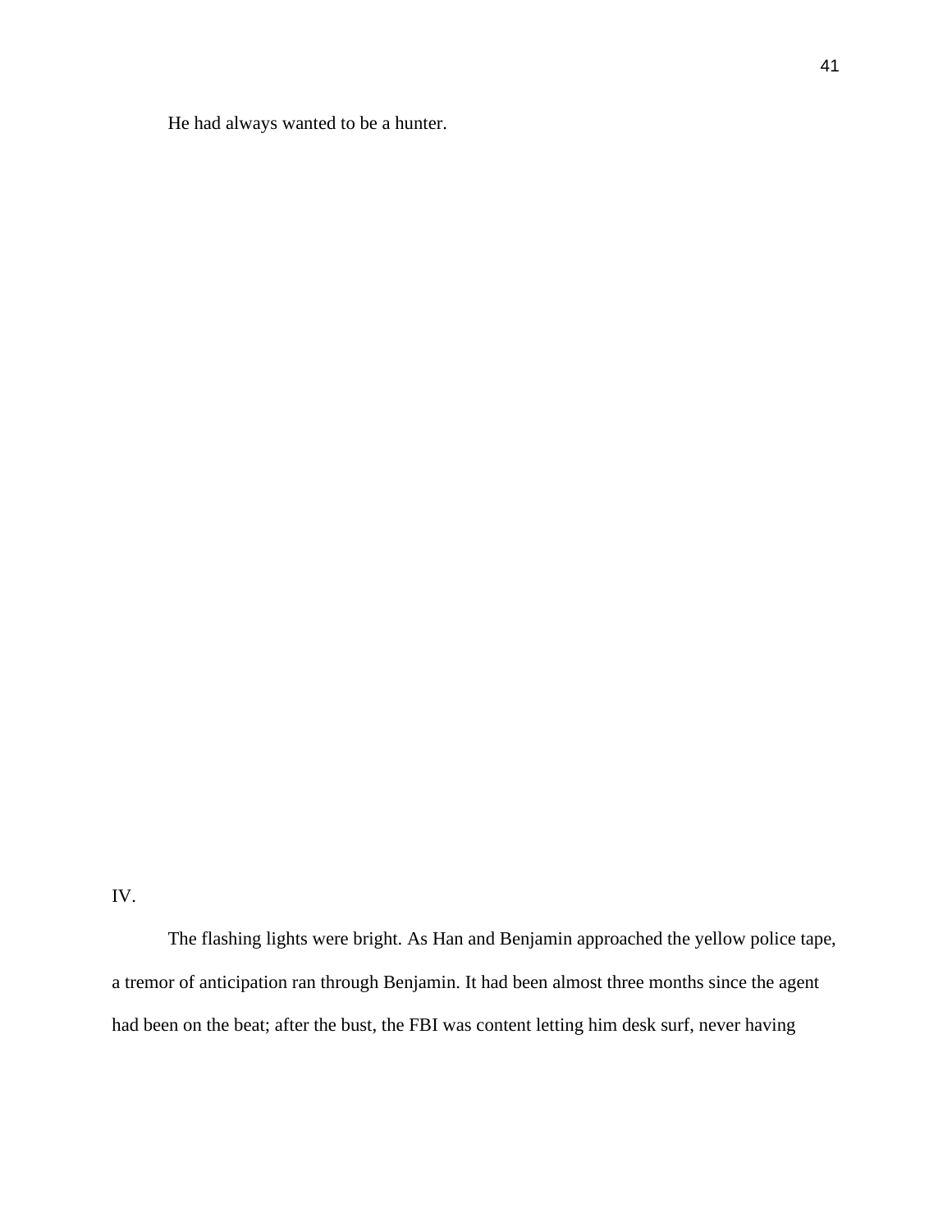He had always wanted to be a hunter.

IV.

The flashing lights were bright. As Han and Benjamin approached the yellow police tape, a tremor of anticipation ran through Benjamin. It had been almost three months since the agent had been on the beat; after the bust, the FBI was content letting him desk surf, never having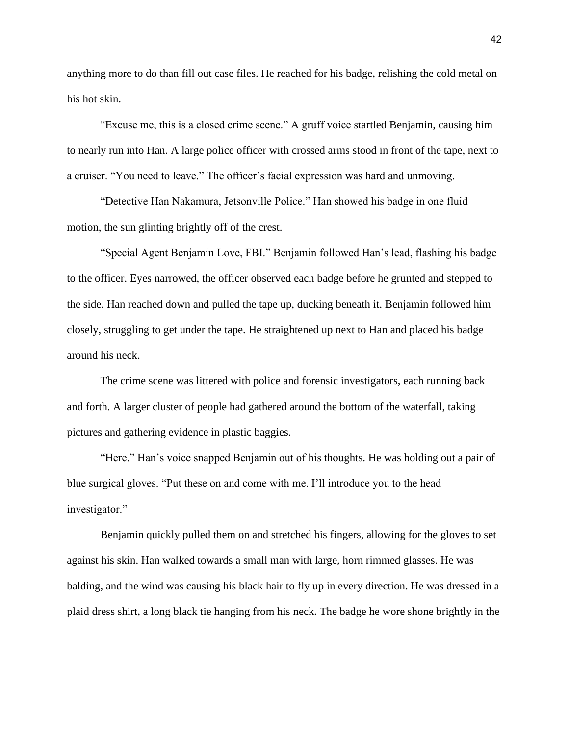anything more to do than fill out case files. He reached for his badge, relishing the cold metal on his hot skin.

"Excuse me, this is a closed crime scene." A gruff voice startled Benjamin, causing him to nearly run into Han. A large police officer with crossed arms stood in front of the tape, next to a cruiser. "You need to leave." The officer's facial expression was hard and unmoving.

"Detective Han Nakamura, Jetsonville Police." Han showed his badge in one fluid motion, the sun glinting brightly off of the crest.

"Special Agent Benjamin Love, FBI." Benjamin followed Han's lead, flashing his badge to the officer. Eyes narrowed, the officer observed each badge before he grunted and stepped to the side. Han reached down and pulled the tape up, ducking beneath it. Benjamin followed him closely, struggling to get under the tape. He straightened up next to Han and placed his badge around his neck.

The crime scene was littered with police and forensic investigators, each running back and forth. A larger cluster of people had gathered around the bottom of the waterfall, taking pictures and gathering evidence in plastic baggies.

"Here." Han's voice snapped Benjamin out of his thoughts. He was holding out a pair of blue surgical gloves. "Put these on and come with me. I'll introduce you to the head investigator."

Benjamin quickly pulled them on and stretched his fingers, allowing for the gloves to set against his skin. Han walked towards a small man with large, horn rimmed glasses. He was balding, and the wind was causing his black hair to fly up in every direction. He was dressed in a plaid dress shirt, a long black tie hanging from his neck. The badge he wore shone brightly in the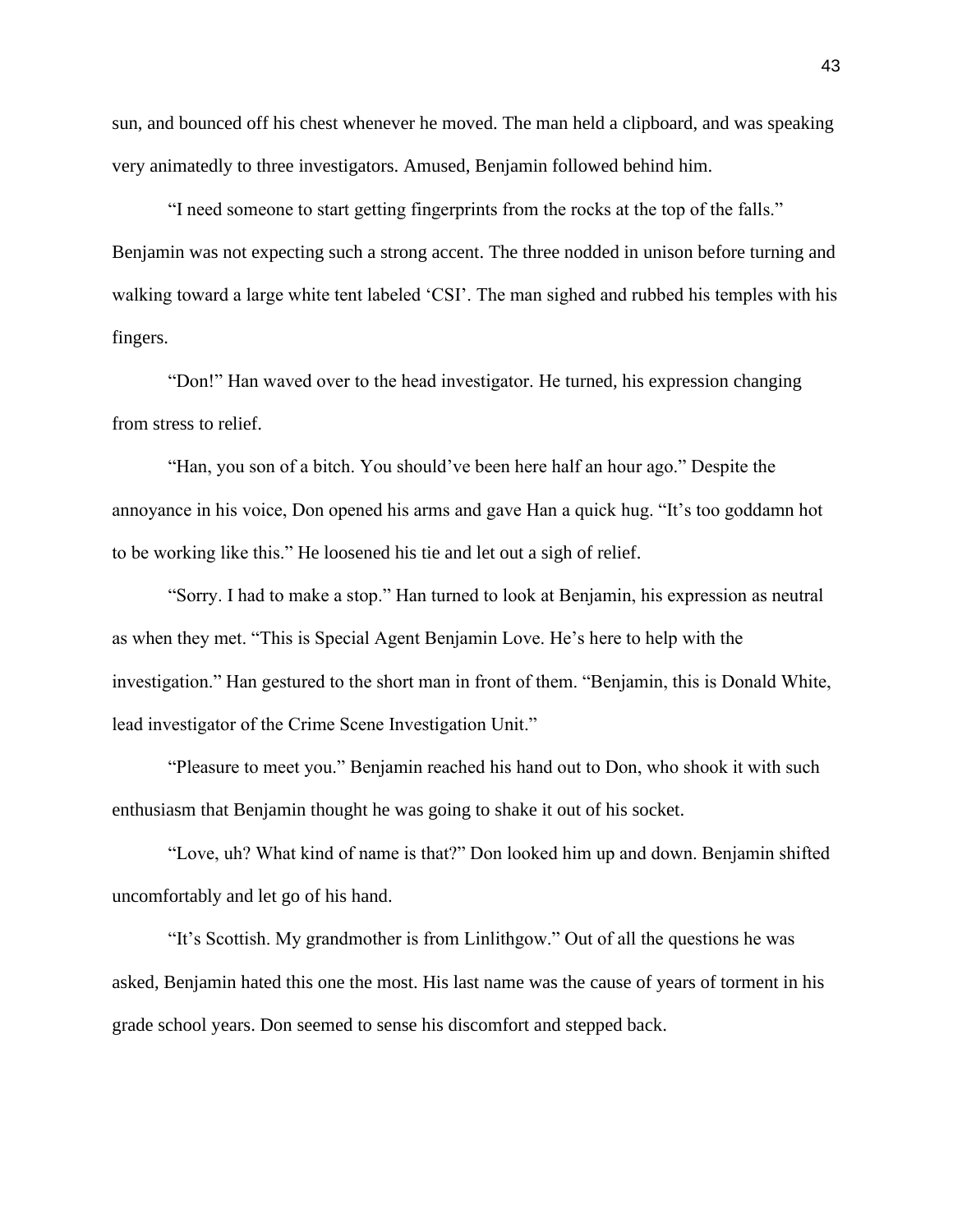sun, and bounced off his chest whenever he moved. The man held a clipboard, and was speaking very animatedly to three investigators. Amused, Benjamin followed behind him.

"I need someone to start getting fingerprints from the rocks at the top of the falls." Benjamin was not expecting such a strong accent. The three nodded in unison before turning and walking toward a large white tent labeled 'CSI'. The man sighed and rubbed his temples with his fingers.

"Don!" Han waved over to the head investigator. He turned, his expression changing from stress to relief.

"Han, you son of a bitch. You should've been here half an hour ago." Despite the annoyance in his voice, Don opened his arms and gave Han a quick hug. "It's too goddamn hot to be working like this." He loosened his tie and let out a sigh of relief.

"Sorry. I had to make a stop." Han turned to look at Benjamin, his expression as neutral as when they met. "This is Special Agent Benjamin Love. He's here to help with the investigation." Han gestured to the short man in front of them. "Benjamin, this is Donald White, lead investigator of the Crime Scene Investigation Unit."

"Pleasure to meet you." Benjamin reached his hand out to Don, who shook it with such enthusiasm that Benjamin thought he was going to shake it out of his socket.

"Love, uh? What kind of name is that?" Don looked him up and down. Benjamin shifted uncomfortably and let go of his hand.

"It's Scottish. My grandmother is from Linlithgow." Out of all the questions he was asked, Benjamin hated this one the most. His last name was the cause of years of torment in his grade school years. Don seemed to sense his discomfort and stepped back.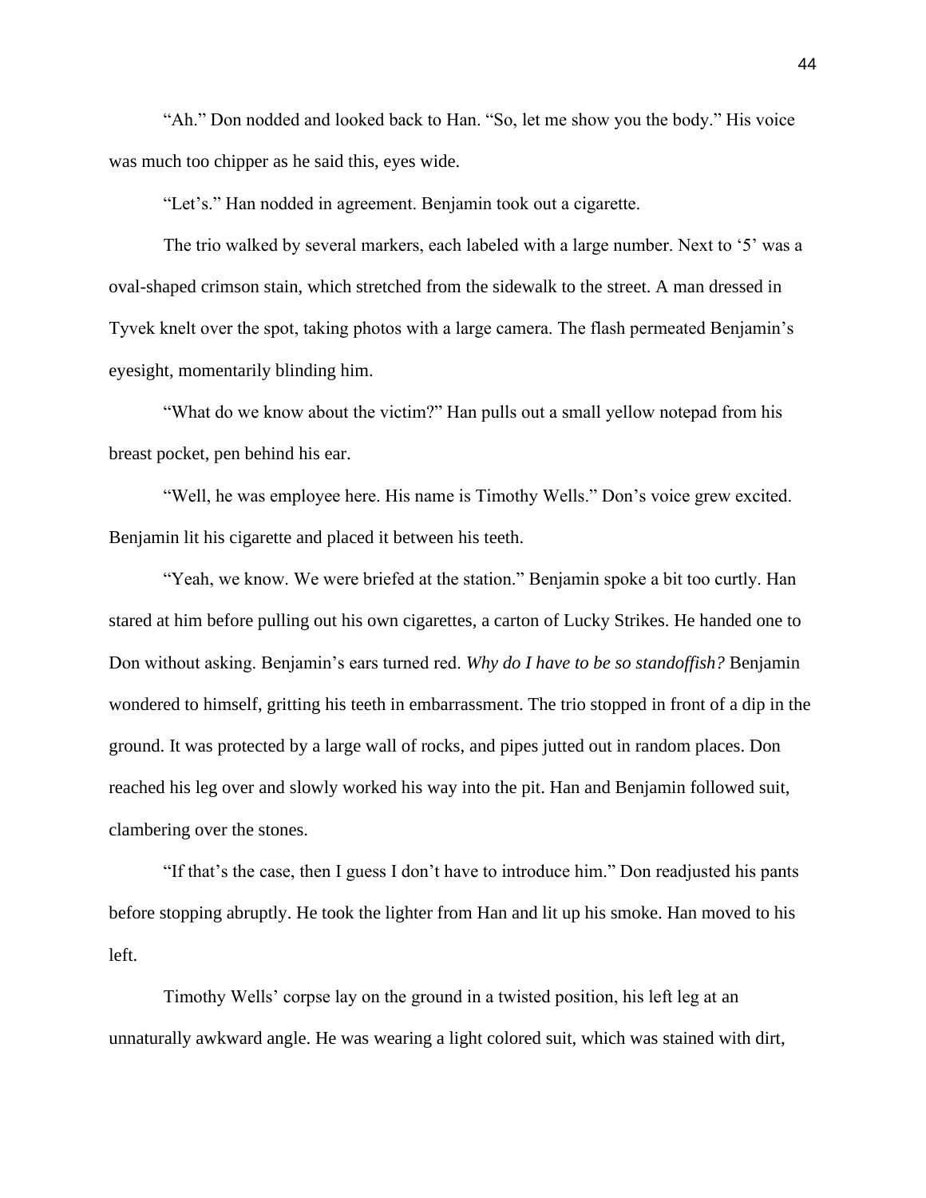"Ah." Don nodded and looked back to Han. "So, let me show you the body." His voice was much too chipper as he said this, eyes wide.

"Let's." Han nodded in agreement. Benjamin took out a cigarette.

The trio walked by several markers, each labeled with a large number. Next to '5' was a oval-shaped crimson stain, which stretched from the sidewalk to the street. A man dressed in Tyvek knelt over the spot, taking photos with a large camera. The flash permeated Benjamin's eyesight, momentarily blinding him.

"What do we know about the victim?" Han pulls out a small yellow notepad from his breast pocket, pen behind his ear.

"Well, he was employee here. His name is Timothy Wells." Don's voice grew excited. Benjamin lit his cigarette and placed it between his teeth.

"Yeah, we know. We were briefed at the station." Benjamin spoke a bit too curtly. Han stared at him before pulling out his own cigarettes, a carton of Lucky Strikes. He handed one to Don without asking. Benjamin's ears turned red. *Why do I have to be so standoffish?* Benjamin wondered to himself, gritting his teeth in embarrassment. The trio stopped in front of a dip in the ground. It was protected by a large wall of rocks, and pipes jutted out in random places. Don reached his leg over and slowly worked his way into the pit. Han and Benjamin followed suit, clambering over the stones.

"If that's the case, then I guess I don't have to introduce him." Don readjusted his pants before stopping abruptly. He took the lighter from Han and lit up his smoke. Han moved to his left.

Timothy Wells' corpse lay on the ground in a twisted position, his left leg at an unnaturally awkward angle. He was wearing a light colored suit, which was stained with dirt,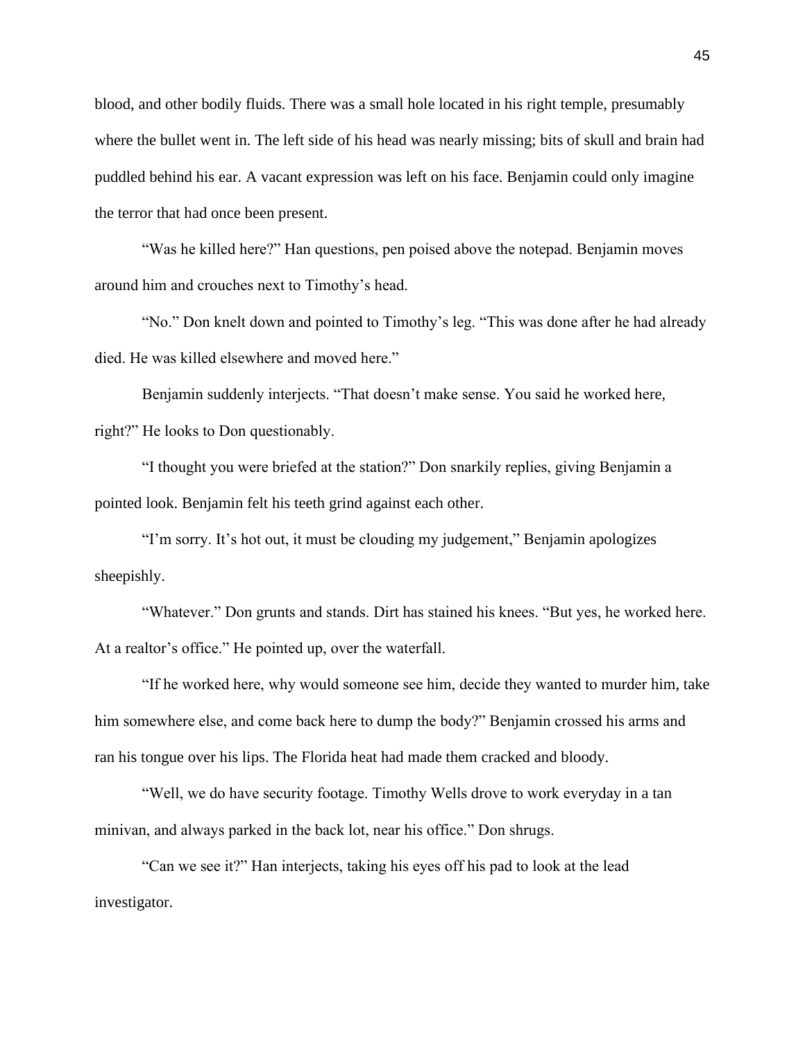blood, and other bodily fluids. There was a small hole located in his right temple, presumably where the bullet went in. The left side of his head was nearly missing; bits of skull and brain had puddled behind his ear. A vacant expression was left on his face. Benjamin could only imagine the terror that had once been present.

"Was he killed here?" Han questions, pen poised above the notepad. Benjamin moves around him and crouches next to Timothy's head.

"No." Don knelt down and pointed to Timothy's leg. "This was done after he had already died. He was killed elsewhere and moved here."

Benjamin suddenly interjects. "That doesn't make sense. You said he worked here, right?" He looks to Don questionably.

"I thought you were briefed at the station?" Don snarkily replies, giving Benjamin a pointed look. Benjamin felt his teeth grind against each other.

"I'm sorry. It's hot out, it must be clouding my judgement," Benjamin apologizes sheepishly.

"Whatever." Don grunts and stands. Dirt has stained his knees. "But yes, he worked here. At a realtor's office." He pointed up, over the waterfall.

"If he worked here, why would someone see him, decide they wanted to murder him, take him somewhere else, and come back here to dump the body?" Benjamin crossed his arms and ran his tongue over his lips. The Florida heat had made them cracked and bloody.

"Well, we do have security footage. Timothy Wells drove to work everyday in a tan minivan, and always parked in the back lot, near his office." Don shrugs.

"Can we see it?" Han interjects, taking his eyes off his pad to look at the lead investigator.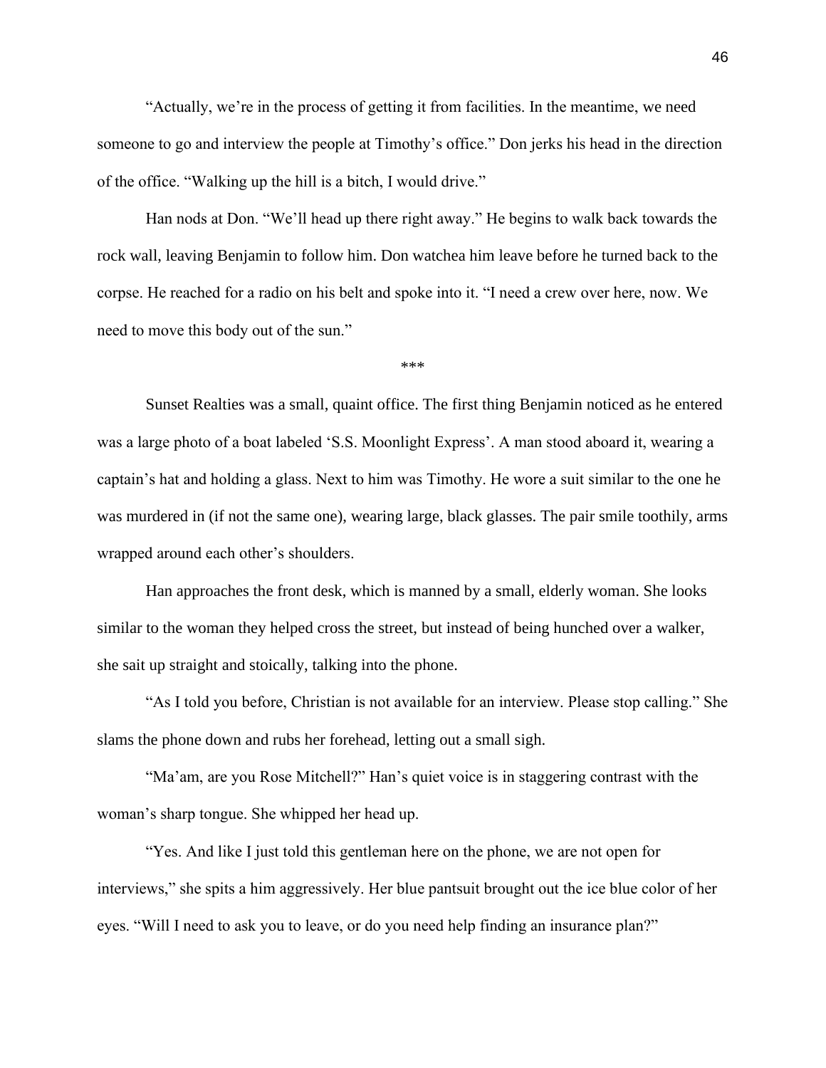"Actually, we're in the process of getting it from facilities. In the meantime, we need someone to go and interview the people at Timothy's office." Don jerks his head in the direction of the office. "Walking up the hill is a bitch, I would drive."

Han nods at Don. "We'll head up there right away." He begins to walk back towards the rock wall, leaving Benjamin to follow him. Don watchea him leave before he turned back to the corpse. He reached for a radio on his belt and spoke into it. "I need a crew over here, now. We need to move this body out of the sun."

***

Sunset Realties was a small, quaint office. The first thing Benjamin noticed as he entered was a large photo of a boat labeled 'S.S. Moonlight Express'. A man stood aboard it, wearing a captain's hat and holding a glass. Next to him was Timothy. He wore a suit similar to the one he was murdered in (if not the same one), wearing large, black glasses. The pair smile toothily, arms wrapped around each other's shoulders.

Han approaches the front desk, which is manned by a small, elderly woman. She looks similar to the woman they helped cross the street, but instead of being hunched over a walker, she sait up straight and stoically, talking into the phone.

"As I told you before, Christian is not available for an interview. Please stop calling." She slams the phone down and rubs her forehead, letting out a small sigh.

"Ma'am, are you Rose Mitchell?" Han's quiet voice is in staggering contrast with the woman's sharp tongue. She whipped her head up.

"Yes. And like I just told this gentleman here on the phone, we are not open for interviews," she spits a him aggressively. Her blue pantsuit brought out the ice blue color of her eyes. "Will I need to ask you to leave, or do you need help finding an insurance plan?"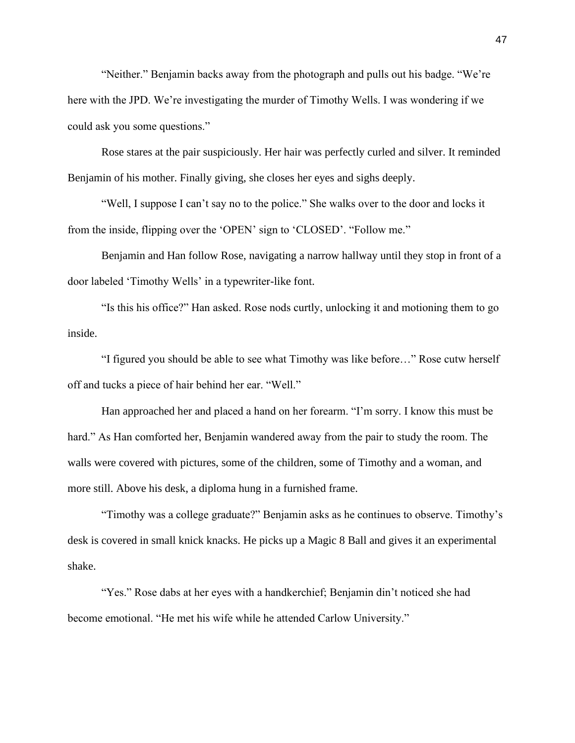“Neither.” Benjamin backs away from the photograph and pulls out his badge. “We’re here with the JPD. We’re investigating the murder of Timothy Wells. I was wondering if we could ask you some questions.”

Rose stares at the pair suspiciously. Her hair was perfectly curled and silver. It reminded Benjamin of his mother. Finally giving, she closes her eyes and sighs deeply.

“Well, I suppose I can’t say no to the police.” She walks over to the door and locks it from the inside, flipping over the ‘OPEN’ sign to ‘CLOSED’. “Follow me.”

Benjamin and Han follow Rose, navigating a narrow hallway until they stop in front of a door labeled ‘Timothy Wells’ in a typewriter-like font.

“Is this his office?” Han asked. Rose nods curtly, unlocking it and motioning them to go inside.

“I figured you should be able to see what Timothy was like before…” Rose cutw herself off and tucks a piece of hair behind her ear. “Well.”

Han approached her and placed a hand on her forearm. “I’m sorry. I know this must be hard.” As Han comforted her, Benjamin wandered away from the pair to study the room. The walls were covered with pictures, some of the children, some of Timothy and a woman, and more still. Above his desk, a diploma hung in a furnished frame.

“Timothy was a college graduate?” Benjamin asks as he continues to observe. Timothy’s desk is covered in small knick knacks. He picks up a Magic 8 Ball and gives it an experimental shake.

“Yes.” Rose dabs at her eyes with a handkerchief; Benjamin din’t noticed she had become emotional. “He met his wife while he attended Carlow University.”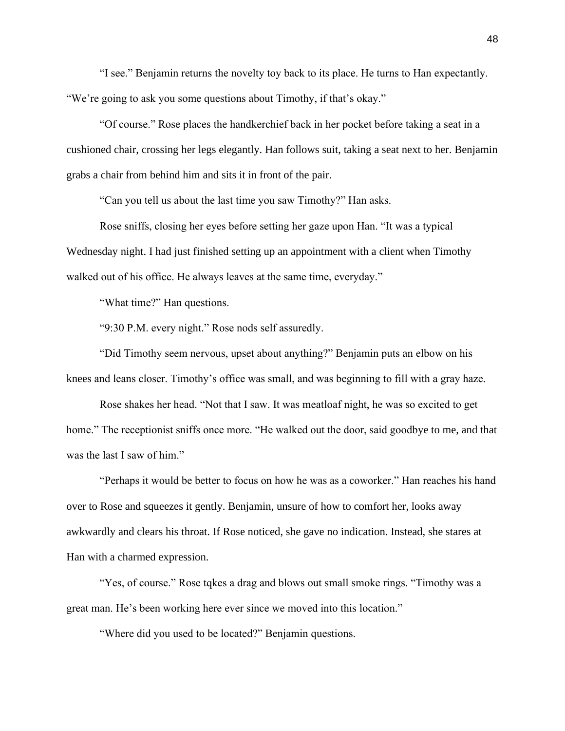"I see." Benjamin returns the novelty toy back to its place. He turns to Han expectantly. "We're going to ask you some questions about Timothy, if that's okay."

"Of course." Rose places the handkerchief back in her pocket before taking a seat in a cushioned chair, crossing her legs elegantly. Han follows suit, taking a seat next to her. Benjamin grabs a chair from behind him and sits it in front of the pair.

"Can you tell us about the last time you saw Timothy?" Han asks.

Rose sniffs, closing her eyes before setting her gaze upon Han. "It was a typical Wednesday night. I had just finished setting up an appointment with a client when Timothy walked out of his office. He always leaves at the same time, everyday."

"What time?" Han questions.

"9:30 P.M. every night." Rose nods self assuredly.

"Did Timothy seem nervous, upset about anything?" Benjamin puts an elbow on his knees and leans closer. Timothy's office was small, and was beginning to fill with a gray haze.

Rose shakes her head. "Not that I saw. It was meatloaf night, he was so excited to get home." The receptionist sniffs once more. "He walked out the door, said goodbye to me, and that was the last I saw of him."

"Perhaps it would be better to focus on how he was as a coworker." Han reaches his hand over to Rose and squeezes it gently. Benjamin, unsure of how to comfort her, looks away awkwardly and clears his throat. If Rose noticed, she gave no indication. Instead, she stares at Han with a charmed expression.

"Yes, of course." Rose tqkes a drag and blows out small smoke rings. "Timothy was a great man. He's been working here ever since we moved into this location."

"Where did you used to be located?" Benjamin questions.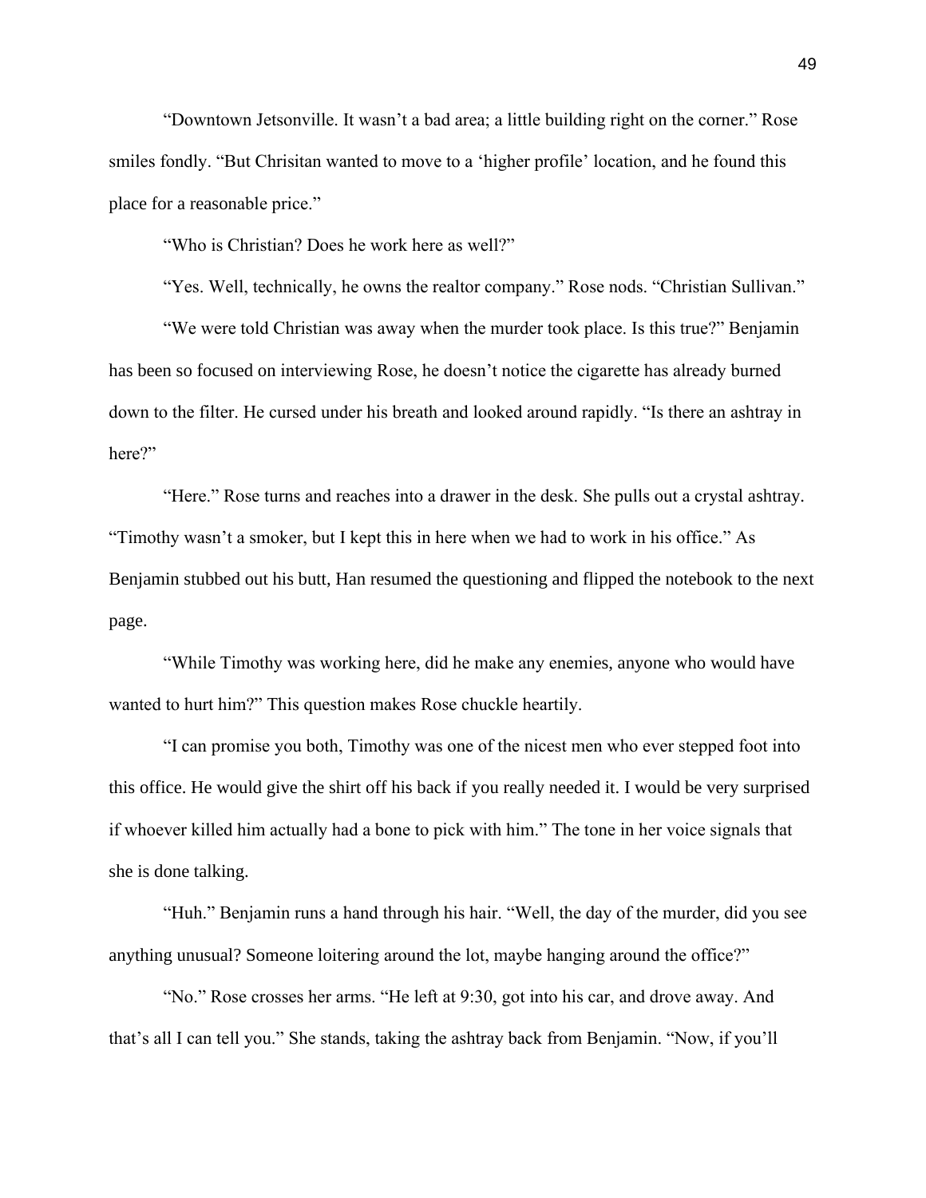"Downtown Jetsonville. It wasn't a bad area; a little building right on the corner." Rose smiles fondly. "But Chrisitan wanted to move to a 'higher profile' location, and he found this place for a reasonable price."

"Who is Christian? Does he work here as well?"

"Yes. Well, technically, he owns the realtor company." Rose nods. "Christian Sullivan."

"We were told Christian was away when the murder took place. Is this true?" Benjamin has been so focused on interviewing Rose, he doesn't notice the cigarette has already burned down to the filter. He cursed under his breath and looked around rapidly. "Is there an ashtray in here?"

"Here." Rose turns and reaches into a drawer in the desk. She pulls out a crystal ashtray. "Timothy wasn't a smoker, but I kept this in here when we had to work in his office." As Benjamin stubbed out his butt, Han resumed the questioning and flipped the notebook to the next page.

"While Timothy was working here, did he make any enemies, anyone who would have wanted to hurt him?" This question makes Rose chuckle heartily.

"I can promise you both, Timothy was one of the nicest men who ever stepped foot into this office. He would give the shirt off his back if you really needed it. I would be very surprised if whoever killed him actually had a bone to pick with him." The tone in her voice signals that she is done talking.

"Huh." Benjamin runs a hand through his hair. "Well, the day of the murder, did you see anything unusual? Someone loitering around the lot, maybe hanging around the office?"

"No." Rose crosses her arms. "He left at 9:30, got into his car, and drove away. And that's all I can tell you." She stands, taking the ashtray back from Benjamin. "Now, if you'll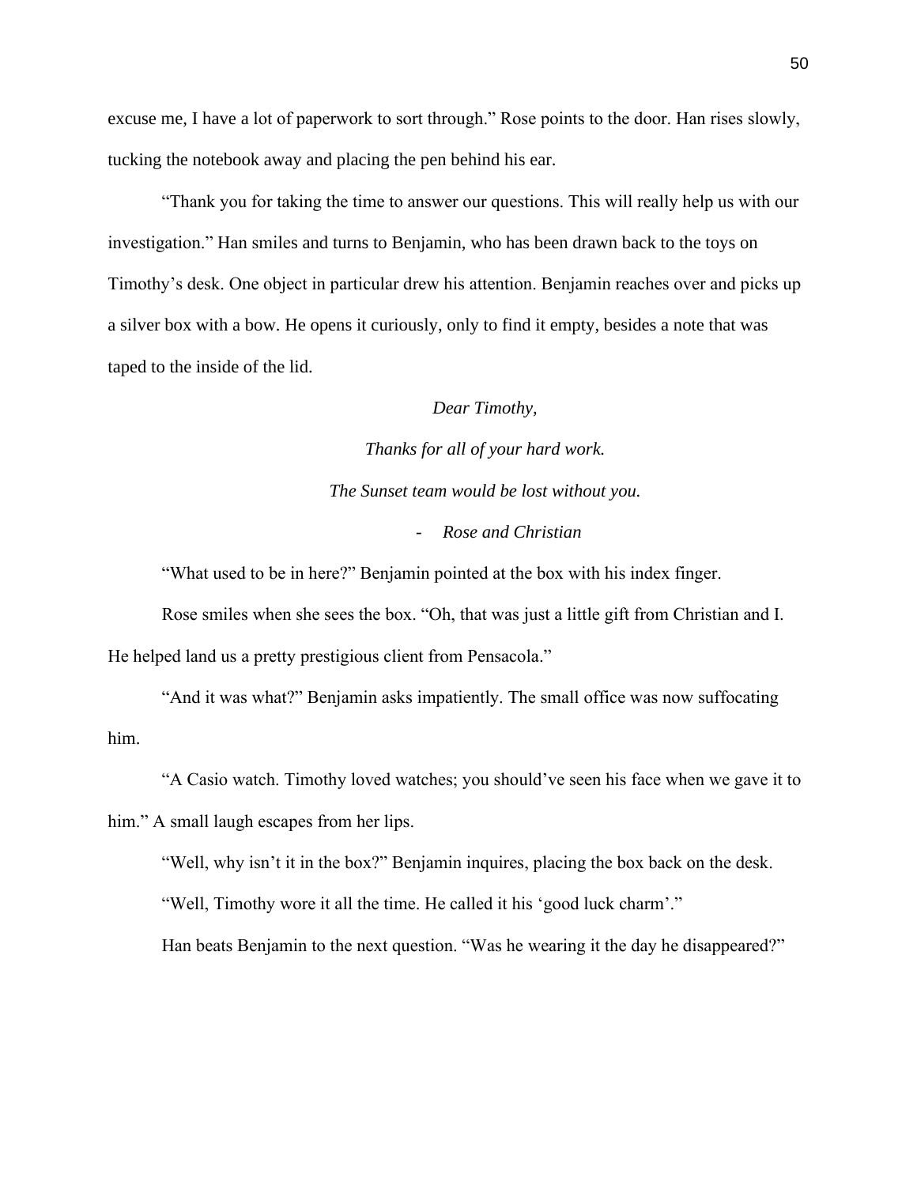excuse me, I have a lot of paperwork to sort through." Rose points to the door. Han rises slowly, tucking the notebook away and placing the pen behind his ear.

"Thank you for taking the time to answer our questions. This will really help us with our investigation." Han smiles and turns to Benjamin, who has been drawn back to the toys on Timothy's desk. One object in particular drew his attention. Benjamin reaches over and picks up a silver box with a bow. He opens it curiously, only to find it empty, besides a note that was taped to the inside of the lid.

*Dear Timothy,*

*Thanks for all of your hard work.*

*The Sunset team would be lost without you.*

- *Rose and Christian*

"What used to be in here?" Benjamin pointed at the box with his index finger.

Rose smiles when she sees the box. "Oh, that was just a little gift from Christian and I. He helped land us a pretty prestigious client from Pensacola."

"And it was what?" Benjamin asks impatiently. The small office was now suffocating him.

"A Casio watch. Timothy loved watches; you should've seen his face when we gave it to him." A small laugh escapes from her lips.

"Well, why isn't it in the box?" Benjamin inquires, placing the box back on the desk.

"Well, Timothy wore it all the time. He called it his 'good luck charm'."

Han beats Benjamin to the next question. "Was he wearing it the day he disappeared?"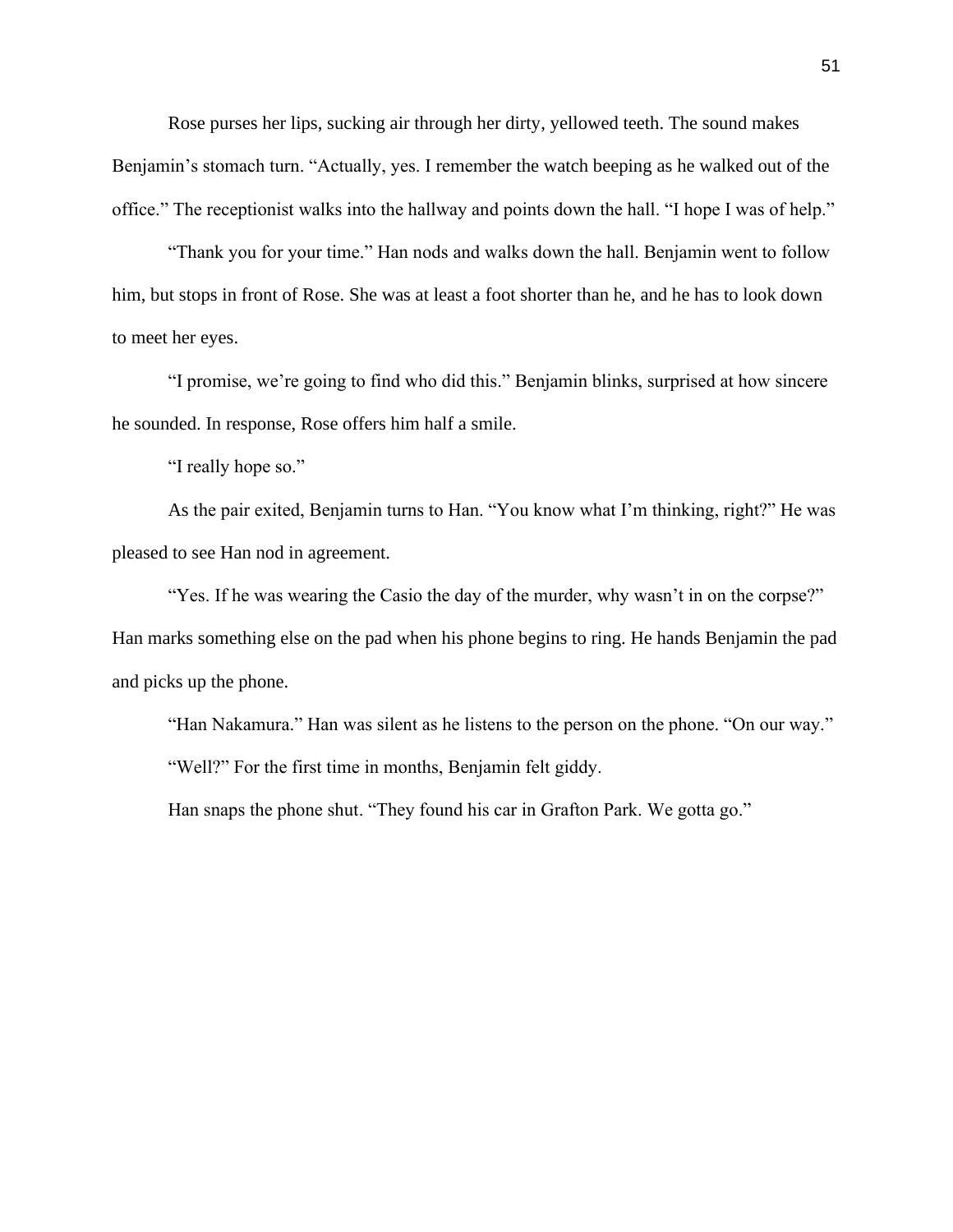Rose purses her lips, sucking air through her dirty, yellowed teeth. The sound makes Benjamin's stomach turn. "Actually, yes. I remember the watch beeping as he walked out of the office." The receptionist walks into the hallway and points down the hall. "I hope I was of help."

"Thank you for your time." Han nods and walks down the hall. Benjamin went to follow him, but stops in front of Rose. She was at least a foot shorter than he, and he has to look down to meet her eyes.

"I promise, we're going to find who did this." Benjamin blinks, surprised at how sincere he sounded. In response, Rose offers him half a smile.

"I really hope so."

As the pair exited, Benjamin turns to Han. "You know what I'm thinking, right?" He was pleased to see Han nod in agreement.

"Yes. If he was wearing the Casio the day of the murder, why wasn't in on the corpse?" Han marks something else on the pad when his phone begins to ring. He hands Benjamin the pad and picks up the phone.

"Han Nakamura." Han was silent as he listens to the person on the phone. "On our way."

"Well?" For the first time in months, Benjamin felt giddy.

Han snaps the phone shut. "They found his car in Grafton Park. We gotta go."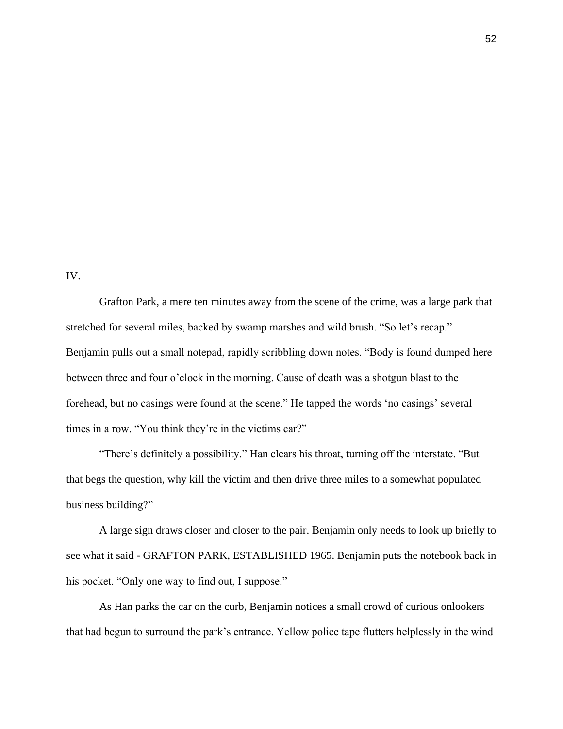IV.

Grafton Park, a mere ten minutes away from the scene of the crime, was a large park that stretched for several miles, backed by swamp marshes and wild brush. “So let’s recap.” Benjamin pulls out a small notepad, rapidly scribbling down notes. “Body is found dumped here between three and four o’clock in the morning. Cause of death was a shotgun blast to the forehead, but no casings were found at the scene.” He tapped the words ‘no casings’ several times in a row. “You think they’re in the victims car?”

“There’s definitely a possibility.” Han clears his throat, turning off the interstate. “But that begs the question, why kill the victim and then drive three miles to a somewhat populated business building?”

A large sign draws closer and closer to the pair. Benjamin only needs to look up briefly to see what it said - GRAFTON PARK, ESTABLISHED 1965. Benjamin puts the notebook back in his pocket. “Only one way to find out, I suppose.”

As Han parks the car on the curb, Benjamin notices a small crowd of curious onlookers that had begun to surround the park’s entrance. Yellow police tape flutters helplessly in the wind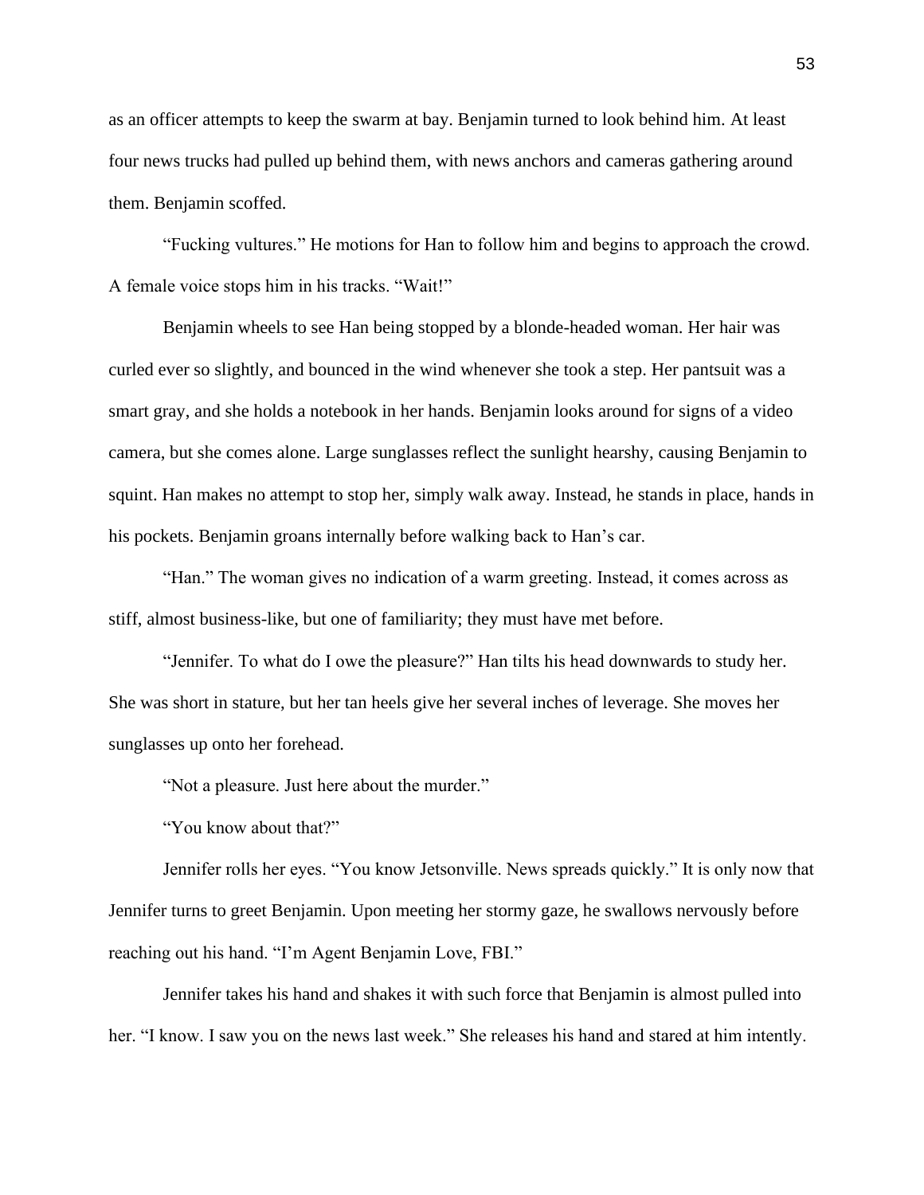as an officer attempts to keep the swarm at bay. Benjamin turned to look behind him. At least four news trucks had pulled up behind them, with news anchors and cameras gathering around them. Benjamin scoffed.

"Fucking vultures." He motions for Han to follow him and begins to approach the crowd. A female voice stops him in his tracks. "Wait!"

Benjamin wheels to see Han being stopped by a blonde-headed woman. Her hair was curled ever so slightly, and bounced in the wind whenever she took a step. Her pantsuit was a smart gray, and she holds a notebook in her hands. Benjamin looks around for signs of a video camera, but she comes alone. Large sunglasses reflect the sunlight hearshy, causing Benjamin to squint. Han makes no attempt to stop her, simply walk away. Instead, he stands in place, hands in his pockets. Benjamin groans internally before walking back to Han's car.

"Han." The woman gives no indication of a warm greeting. Instead, it comes across as stiff, almost business-like, but one of familiarity; they must have met before.

"Jennifer. To what do I owe the pleasure?" Han tilts his head downwards to study her. She was short in stature, but her tan heels give her several inches of leverage. She moves her sunglasses up onto her forehead.

"Not a pleasure. Just here about the murder."

"You know about that?"

Jennifer rolls her eyes. "You know Jetsonville. News spreads quickly." It is only now that Jennifer turns to greet Benjamin. Upon meeting her stormy gaze, he swallows nervously before reaching out his hand. "I'm Agent Benjamin Love, FBI."

Jennifer takes his hand and shakes it with such force that Benjamin is almost pulled into her. "I know. I saw you on the news last week." She releases his hand and stared at him intently.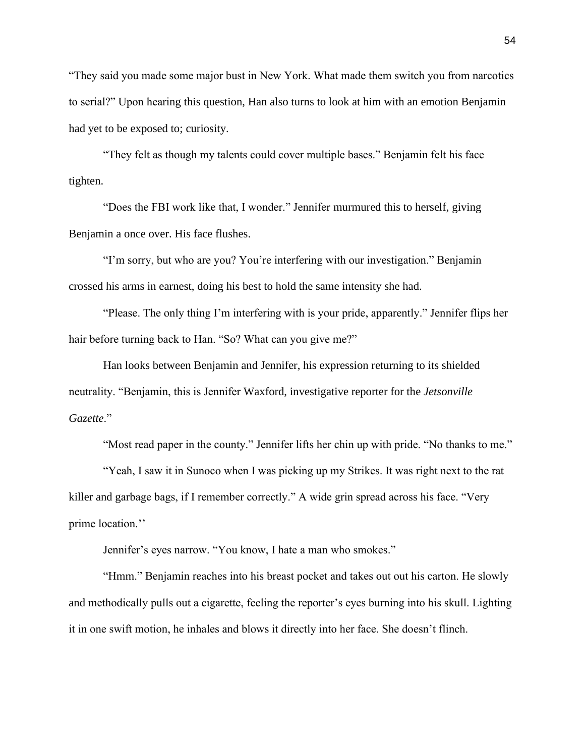"They said you made some major bust in New York. What made them switch you from narcotics to serial?" Upon hearing this question, Han also turns to look at him with an emotion Benjamin had yet to be exposed to; curiosity.

"They felt as though my talents could cover multiple bases." Benjamin felt his face tighten.

"Does the FBI work like that, I wonder." Jennifer murmured this to herself, giving Benjamin a once over. His face flushes.

"I'm sorry, but who are you? You're interfering with our investigation." Benjamin crossed his arms in earnest, doing his best to hold the same intensity she had.

"Please. The only thing I'm interfering with is your pride, apparently." Jennifer flips her hair before turning back to Han. "So? What can you give me?"

Han looks between Benjamin and Jennifer, his expression returning to its shielded neutrality. "Benjamin, this is Jennifer Waxford, investigative reporter for the *Jetsonville Gazette*."

"Most read paper in the county." Jennifer lifts her chin up with pride. "No thanks to me."

"Yeah, I saw it in Sunoco when I was picking up my Strikes. It was right next to the rat killer and garbage bags, if I remember correctly." A wide grin spread across his face. "Very prime location.''

Jennifer's eyes narrow. "You know, I hate a man who smokes."

"Hmm." Benjamin reaches into his breast pocket and takes out out his carton. He slowly and methodically pulls out a cigarette, feeling the reporter's eyes burning into his skull. Lighting it in one swift motion, he inhales and blows it directly into her face. She doesn't flinch.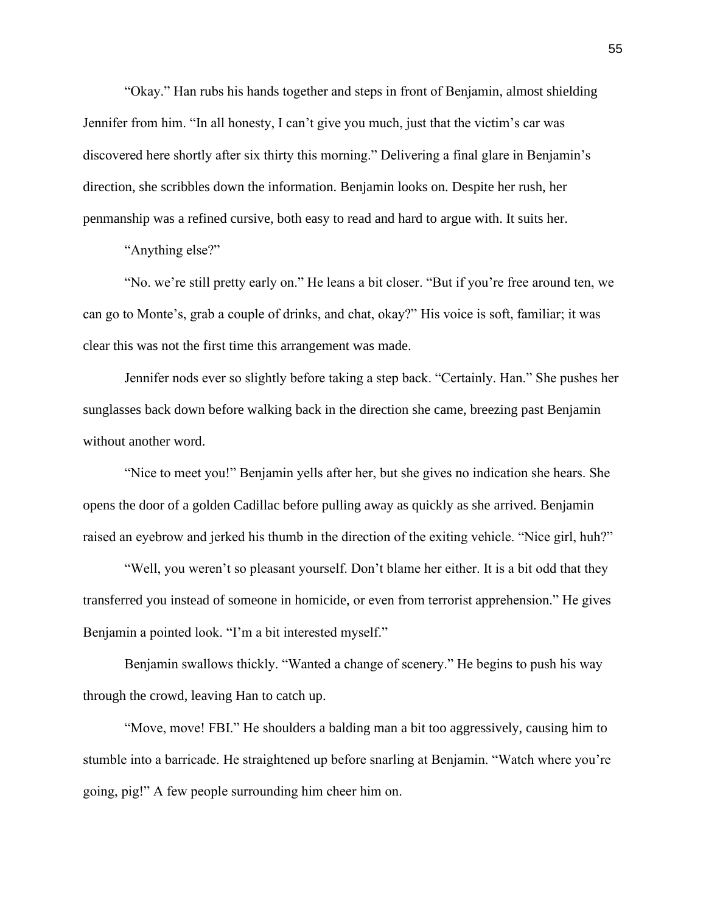"Okay." Han rubs his hands together and steps in front of Benjamin, almost shielding Jennifer from him. "In all honesty, I can't give you much, just that the victim's car was discovered here shortly after six thirty this morning." Delivering a final glare in Benjamin's direction, she scribbles down the information. Benjamin looks on. Despite her rush, her penmanship was a refined cursive, both easy to read and hard to argue with. It suits her.

"Anything else?"

"No. we're still pretty early on." He leans a bit closer. "But if you're free around ten, we can go to Monte's, grab a couple of drinks, and chat, okay?" His voice is soft, familiar; it was clear this was not the first time this arrangement was made.

Jennifer nods ever so slightly before taking a step back. "Certainly. Han." She pushes her sunglasses back down before walking back in the direction she came, breezing past Benjamin without another word.

"Nice to meet you!" Benjamin yells after her, but she gives no indication she hears. She opens the door of a golden Cadillac before pulling away as quickly as she arrived. Benjamin raised an eyebrow and jerked his thumb in the direction of the exiting vehicle. "Nice girl, huh?"

"Well, you weren't so pleasant yourself. Don't blame her either. It is a bit odd that they transferred you instead of someone in homicide, or even from terrorist apprehension." He gives Benjamin a pointed look. "I'm a bit interested myself."

Benjamin swallows thickly. "Wanted a change of scenery." He begins to push his way through the crowd, leaving Han to catch up.

"Move, move! FBI." He shoulders a balding man a bit too aggressively, causing him to stumble into a barricade. He straightened up before snarling at Benjamin. "Watch where you're going, pig!" A few people surrounding him cheer him on.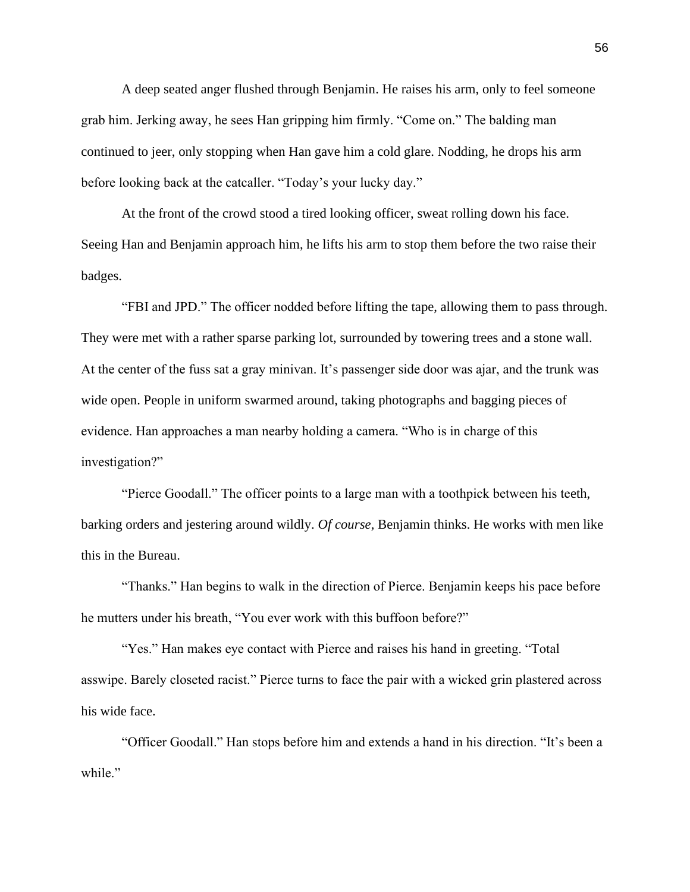A deep seated anger flushed through Benjamin. He raises his arm, only to feel someone grab him. Jerking away, he sees Han gripping him firmly. "Come on." The balding man continued to jeer, only stopping when Han gave him a cold glare. Nodding, he drops his arm before looking back at the catcaller. "Today's your lucky day."

At the front of the crowd stood a tired looking officer, sweat rolling down his face. Seeing Han and Benjamin approach him, he lifts his arm to stop them before the two raise their badges.

"FBI and JPD." The officer nodded before lifting the tape, allowing them to pass through. They were met with a rather sparse parking lot, surrounded by towering trees and a stone wall. At the center of the fuss sat a gray minivan. It's passenger side door was ajar, and the trunk was wide open. People in uniform swarmed around, taking photographs and bagging pieces of evidence. Han approaches a man nearby holding a camera. "Who is in charge of this investigation?"

"Pierce Goodall." The officer points to a large man with a toothpick between his teeth, barking orders and jestering around wildly. *Of course*, Benjamin thinks. He works with men like this in the Bureau.

"Thanks." Han begins to walk in the direction of Pierce. Benjamin keeps his pace before he mutters under his breath, "You ever work with this buffoon before?"

"Yes." Han makes eye contact with Pierce and raises his hand in greeting. "Total asswipe. Barely closeted racist." Pierce turns to face the pair with a wicked grin plastered across his wide face.

"Officer Goodall." Han stops before him and extends a hand in his direction. "It's been a while."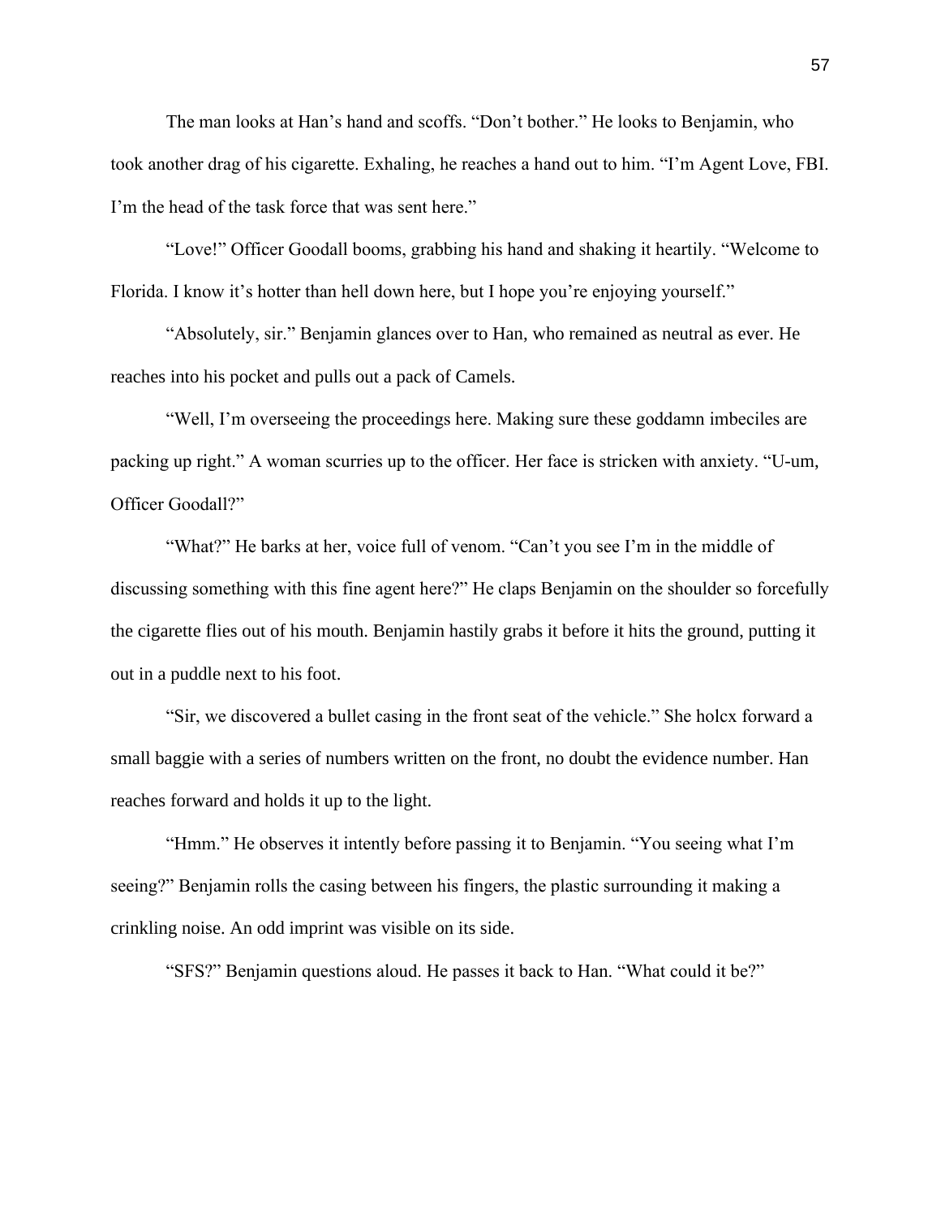The man looks at Han's hand and scoffs. "Don't bother." He looks to Benjamin, who took another drag of his cigarette. Exhaling, he reaches a hand out to him. "I'm Agent Love, FBI. I'm the head of the task force that was sent here."

"Love!" Officer Goodall booms, grabbing his hand and shaking it heartily. "Welcome to Florida. I know it's hotter than hell down here, but I hope you're enjoying yourself."

"Absolutely, sir." Benjamin glances over to Han, who remained as neutral as ever. He reaches into his pocket and pulls out a pack of Camels.

"Well, I'm overseeing the proceedings here. Making sure these goddamn imbeciles are packing up right." A woman scurries up to the officer. Her face is stricken with anxiety. "U-um, Officer Goodall?"

"What?" He barks at her, voice full of venom. "Can't you see I'm in the middle of discussing something with this fine agent here?" He claps Benjamin on the shoulder so forcefully the cigarette flies out of his mouth. Benjamin hastily grabs it before it hits the ground, putting it out in a puddle next to his foot.

"Sir, we discovered a bullet casing in the front seat of the vehicle." She holcx forward a small baggie with a series of numbers written on the front, no doubt the evidence number. Han reaches forward and holds it up to the light.

"Hmm." He observes it intently before passing it to Benjamin. "You seeing what I'm seeing?" Benjamin rolls the casing between his fingers, the plastic surrounding it making a crinkling noise. An odd imprint was visible on its side.

"SFS?" Benjamin questions aloud. He passes it back to Han. "What could it be?"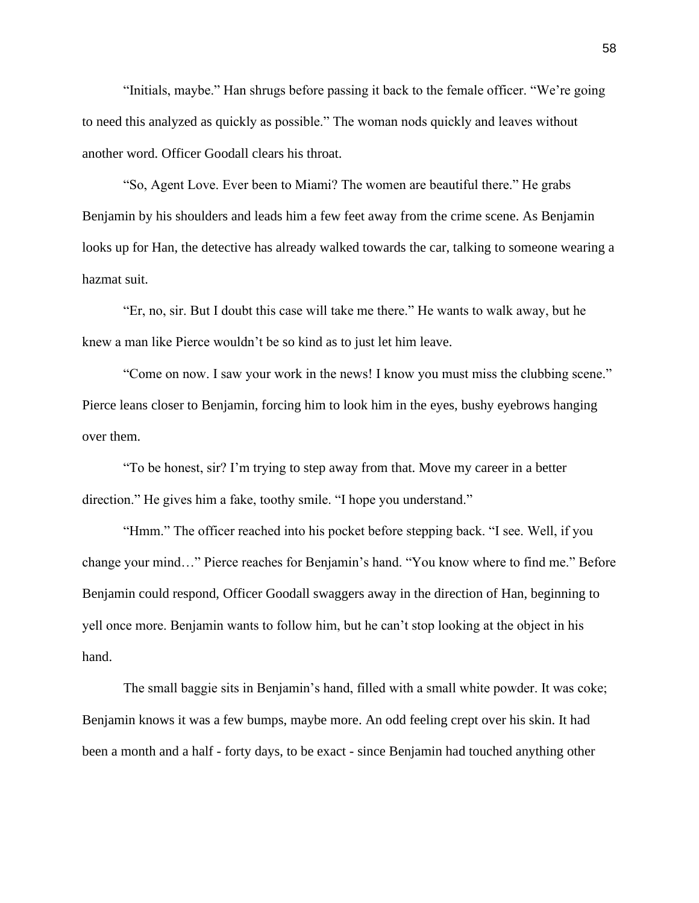"Initials, maybe." Han shrugs before passing it back to the female officer. "We're going to need this analyzed as quickly as possible." The woman nods quickly and leaves without another word. Officer Goodall clears his throat.

"So, Agent Love. Ever been to Miami? The women are beautiful there." He grabs Benjamin by his shoulders and leads him a few feet away from the crime scene. As Benjamin looks up for Han, the detective has already walked towards the car, talking to someone wearing a hazmat suit.

"Er, no, sir. But I doubt this case will take me there." He wants to walk away, but he knew a man like Pierce wouldn't be so kind as to just let him leave.

"Come on now. I saw your work in the news! I know you must miss the clubbing scene." Pierce leans closer to Benjamin, forcing him to look him in the eyes, bushy eyebrows hanging over them.

"To be honest, sir? I'm trying to step away from that. Move my career in a better direction." He gives him a fake, toothy smile. "I hope you understand."

"Hmm." The officer reached into his pocket before stepping back. "I see. Well, if you change your mind…" Pierce reaches for Benjamin's hand. "You know where to find me." Before Benjamin could respond, Officer Goodall swaggers away in the direction of Han, beginning to yell once more. Benjamin wants to follow him, but he can't stop looking at the object in his hand.

The small baggie sits in Benjamin's hand, filled with a small white powder. It was coke; Benjamin knows it was a few bumps, maybe more. An odd feeling crept over his skin. It had been a month and a half - forty days, to be exact - since Benjamin had touched anything other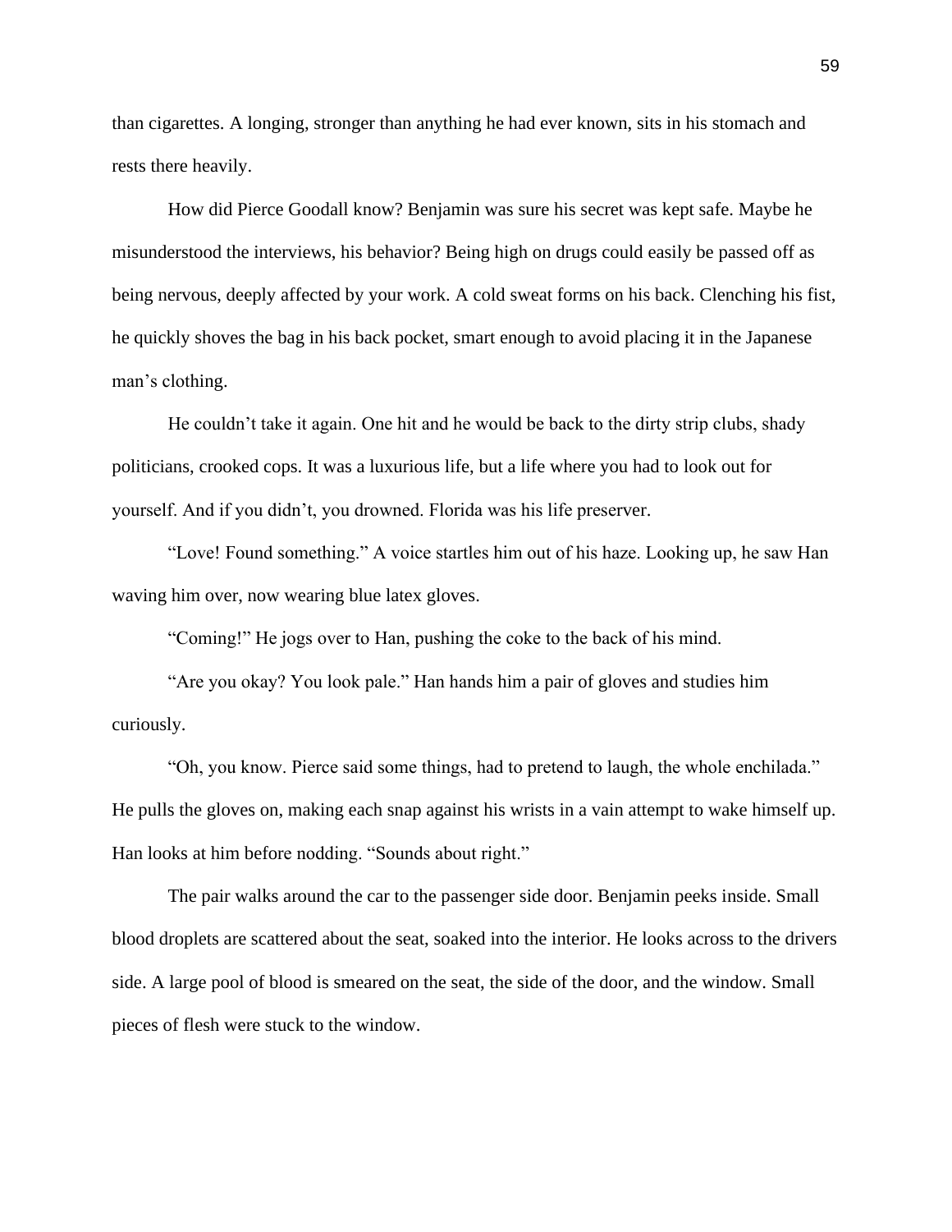than cigarettes. A longing, stronger than anything he had ever known, sits in his stomach and rests there heavily.

How did Pierce Goodall know? Benjamin was sure his secret was kept safe. Maybe he misunderstood the interviews, his behavior? Being high on drugs could easily be passed off as being nervous, deeply affected by your work. A cold sweat forms on his back. Clenching his fist, he quickly shoves the bag in his back pocket, smart enough to avoid placing it in the Japanese man's clothing.

He couldn't take it again. One hit and he would be back to the dirty strip clubs, shady politicians, crooked cops. It was a luxurious life, but a life where you had to look out for yourself. And if you didn't, you drowned. Florida was his life preserver.

"Love! Found something." A voice startles him out of his haze. Looking up, he saw Han waving him over, now wearing blue latex gloves.

"Coming!" He jogs over to Han, pushing the coke to the back of his mind.

"Are you okay? You look pale." Han hands him a pair of gloves and studies him curiously.

"Oh, you know. Pierce said some things, had to pretend to laugh, the whole enchilada." He pulls the gloves on, making each snap against his wrists in a vain attempt to wake himself up. Han looks at him before nodding. "Sounds about right."

The pair walks around the car to the passenger side door. Benjamin peeks inside. Small blood droplets are scattered about the seat, soaked into the interior. He looks across to the drivers side. A large pool of blood is smeared on the seat, the side of the door, and the window. Small pieces of flesh were stuck to the window.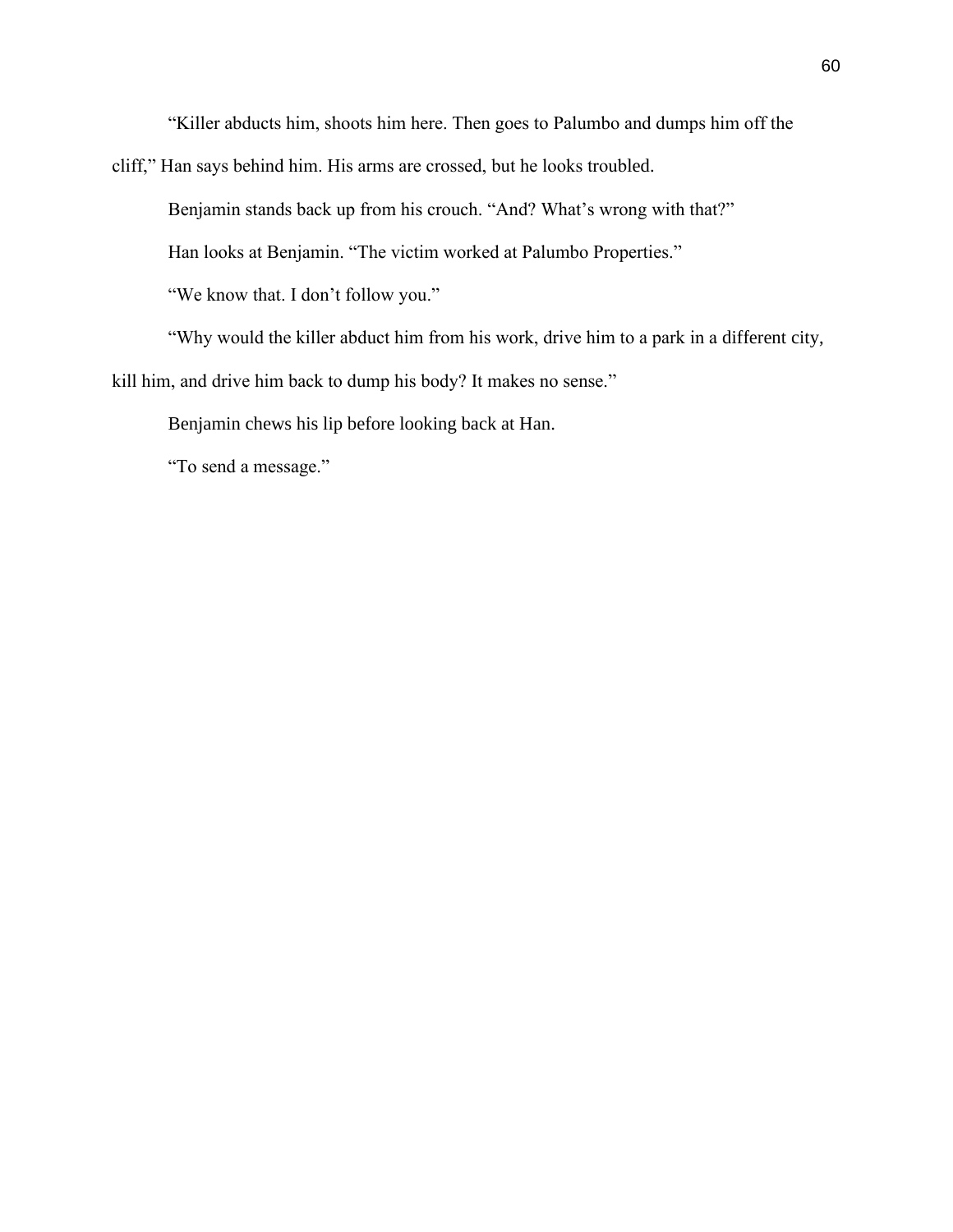"Killer abducts him, shoots him here. Then goes to Palumbo and dumps him off the cliff," Han says behind him. His arms are crossed, but he looks troubled.

Benjamin stands back up from his crouch. "And? What's wrong with that?"

Han looks at Benjamin. "The victim worked at Palumbo Properties."

"We know that. I don't follow you."

"Why would the killer abduct him from his work, drive him to a park in a different city, kill him, and drive him back to dump his body? It makes no sense."

Benjamin chews his lip before looking back at Han.

"To send a message."